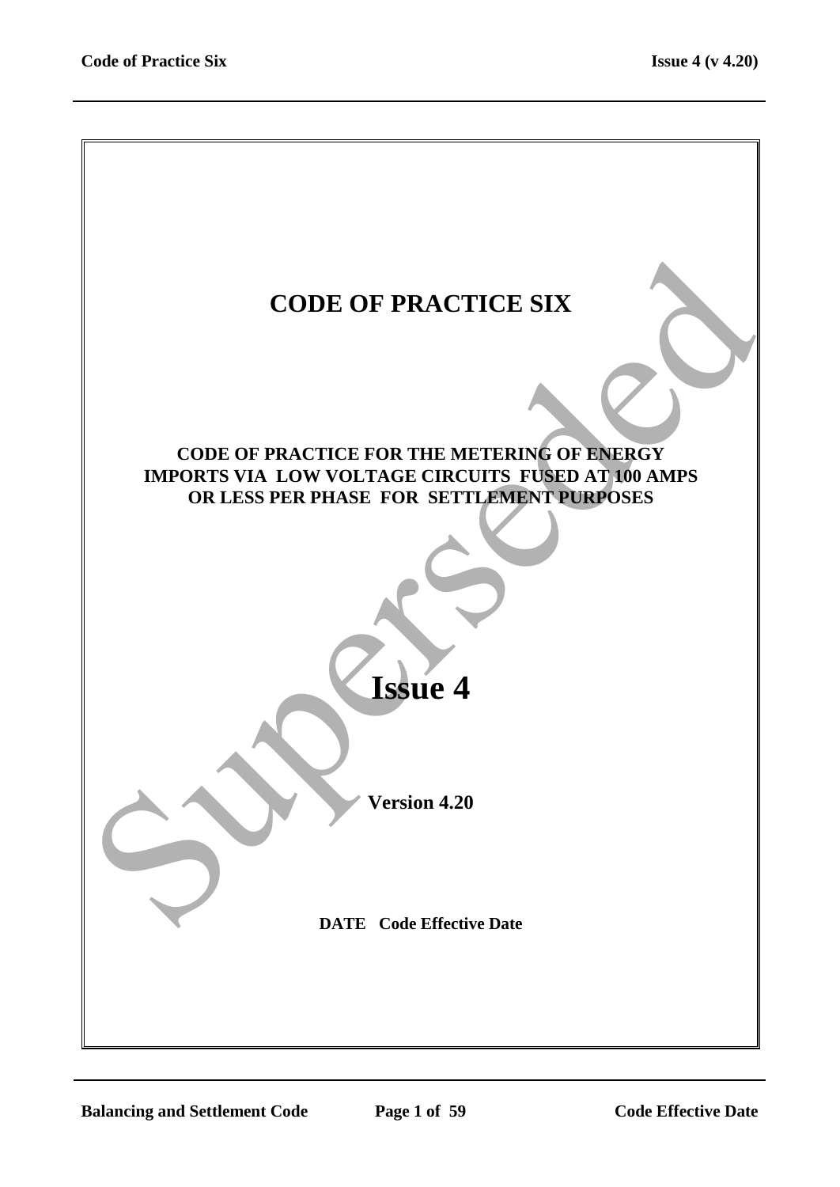# CODE OF PRACTICE SIX

## CODE OF PRACTICE FOR THE METERING OF ENERGY IMPORTS VIA LOW VOLTAGE CIRCUITS FUSED AT 100 AMPS OR LESS PER PHASE FOR SETTLEMENT PURPOSES

# Issue 4

**Version 4.20**

**DATE Code Effective Date**

Superseded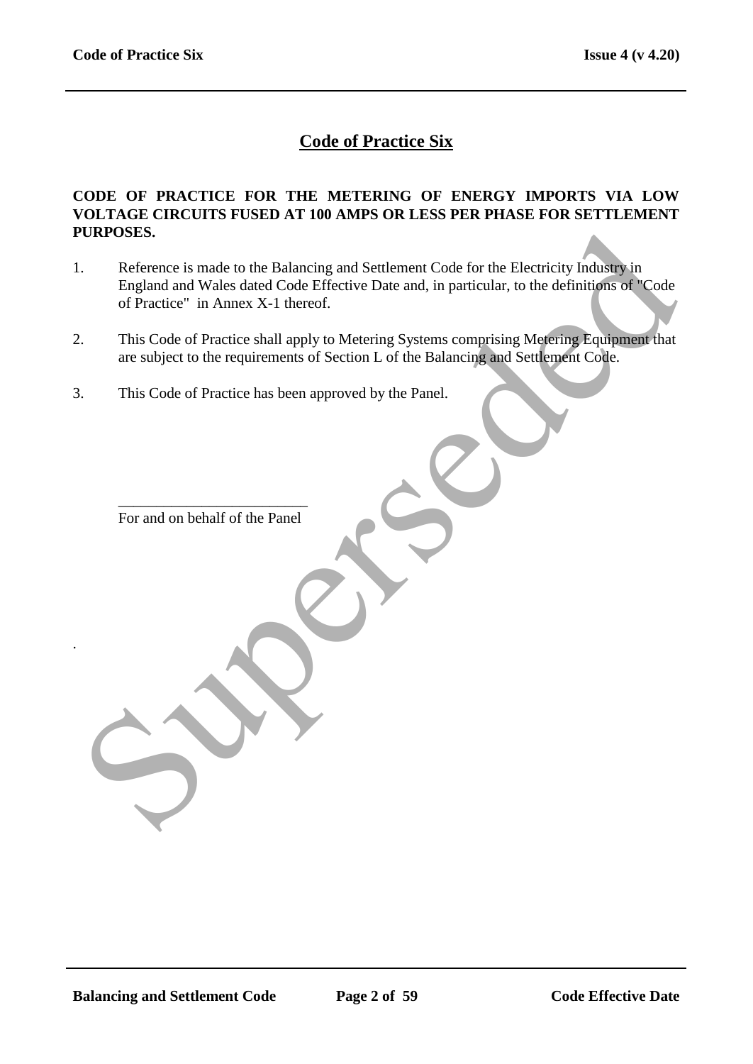# Code of Practice Six

**CODE OF PRACTICE FOR THE METERING OF ENERGY IMPORTS VIA LOW VOLTAGE CIRCUITS FUSED AT 100 AMPS OR LESS PER PHASE FOR SETTLEMENT PURPOSES.**

1. Reference is made to the Balancing and Settlement Code for the Electricity Industry in England and Wales dated Code Effective Date and, in particular, to the definitions of "Code of Practice" in Annex X-1 thereof.

2. This Code of Practice shall apply to Metering Systems comprising Metering Equipment that are subject to the requirements of Section L of the Balancing and Settlement Code.

3. This Code of Practice has been approved by the Panel.

_________________________

For and on behalf of the Panel

.

Superseded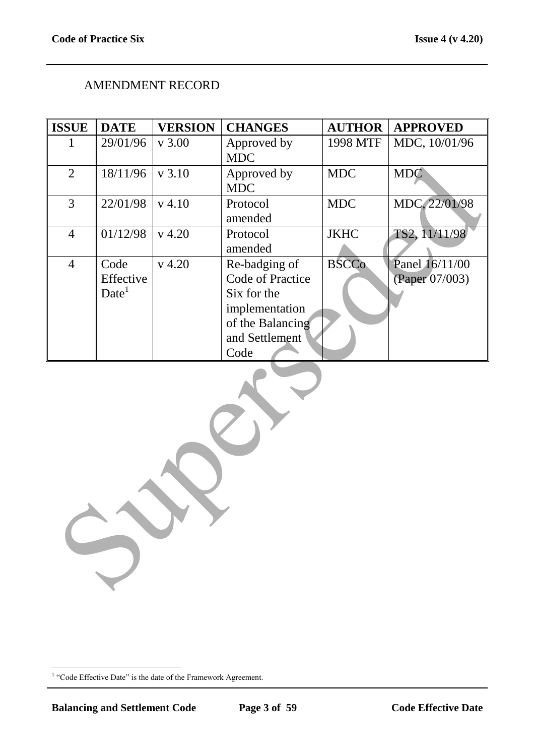AMENDMENT RECORD

| ISSUE | DATE | VERSION | CHANGES | AUTHOR | APPROVED |
|---|---|---|---|---|---|
| 1 | 29/01/96 | v 3.00 | Approved by MDC | 1998 MTF | MDC, 10/01/96 |
| 2 | 18/11/96 | v 3.10 | Approved by MDC | MDC | MDC |
| 3 | 22/01/98 | v 4.10 | Protocol amended | MDC | MDC, 22/01/98 |
| 4 | 01/12/98 | v 4.20 | Protocol amended | JKHC | TS2, 11/11/98 |
| 4 | Code Effective Date[1] | v 4.20 | Re-badging of Code of Practice Six for the implementation of the Balancing and Settlement Code | BSCCo | Panel 16/11/00 (Paper 07/003) |

[1] "Code Effective Date" is the date of the Framework Agreement.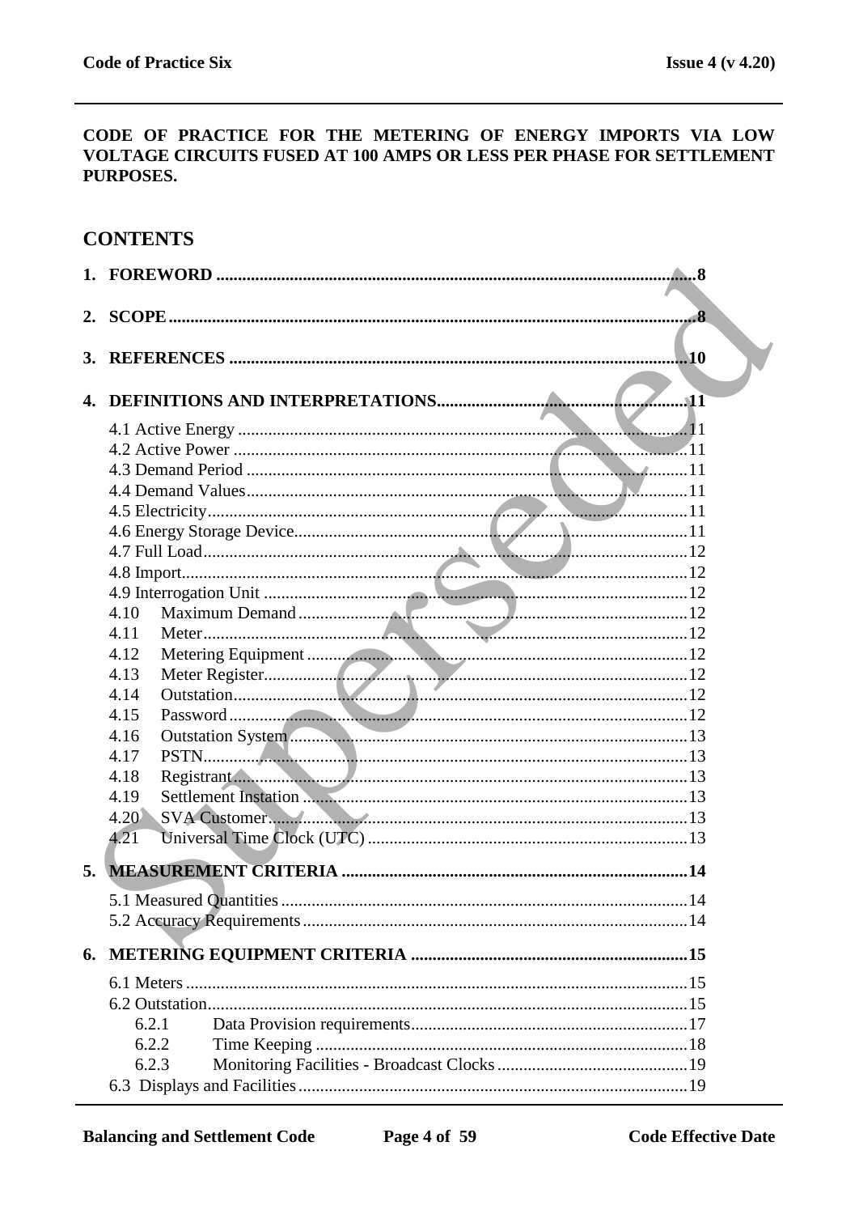**CODE OF PRACTICE FOR THE METERING OF ENERGY IMPORTS VIA LOW VOLTAGE CIRCUITS FUSED AT 100 AMPS OR LESS PER PHASE FOR SETTLEMENT PURPOSES.**

## CONTENTS

**1. FOREWORD .......... 8**

**2. SCOPE .......... 8**

**3. REFERENCES .......... 10**

**4. DEFINITIONS AND INTERPRETATIONS .......... 11**

- 4.1 Active Energy .......... 11
- 4.2 Active Power .......... 11
- 4.3 Demand Period .......... 11
- 4.4 Demand Values .......... 11
- 4.5 Electricity .......... 11
- 4.6 Energy Storage Device .......... 11
- 4.7 Full Load .......... 12
- 4.8 Import .......... 12
- 4.9 Interrogation Unit .......... 12
- 4.10 Maximum Demand .......... 12
- 4.11 Meter .......... 12
- 4.12 Metering Equipment .......... 12
- 4.13 Meter Register .......... 12
- 4.14 Outstation .......... 12
- 4.15 Password .......... 12
- 4.16 Outstation System .......... 13
- 4.17 PSTN .......... 13
- 4.18 Registrant .......... 13
- 4.19 Settlement Instation .......... 13
- 4.20 SVA Customer .......... 13
- 4.21 Universal Time Clock (UTC) .......... 13

**5. MEASUREMENT CRITERIA .......... 14**

- 5.1 Measured Quantities .......... 14
- 5.2 Accuracy Requirements .......... 14

**6. METERING EQUIPMENT CRITERIA .......... 15**

- 6.1 Meters .......... 15
- 6.2 Outstation .......... 15
  - 6.2.1 Data Provision requirements .......... 17
  - 6.2.2 Time Keeping .......... 18
  - 6.2.3 Monitoring Facilities - Broadcast Clocks .......... 19
- 6.3 Displays and Facilities .......... 19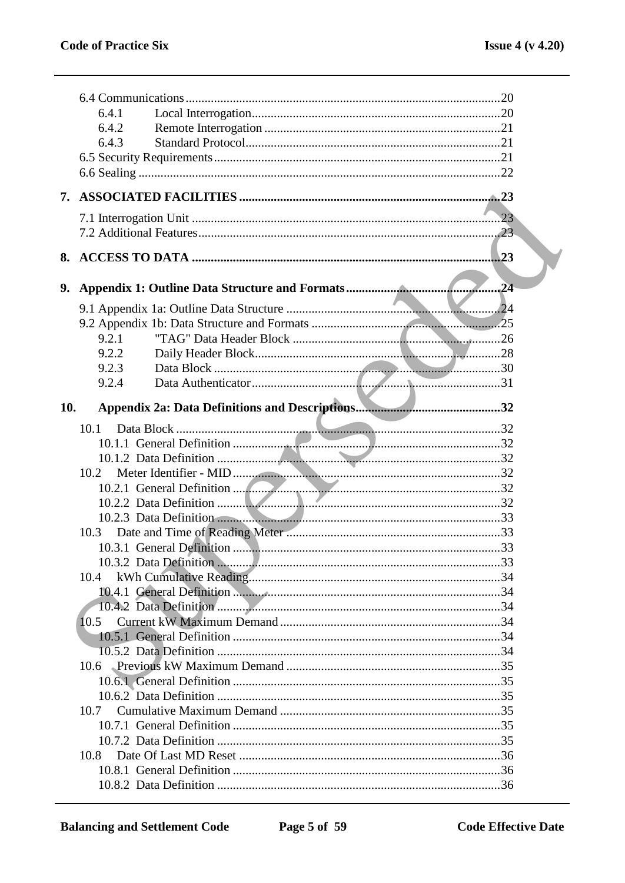6.4 Communications ........ 20
- 6.4.1 Local Interrogation ........ 20
- 6.4.2 Remote Interrogation ........ 21
- 6.4.3 Standard Protocol ........ 21

6.5 Security Requirements ........ 21
6.6 Sealing ........ 22

**7. ASSOCIATED FACILITIES ........ 23**

7.1 Interrogation Unit ........ 23
7.2 Additional Features ........ 23

**8. ACCESS TO DATA ........ 23**

**9. Appendix 1: Outline Data Structure and Formats ........ 24**

9.1 Appendix 1a: Outline Data Structure ........ 24
9.2 Appendix 1b: Data Structure and Formats ........ 25
- 9.2.1 "TAG" Data Header Block ........ 26
- 9.2.2 Daily Header Block ........ 28
- 9.2.3 Data Block ........ 30
- 9.2.4 Data Authenticator ........ 31

**10. Appendix 2a: Data Definitions and Descriptions ........ 32**

10.1 Data Block ........ 32
- 10.1.1 General Definition ........ 32
- 10.1.2 Data Definition ........ 32

10.2 Meter Identifier - MID ........ 32
- 10.2.1 General Definition ........ 32
- 10.2.2 Data Definition ........ 32
- 10.2.3 Data Definition ........ 33

10.3 Date and Time of Reading Meter ........ 33
- 10.3.1 General Definition ........ 33
- 10.3.2 Data Definition ........ 33

10.4 kWh Cumulative Reading ........ 34
- 10.4.1 General Definition ........ 34
- 10.4.2 Data Definition ........ 34

10.5 Current kW Maximum Demand ........ 34
- 10.5.1 General Definition ........ 34
- 10.5.2 Data Definition ........ 34

10.6 Previous kW Maximum Demand ........ 35
- 10.6.1 General Definition ........ 35
- 10.6.2 Data Definition ........ 35

10.7 Cumulative Maximum Demand ........ 35
- 10.7.1 General Definition ........ 35
- 10.7.2 Data Definition ........ 35

10.8 Date Of Last MD Reset ........ 36
- 10.8.1 General Definition ........ 36
- 10.8.2 Data Definition ........ 36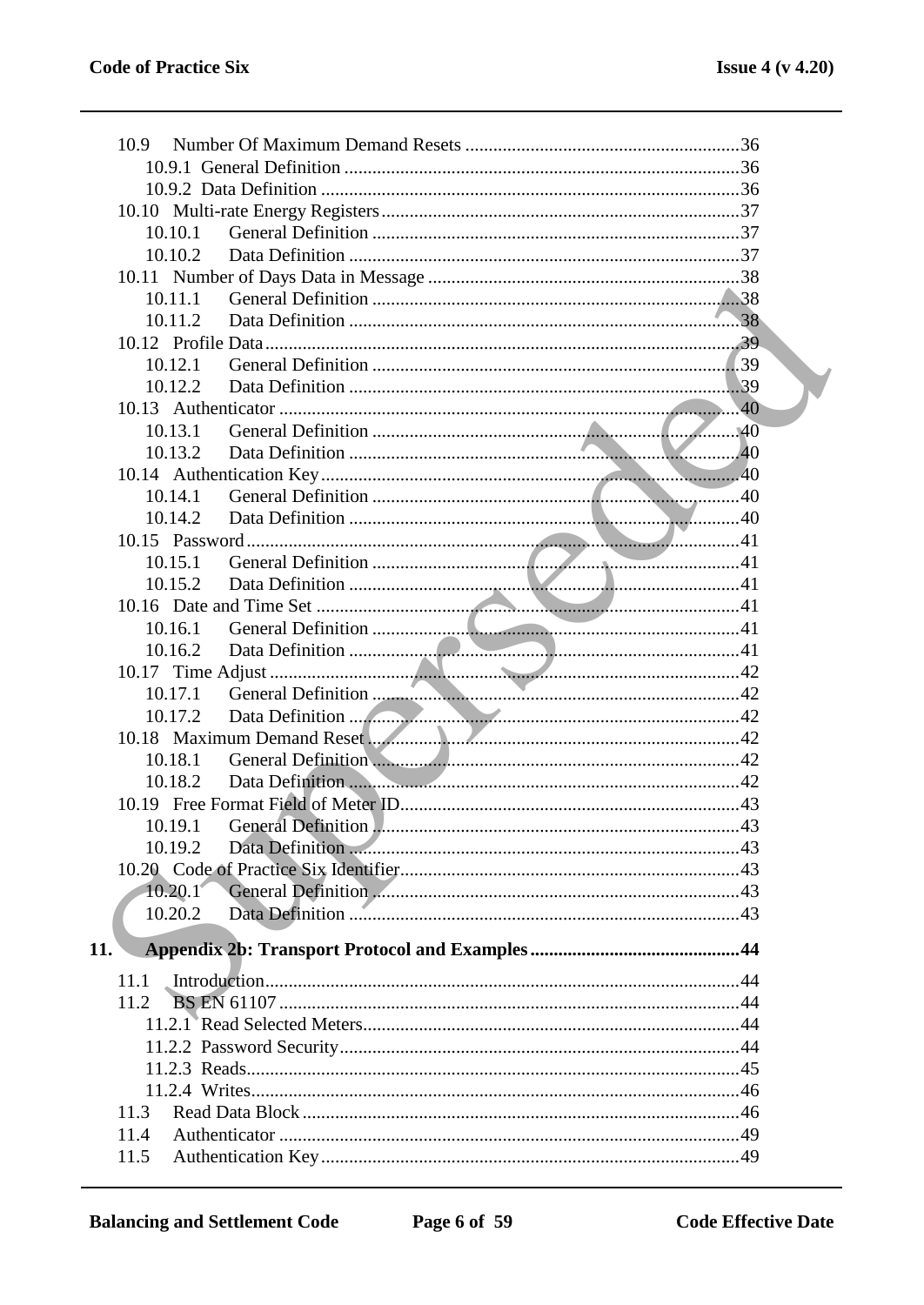10.9 Number Of Maximum Demand Resets ..........36
- 10.9.1 General Definition ..........36
- 10.9.2 Data Definition ..........36

10.10 Multi-rate Energy Registers ..........37
- 10.10.1 General Definition ..........37
- 10.10.2 Data Definition ..........37

10.11 Number of Days Data in Message ..........38
- 10.11.1 General Definition ..........38
- 10.11.2 Data Definition ..........38

10.12 Profile Data ..........39
- 10.12.1 General Definition ..........39
- 10.12.2 Data Definition ..........39

10.13 Authenticator ..........40
- 10.13.1 General Definition ..........40
- 10.13.2 Data Definition ..........40

10.14 Authentication Key ..........40
- 10.14.1 General Definition ..........40
- 10.14.2 Data Definition ..........40

10.15 Password ..........41
- 10.15.1 General Definition ..........41
- 10.15.2 Data Definition ..........41

10.16 Date and Time Set ..........41
- 10.16.1 General Definition ..........41
- 10.16.2 Data Definition ..........41

10.17 Time Adjust ..........42
- 10.17.1 General Definition ..........42
- 10.17.2 Data Definition ..........42

10.18 Maximum Demand Reset ..........42
- 10.18.1 General Definition ..........42
- 10.18.2 Data Definition ..........42

10.19 Free Format Field of Meter ID ..........43
- 10.19.1 General Definition ..........43
- 10.19.2 Data Definition ..........43

10.20 Code of Practice Six Identifier ..........43
- 10.20.1 General Definition ..........43
- 10.20.2 Data Definition ..........43

**11. Appendix 2b: Transport Protocol and Examples ..........44**

11.1 Introduction ..........44

11.2 BS EN 61107 ..........44
- 11.2.1 Read Selected Meters ..........44
- 11.2.2 Password Security ..........44
- 11.2.3 Reads ..........45
- 11.2.4 Writes ..........46

11.3 Read Data Block ..........46

11.4 Authenticator ..........49

11.5 Authentication Key ..........49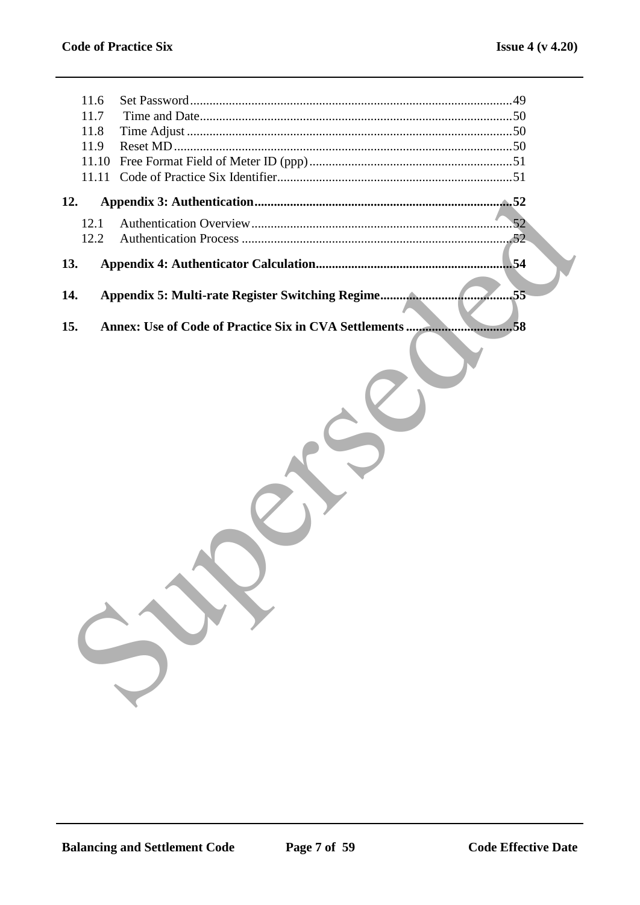11.6 Set Password ....................................................................................................49
11.7 Time and Date.................................................................................................50
11.8 Time Adjust .....................................................................................................50
11.9 Reset MD..........................................................................................................50
11.10 Free Format Field of Meter ID (ppp)...............................................................51
11.11 Code of Practice Six Identifier.........................................................................51

**12. Appendix 3: Authentication.............................................................................52**

12.1 Authentication Overview.................................................................................52
12.2 Authentication Process ...................................................................................52

**13. Appendix 4: Authenticator Calculation............................................................54**

**14. Appendix 5: Multi-rate Register Switching Regime.........................................55**

**15. Annex: Use of Code of Practice Six in CVA Settlements ................................58**

Superseded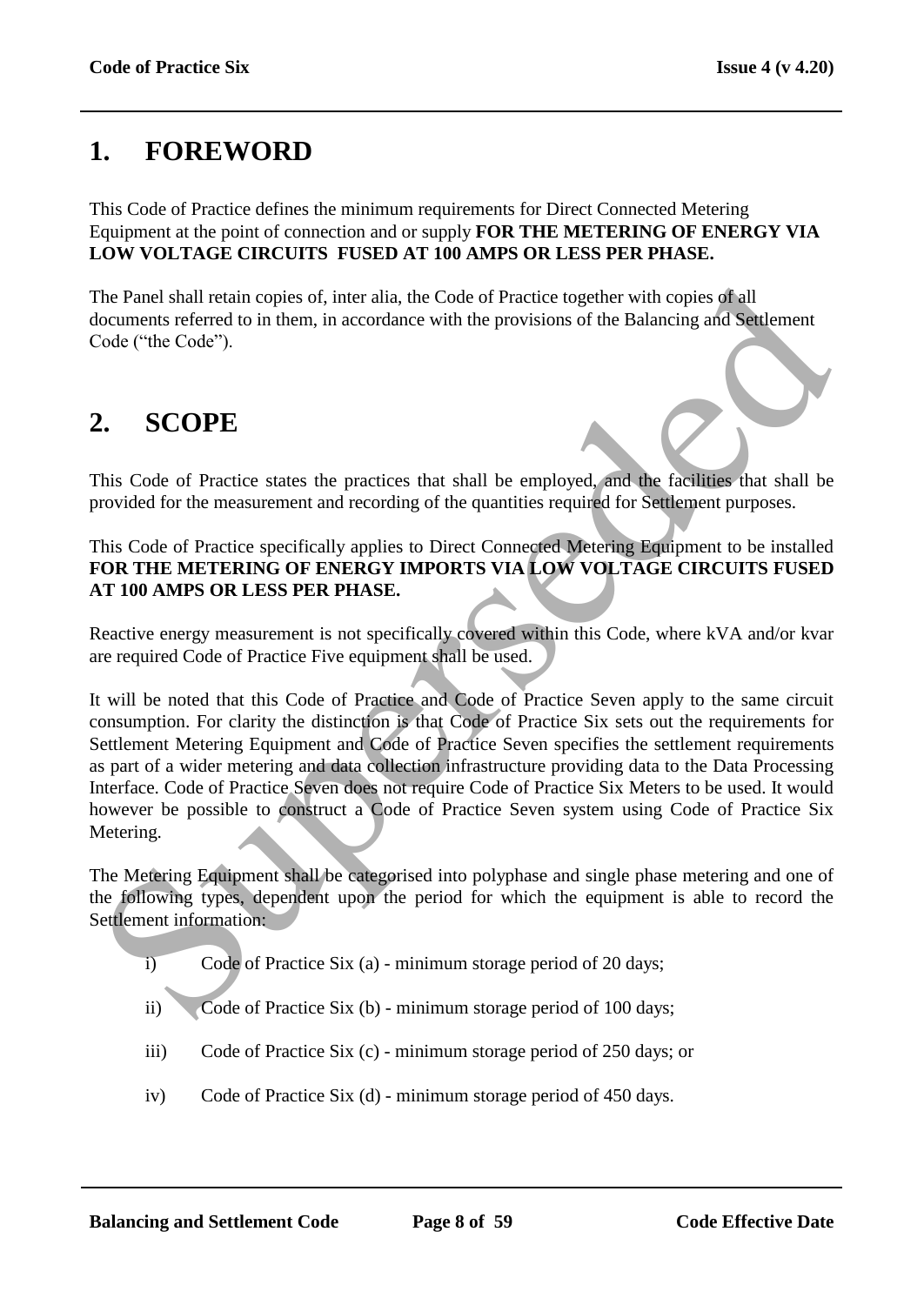# 1. FOREWORD

This Code of Practice defines the minimum requirements for Direct Connected Metering Equipment at the point of connection and or supply **FOR THE METERING OF ENERGY VIA LOW VOLTAGE CIRCUITS FUSED AT 100 AMPS OR LESS PER PHASE.**

The Panel shall retain copies of, inter alia, the Code of Practice together with copies of all documents referred to in them, in accordance with the provisions of the Balancing and Settlement Code ("the Code").

# 2. SCOPE

This Code of Practice states the practices that shall be employed, and the facilities that shall be provided for the measurement and recording of the quantities required for Settlement purposes.

This Code of Practice specifically applies to Direct Connected Metering Equipment to be installed **FOR THE METERING OF ENERGY IMPORTS VIA LOW VOLTAGE CIRCUITS FUSED AT 100 AMPS OR LESS PER PHASE.**

Reactive energy measurement is not specifically covered within this Code, where kVA and/or kvar are required Code of Practice Five equipment shall be used.

It will be noted that this Code of Practice and Code of Practice Seven apply to the same circuit consumption. For clarity the distinction is that Code of Practice Six sets out the requirements for Settlement Metering Equipment and Code of Practice Seven specifies the settlement requirements as part of a wider metering and data collection infrastructure providing data to the Data Processing Interface. Code of Practice Seven does not require Code of Practice Six Meters to be used. It would however be possible to construct a Code of Practice Seven system using Code of Practice Six Metering.

The Metering Equipment shall be categorised into polyphase and single phase metering and one of the following types, dependent upon the period for which the equipment is able to record the Settlement information:

i) Code of Practice Six (a) - minimum storage period of 20 days;

ii) Code of Practice Six (b) - minimum storage period of 100 days;

iii) Code of Practice Six (c) - minimum storage period of 250 days; or

iv) Code of Practice Six (d) - minimum storage period of 450 days.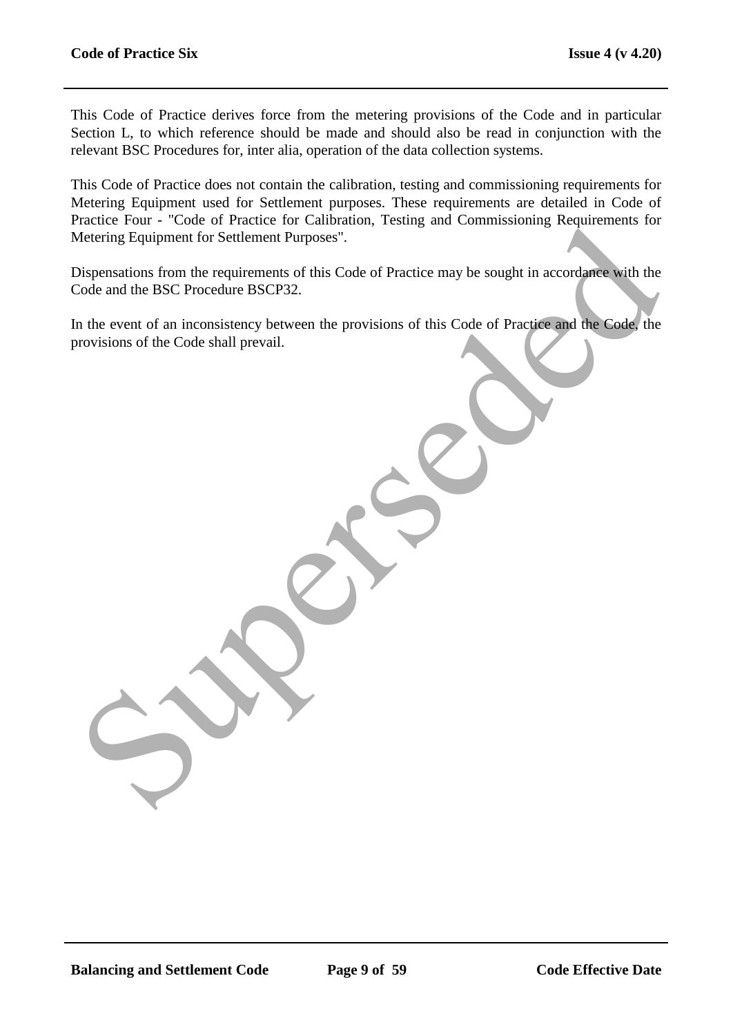This Code of Practice derives force from the metering provisions of the Code and in particular Section L, to which reference should be made and should also be read in conjunction with the relevant BSC Procedures for, inter alia, operation of the data collection systems.

This Code of Practice does not contain the calibration, testing and commissioning requirements for Metering Equipment used for Settlement purposes. These requirements are detailed in Code of Practice Four - "Code of Practice for Calibration, Testing and Commissioning Requirements for Metering Equipment for Settlement Purposes".

Dispensations from the requirements of this Code of Practice may be sought in accordance with the Code and the BSC Procedure BSCP32.

In the event of an inconsistency between the provisions of this Code of Practice and the Code, the provisions of the Code shall prevail.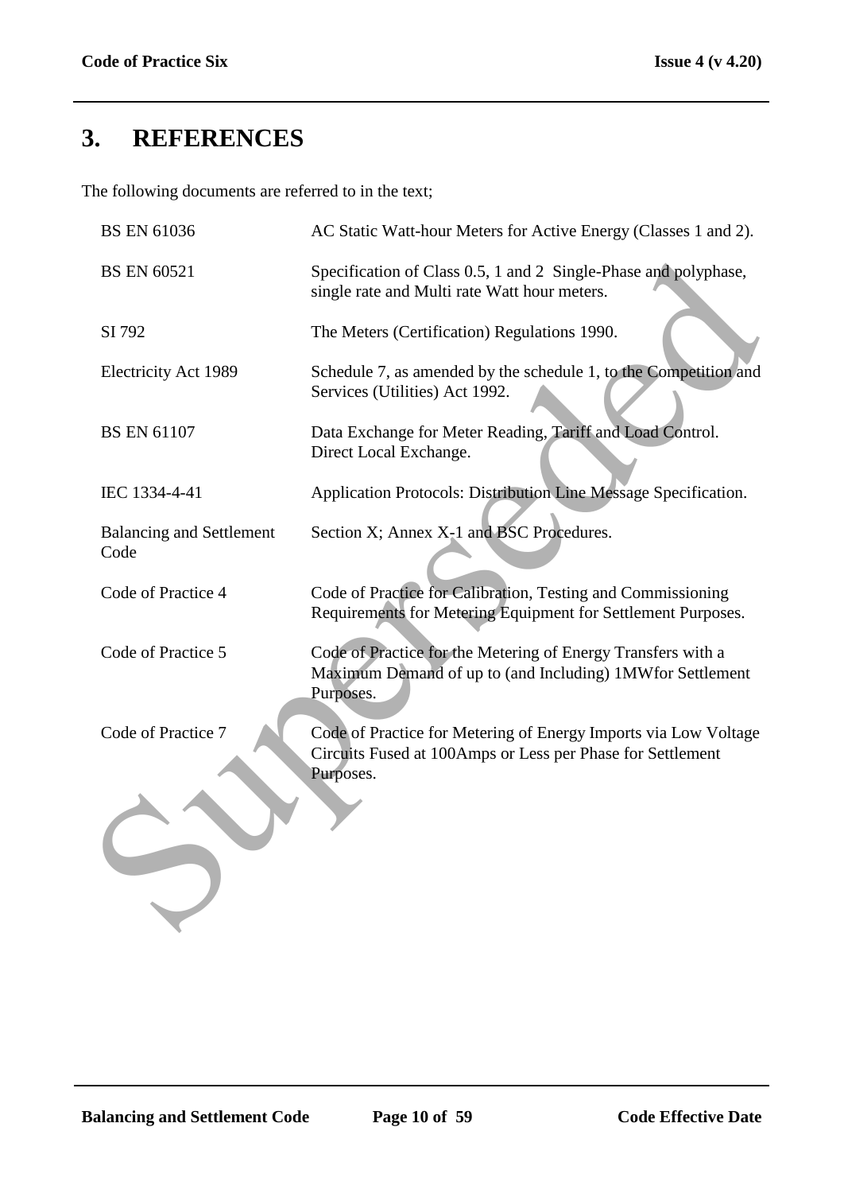# 3. REFERENCES

The following documents are referred to in the text;

| | |
|---|---|
| BS EN 61036 | AC Static Watt-hour Meters for Active Energy (Classes 1 and 2). |
| BS EN 60521 | Specification of Class 0.5, 1 and 2 Single-Phase and polyphase, single rate and Multi rate Watt hour meters. |
| SI 792 | The Meters (Certification) Regulations 1990. |
| Electricity Act 1989 | Schedule 7, as amended by the schedule 1, to the Competition and Services (Utilities) Act 1992. |
| BS EN 61107 | Data Exchange for Meter Reading, Tariff and Load Control. Direct Local Exchange. |
| IEC 1334-4-41 | Application Protocols: Distribution Line Message Specification. |
| Balancing and Settlement Code | Section X; Annex X-1 and BSC Procedures. |
| Code of Practice 4 | Code of Practice for Calibration, Testing and Commissioning Requirements for Metering Equipment for Settlement Purposes. |
| Code of Practice 5 | Code of Practice for the Metering of Energy Transfers with a Maximum Demand of up to (and Including) 1MWfor Settlement Purposes. |
| Code of Practice 7 | Code of Practice for Metering of Energy Imports via Low Voltage Circuits Fused at 100Amps or Less per Phase for Settlement Purposes. |

Superseded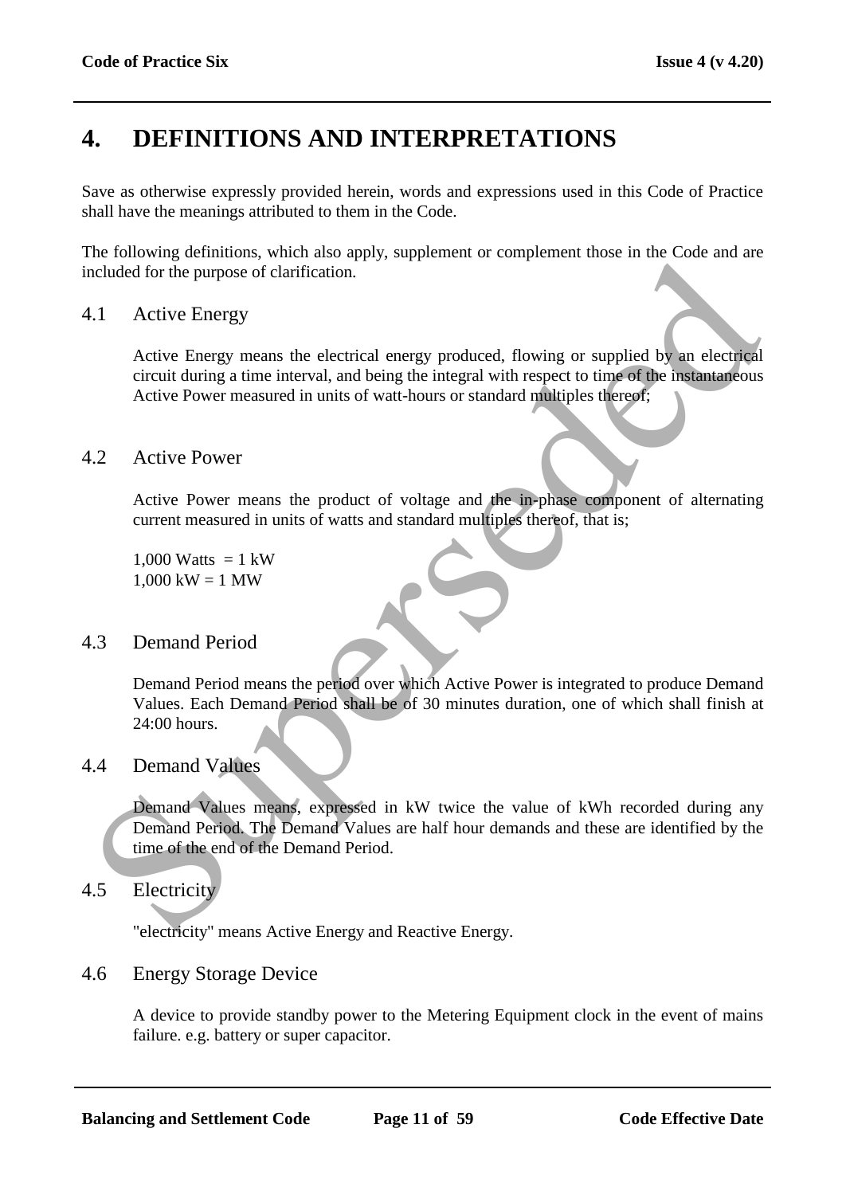# 4. DEFINITIONS AND INTERPRETATIONS

Save as otherwise expressly provided herein, words and expressions used in this Code of Practice shall have the meanings attributed to them in the Code.

The following definitions, which also apply, supplement or complement those in the Code and are included for the purpose of clarification.

## 4.1 Active Energy

Active Energy means the electrical energy produced, flowing or supplied by an electrical circuit during a time interval, and being the integral with respect to time of the instantaneous Active Power measured in units of watt-hours or standard multiples thereof;

## 4.2 Active Power

Active Power means the product of voltage and the in-phase component of alternating current measured in units of watts and standard multiples thereof, that is;

1,000 Watts = 1 kW
1,000 kW = 1 MW

## 4.3 Demand Period

Demand Period means the period over which Active Power is integrated to produce Demand Values. Each Demand Period shall be of 30 minutes duration, one of which shall finish at 24:00 hours.

## 4.4 Demand Values

Demand Values means, expressed in kW twice the value of kWh recorded during any Demand Period. The Demand Values are half hour demands and these are identified by the time of the end of the Demand Period.

## 4.5 Electricity

"electricity" means Active Energy and Reactive Energy.

## 4.6 Energy Storage Device

A device to provide standby power to the Metering Equipment clock in the event of mains failure. e.g. battery or super capacitor.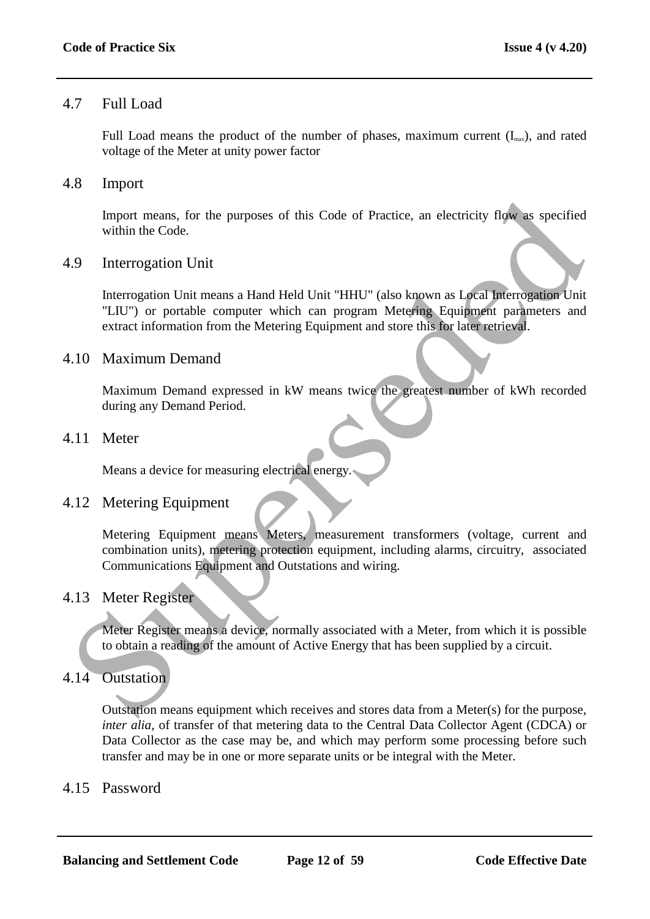## 4.7 Full Load

Full Load means the product of the number of phases, maximum current ($I_{max}$), and rated voltage of the Meter at unity power factor

## 4.8 Import

Import means, for the purposes of this Code of Practice, an electricity flow as specified within the Code.

## 4.9 Interrogation Unit

Interrogation Unit means a Hand Held Unit "HHU" (also known as Local Interrogation Unit "LIU") or portable computer which can program Metering Equipment parameters and extract information from the Metering Equipment and store this for later retrieval.

## 4.10 Maximum Demand

Maximum Demand expressed in kW means twice the greatest number of kWh recorded during any Demand Period.

## 4.11 Meter

Means a device for measuring electrical energy.

## 4.12 Metering Equipment

Metering Equipment means Meters, measurement transformers (voltage, current and combination units), metering protection equipment, including alarms, circuitry, associated Communications Equipment and Outstations and wiring.

## 4.13 Meter Register

Meter Register means a device, normally associated with a Meter, from which it is possible to obtain a reading of the amount of Active Energy that has been supplied by a circuit.

## 4.14 Outstation

Outstation means equipment which receives and stores data from a Meter(s) for the purpose, *inter alia*, of transfer of that metering data to the Central Data Collector Agent (CDCA) or Data Collector as the case may be, and which may perform some processing before such transfer and may be in one or more separate units or be integral with the Meter.

## 4.15 Password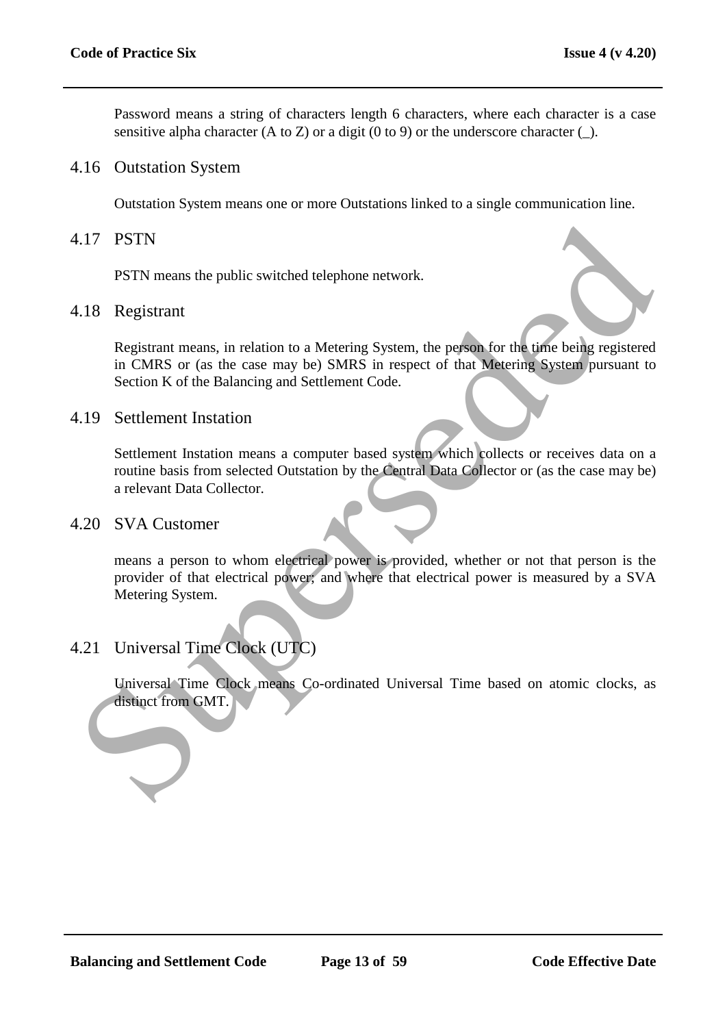Password means a string of characters length 6 characters, where each character is a case sensitive alpha character (A to Z) or a digit (0 to 9) or the underscore character (_).

## 4.16 Outstation System

Outstation System means one or more Outstations linked to a single communication line.

## 4.17 PSTN

PSTN means the public switched telephone network.

## 4.18 Registrant

Registrant means, in relation to a Metering System, the person for the time being registered in CMRS or (as the case may be) SMRS in respect of that Metering System pursuant to Section K of the Balancing and Settlement Code.

## 4.19 Settlement Instation

Settlement Instation means a computer based system which collects or receives data on a routine basis from selected Outstation by the Central Data Collector or (as the case may be) a relevant Data Collector.

## 4.20 SVA Customer

means a person to whom electrical power is provided, whether or not that person is the provider of that electrical power; and where that electrical power is measured by a SVA Metering System.

## 4.21 Universal Time Clock (UTC)

Universal Time Clock means Co-ordinated Universal Time based on atomic clocks, as distinct from GMT.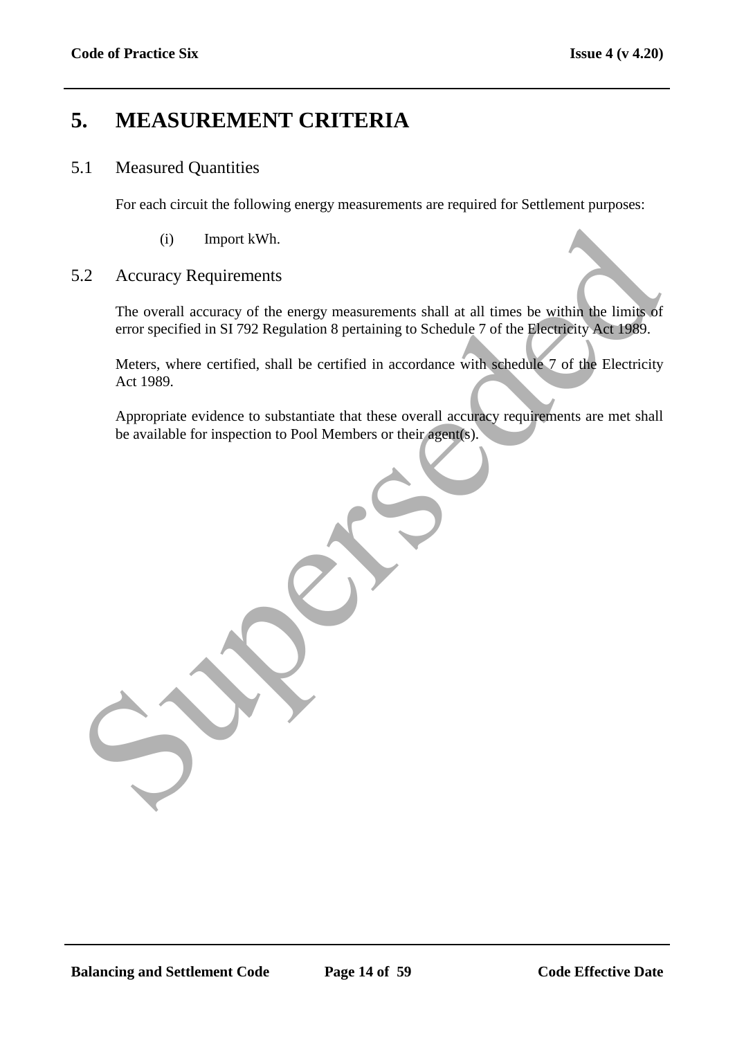# 5. MEASUREMENT CRITERIA

## 5.1 Measured Quantities

For each circuit the following energy measurements are required for Settlement purposes:

(i) Import kWh.

## 5.2 Accuracy Requirements

The overall accuracy of the energy measurements shall at all times be within the limits of error specified in SI 792 Regulation 8 pertaining to Schedule 7 of the Electricity Act 1989.

Meters, where certified, shall be certified in accordance with schedule 7 of the Electricity Act 1989.

Appropriate evidence to substantiate that these overall accuracy requirements are met shall be available for inspection to Pool Members or their agent(s).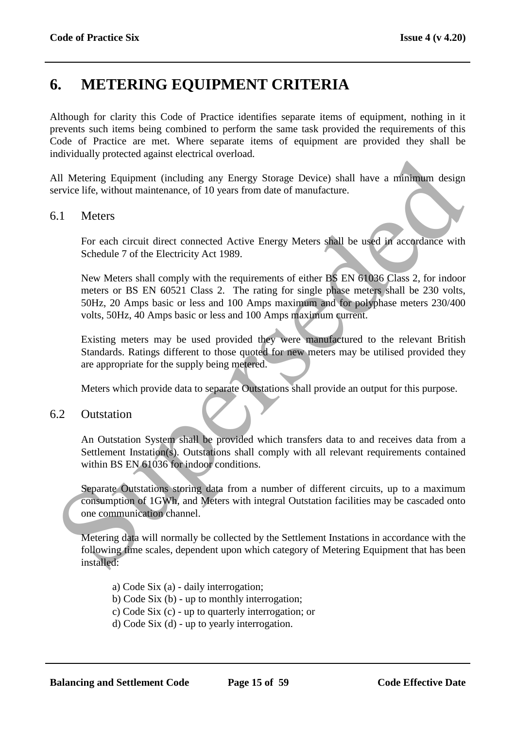# 6. METERING EQUIPMENT CRITERIA

Although for clarity this Code of Practice identifies separate items of equipment, nothing in it prevents such items being combined to perform the same task provided the requirements of this Code of Practice are met. Where separate items of equipment are provided they shall be individually protected against electrical overload.

All Metering Equipment (including any Energy Storage Device) shall have a minimum design service life, without maintenance, of 10 years from date of manufacture.

## 6.1 Meters

For each circuit direct connected Active Energy Meters shall be used in accordance with Schedule 7 of the Electricity Act 1989.

New Meters shall comply with the requirements of either BS EN 61036 Class 2, for indoor meters or BS EN 60521 Class 2. The rating for single phase meters shall be 230 volts, 50Hz, 20 Amps basic or less and 100 Amps maximum and for polyphase meters 230/400 volts, 50Hz, 40 Amps basic or less and 100 Amps maximum current.

Existing meters may be used provided they were manufactured to the relevant British Standards. Ratings different to those quoted for new meters may be utilised provided they are appropriate for the supply being metered.

Meters which provide data to separate Outstations shall provide an output for this purpose.

## 6.2 Outstation

An Outstation System shall be provided which transfers data to and receives data from a Settlement Instation(s). Outstations shall comply with all relevant requirements contained within BS EN 61036 for indoor conditions.

Separate Outstations storing data from a number of different circuits, up to a maximum consumption of 1GWh, and Meters with integral Outstation facilities may be cascaded onto one communication channel.

Metering data will normally be collected by the Settlement Instations in accordance with the following time scales, dependent upon which category of Metering Equipment that has been installed:

a) Code Six (a) - daily interrogation;
b) Code Six (b) - up to monthly interrogation;
c) Code Six (c) - up to quarterly interrogation; or
d) Code Six (d) - up to yearly interrogation.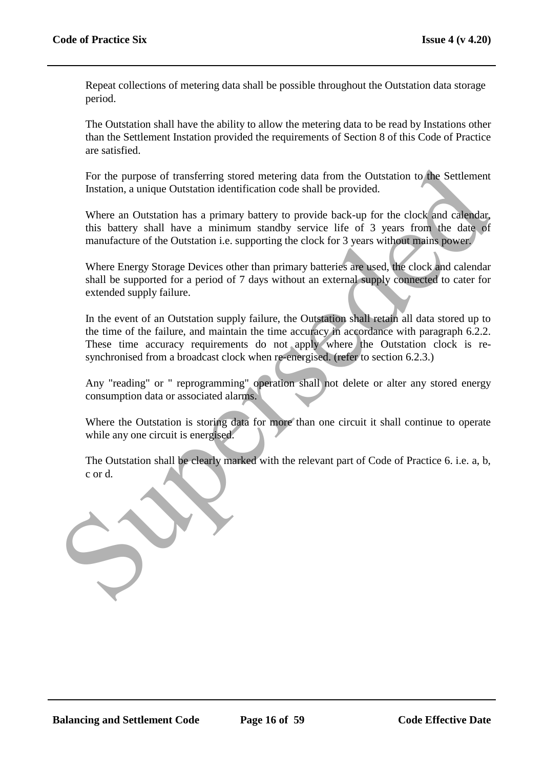Repeat collections of metering data shall be possible throughout the Outstation data storage period.

The Outstation shall have the ability to allow the metering data to be read by Instations other than the Settlement Instation provided the requirements of Section 8 of this Code of Practice are satisfied.

For the purpose of transferring stored metering data from the Outstation to the Settlement Instation, a unique Outstation identification code shall be provided.

Where an Outstation has a primary battery to provide back-up for the clock and calendar, this battery shall have a minimum standby service life of 3 years from the date of manufacture of the Outstation i.e. supporting the clock for 3 years without mains power.

Where Energy Storage Devices other than primary batteries are used, the clock and calendar shall be supported for a period of 7 days without an external supply connected to cater for extended supply failure.

In the event of an Outstation supply failure, the Outstation shall retain all data stored up to the time of the failure, and maintain the time accuracy in accordance with paragraph 6.2.2. These time accuracy requirements do not apply where the Outstation clock is re-synchronised from a broadcast clock when re-energised. (refer to section 6.2.3.)

Any "reading" or " reprogramming" operation shall not delete or alter any stored energy consumption data or associated alarms.

Where the Outstation is storing data for more than one circuit it shall continue to operate while any one circuit is energised.

The Outstation shall be clearly marked with the relevant part of Code of Practice 6. i.e. a, b, c or d.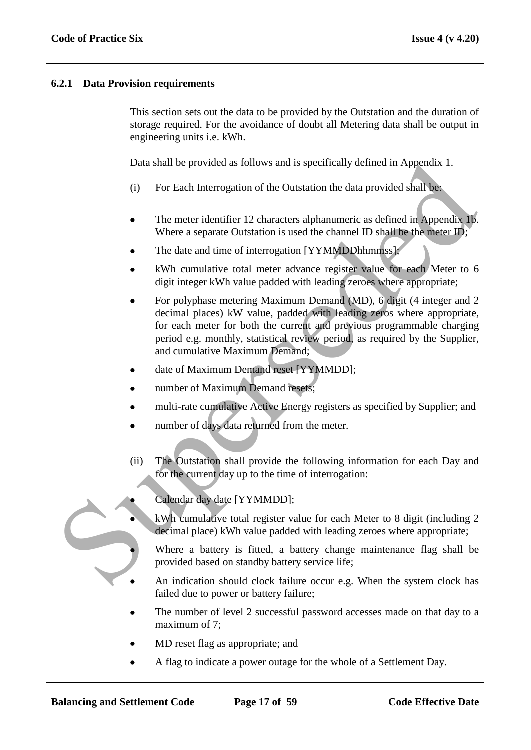### 6.2.1 Data Provision requirements

This section sets out the data to be provided by the Outstation and the duration of storage required. For the avoidance of doubt all Metering data shall be output in engineering units i.e. kWh.

Data shall be provided as follows and is specifically defined in Appendix 1.

(i) For Each Interrogation of the Outstation the data provided shall be:

- The meter identifier 12 characters alphanumeric as defined in Appendix 1b. Where a separate Outstation is used the channel ID shall be the meter ID;
- The date and time of interrogation [YYMMDDhhmmss];
- kWh cumulative total meter advance register value for each Meter to 6 digit integer kWh value padded with leading zeroes where appropriate;
- For polyphase metering Maximum Demand (MD), 6 digit (4 integer and 2 decimal places) kW value, padded with leading zeros where appropriate, for each meter for both the current and previous programmable charging period e.g. monthly, statistical review period, as required by the Supplier, and cumulative Maximum Demand;
- date of Maximum Demand reset [YYMMDD];
- number of Maximum Demand resets;
- multi-rate cumulative Active Energy registers as specified by Supplier; and
- number of days data returned from the meter.

(ii) The Outstation shall provide the following information for each Day and for the current day up to the time of interrogation:

- Calendar day date [YYMMDD];
- kWh cumulative total register value for each Meter to 8 digit (including 2 decimal place) kWh value padded with leading zeroes where appropriate;
- Where a battery is fitted, a battery change maintenance flag shall be provided based on standby battery service life;
- An indication should clock failure occur e.g. When the system clock has failed due to power or battery failure;
- The number of level 2 successful password accesses made on that day to a maximum of 7;
- MD reset flag as appropriate; and
- A flag to indicate a power outage for the whole of a Settlement Day.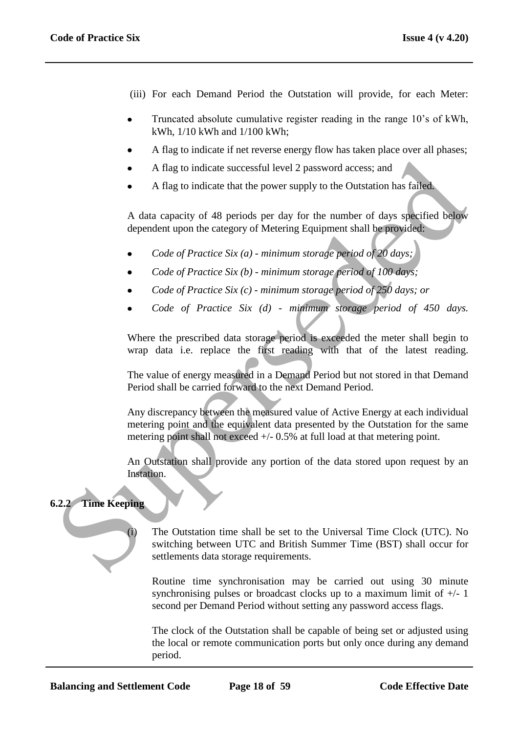(iii) For each Demand Period the Outstation will provide, for each Meter:

- Truncated absolute cumulative register reading in the range 10's of kWh, kWh, 1/10 kWh and 1/100 kWh;
- A flag to indicate if net reverse energy flow has taken place over all phases;
- A flag to indicate successful level 2 password access; and
- A flag to indicate that the power supply to the Outstation has failed.

A data capacity of 48 periods per day for the number of days specified below dependent upon the category of Metering Equipment shall be provided:

- *Code of Practice Six (a) - minimum storage period of 20 days;*
- *Code of Practice Six (b) - minimum storage period of 100 days;*
- *Code of Practice Six (c) - minimum storage period of 250 days; or*
- *Code of Practice Six (d) - minimum storage period of 450 days.*

Where the prescribed data storage period is exceeded the meter shall begin to wrap data i.e. replace the first reading with that of the latest reading.

The value of energy measured in a Demand Period but not stored in that Demand Period shall be carried forward to the next Demand Period.

Any discrepancy between the measured value of Active Energy at each individual metering point and the equivalent data presented by the Outstation for the same metering point shall not exceed +/- 0.5% at full load at that metering point.

An Outstation shall provide any portion of the data stored upon request by an Instation.

### 6.2.2 Time Keeping

(i) The Outstation time shall be set to the Universal Time Clock (UTC). No switching between UTC and British Summer Time (BST) shall occur for settlements data storage requirements.

Routine time synchronisation may be carried out using 30 minute synchronising pulses or broadcast clocks up to a maximum limit of +/- 1 second per Demand Period without setting any password access flags.

The clock of the Outstation shall be capable of being set or adjusted using the local or remote communication ports but only once during any demand period.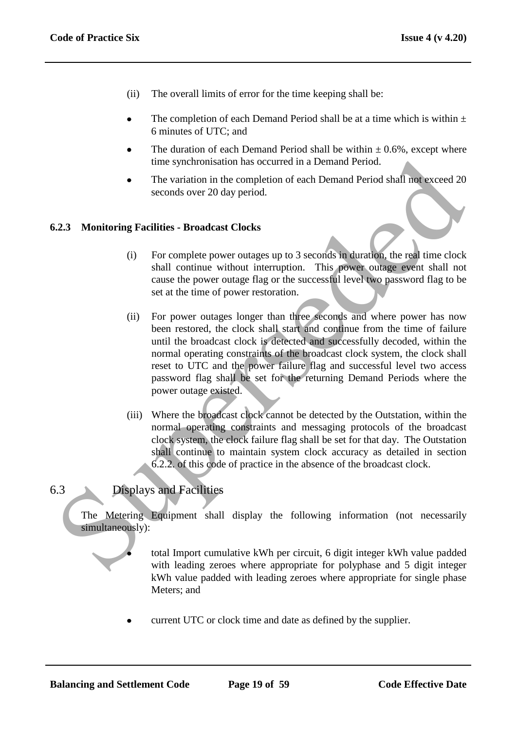(ii) The overall limits of error for the time keeping shall be:

- The completion of each Demand Period shall be at a time which is within ± 6 minutes of UTC; and
- The duration of each Demand Period shall be within ± 0.6%, except where time synchronisation has occurred in a Demand Period.
- The variation in the completion of each Demand Period shall not exceed 20 seconds over 20 day period.

### 6.2.3 Monitoring Facilities - Broadcast Clocks

(i) For complete power outages up to 3 seconds in duration, the real time clock shall continue without interruption. This power outage event shall not cause the power outage flag or the successful level two password flag to be set at the time of power restoration.

(ii) For power outages longer than three seconds and where power has now been restored, the clock shall start and continue from the time of failure until the broadcast clock is detected and successfully decoded, within the normal operating constraints of the broadcast clock system, the clock shall reset to UTC and the power failure flag and successful level two access password flag shall be set for the returning Demand Periods where the power outage existed.

(iii) Where the broadcast clock cannot be detected by the Outstation, within the normal operating constraints and messaging protocols of the broadcast clock system, the clock failure flag shall be set for that day. The Outstation shall continue to maintain system clock accuracy as detailed in section 6.2.2. of this code of practice in the absence of the broadcast clock.

## 6.3 Displays and Facilities

The Metering Equipment shall display the following information (not necessarily simultaneously):

- total Import cumulative kWh per circuit, 6 digit integer kWh value padded with leading zeroes where appropriate for polyphase and 5 digit integer kWh value padded with leading zeroes where appropriate for single phase Meters; and

- current UTC or clock time and date as defined by the supplier.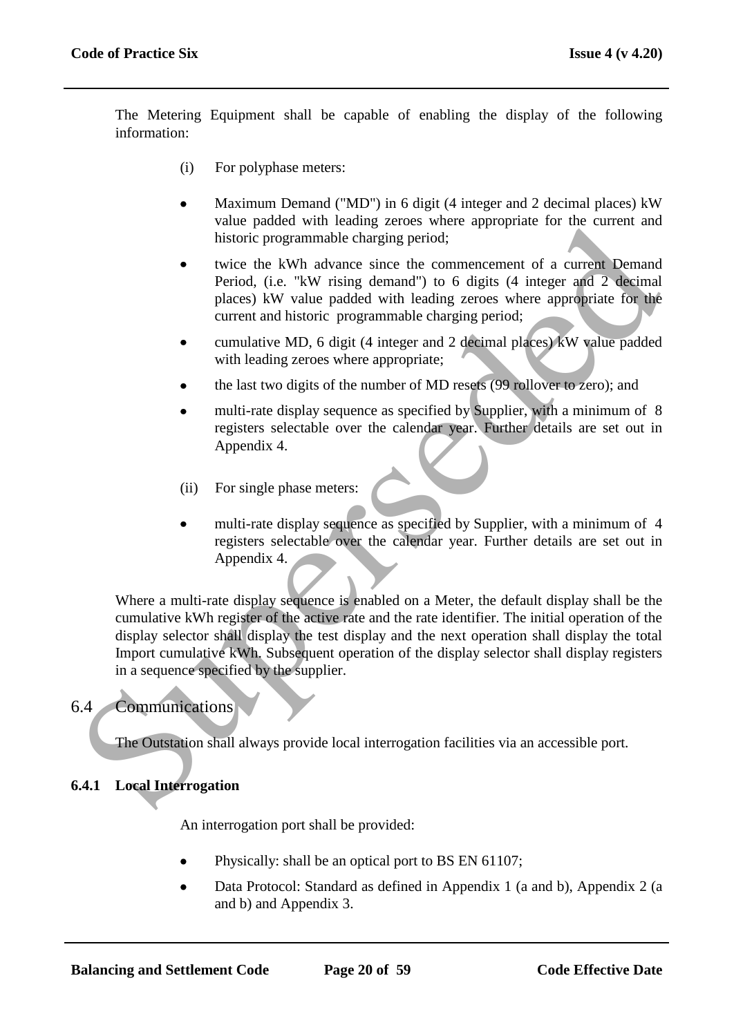The Metering Equipment shall be capable of enabling the display of the following information:

(i) For polyphase meters:

- Maximum Demand ("MD") in 6 digit (4 integer and 2 decimal places) kW value padded with leading zeroes where appropriate for the current and historic programmable charging period;
- twice the kWh advance since the commencement of a current Demand Period, (i.e. "kW rising demand") to 6 digits (4 integer and 2 decimal places) kW value padded with leading zeroes where appropriate for the current and historic programmable charging period;
- cumulative MD, 6 digit (4 integer and 2 decimal places) kW value padded with leading zeroes where appropriate;
- the last two digits of the number of MD resets (99 rollover to zero); and
- multi-rate display sequence as specified by Supplier, with a minimum of 8 registers selectable over the calendar year. Further details are set out in Appendix 4.

(ii) For single phase meters:

- multi-rate display sequence as specified by Supplier, with a minimum of 4 registers selectable over the calendar year. Further details are set out in Appendix 4.

Where a multi-rate display sequence is enabled on a Meter, the default display shall be the cumulative kWh register of the active rate and the rate identifier. The initial operation of the display selector shall display the test display and the next operation shall display the total Import cumulative kWh. Subsequent operation of the display selector shall display registers in a sequence specified by the supplier.

## 6.4 Communications

The Outstation shall always provide local interrogation facilities via an accessible port.

### 6.4.1 Local Interrogation

An interrogation port shall be provided:

- Physically: shall be an optical port to BS EN 61107;
- Data Protocol: Standard as defined in Appendix 1 (a and b), Appendix 2 (a and b) and Appendix 3.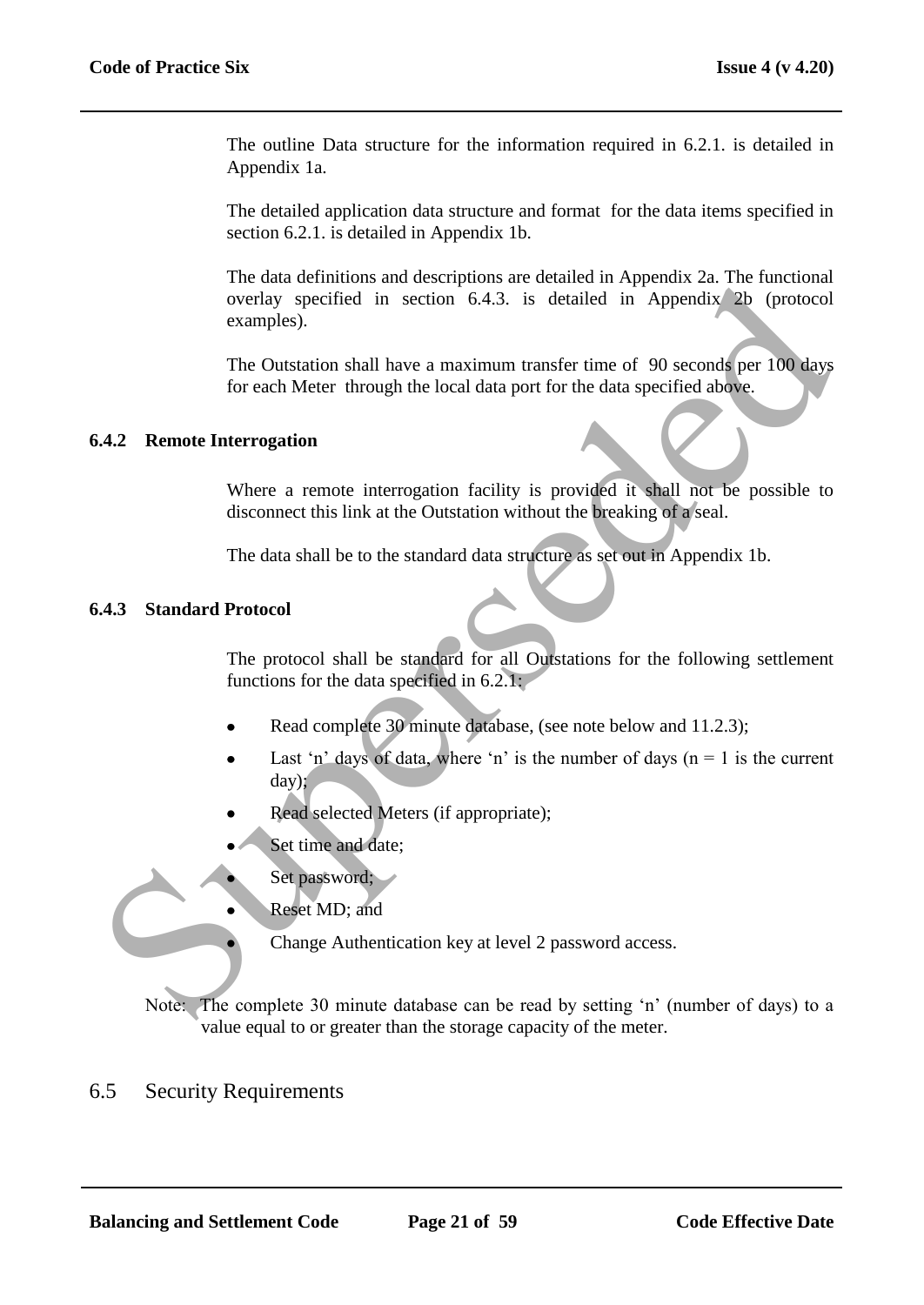The outline Data structure for the information required in 6.2.1. is detailed in Appendix 1a.

The detailed application data structure and format for the data items specified in section 6.2.1. is detailed in Appendix 1b.

The data definitions and descriptions are detailed in Appendix 2a. The functional overlay specified in section 6.4.3. is detailed in Appendix 2b (protocol examples).

The Outstation shall have a maximum transfer time of 90 seconds per 100 days for each Meter through the local data port for the data specified above.

### 6.4.2 Remote Interrogation

Where a remote interrogation facility is provided it shall not be possible to disconnect this link at the Outstation without the breaking of a seal.

The data shall be to the standard data structure as set out in Appendix 1b.

### 6.4.3 Standard Protocol

The protocol shall be standard for all Outstations for the following settlement functions for the data specified in 6.2.1:

- Read complete 30 minute database, (see note below and 11.2.3);
- Last 'n' days of data, where 'n' is the number of days (n = 1 is the current day);
- Read selected Meters (if appropriate);
- Set time and date;
- Set password;
- Reset MD; and
- Change Authentication key at level 2 password access.

Note: The complete 30 minute database can be read by setting 'n' (number of days) to a value equal to or greater than the storage capacity of the meter.

## 6.5 Security Requirements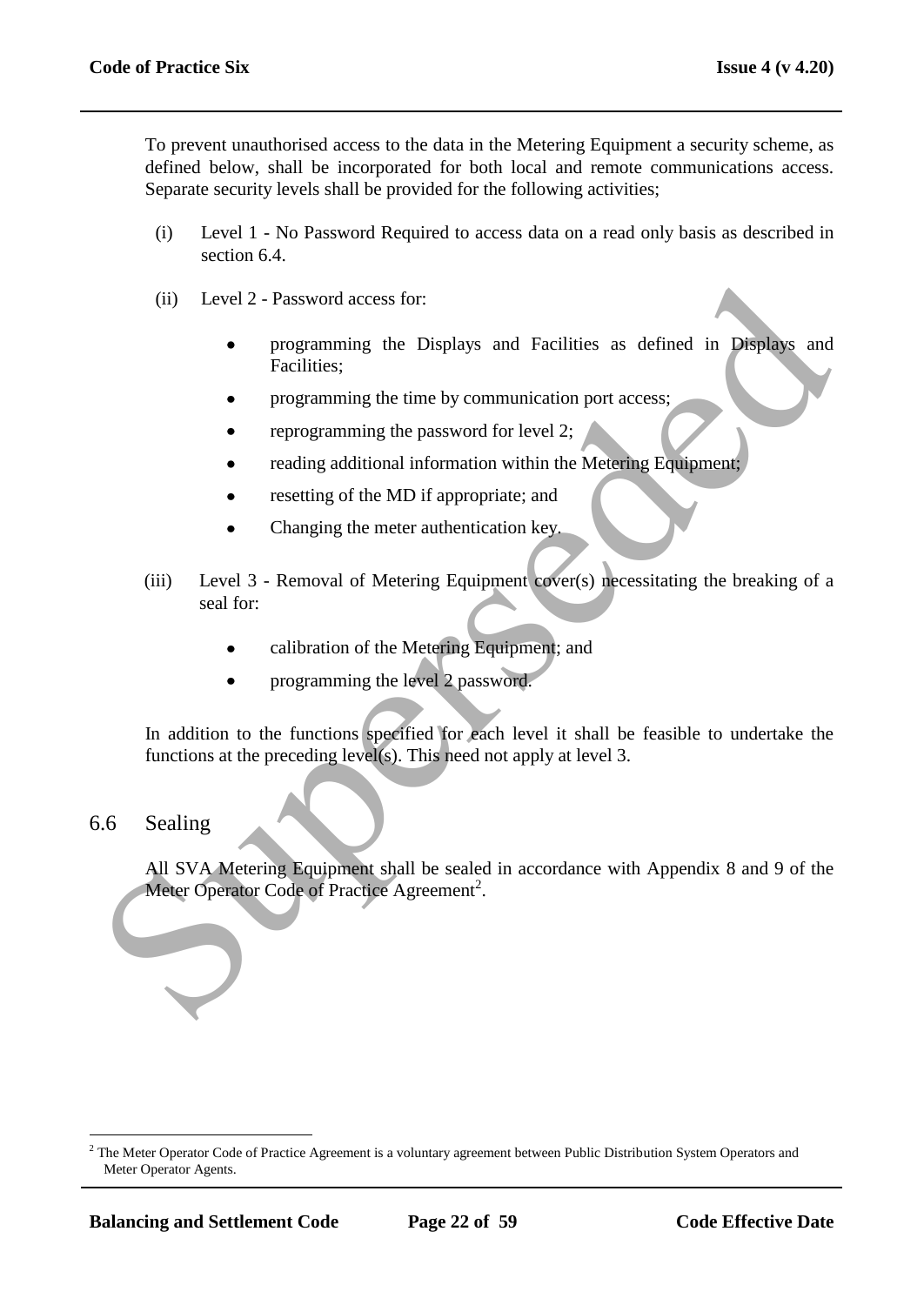To prevent unauthorised access to the data in the Metering Equipment a security scheme, as defined below, shall be incorporated for both local and remote communications access. Separate security levels shall be provided for the following activities;

(i) Level 1 - No Password Required to access data on a read only basis as described in section 6.4.

(ii) Level 2 - Password access for:

- programming the Displays and Facilities as defined in Displays and Facilities;
- programming the time by communication port access;
- reprogramming the password for level 2;
- reading additional information within the Metering Equipment;
- resetting of the MD if appropriate; and
- Changing the meter authentication key.

(iii) Level 3 - Removal of Metering Equipment cover(s) necessitating the breaking of a seal for:

- calibration of the Metering Equipment; and
- programming the level 2 password.

In addition to the functions specified for each level it shall be feasible to undertake the functions at the preceding level(s). This need not apply at level 3.

## 6.6 Sealing

All SVA Metering Equipment shall be sealed in accordance with Appendix 8 and 9 of the Meter Operator Code of Practice Agreement[2].

[2] The Meter Operator Code of Practice Agreement is a voluntary agreement between Public Distribution System Operators and Meter Operator Agents.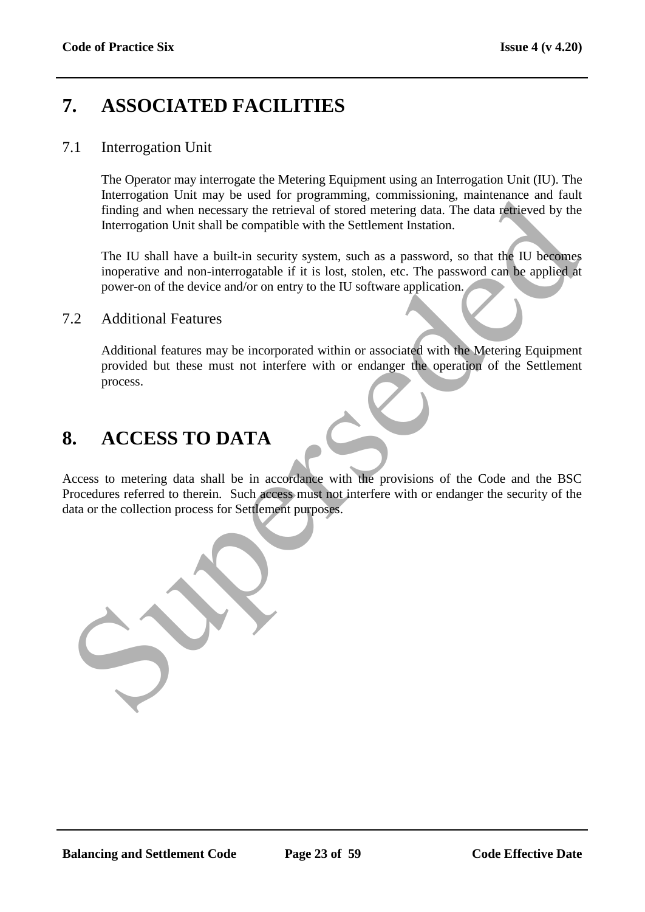# 7. ASSOCIATED FACILITIES

## 7.1 Interrogation Unit

The Operator may interrogate the Metering Equipment using an Interrogation Unit (IU). The Interrogation Unit may be used for programming, commissioning, maintenance and fault finding and when necessary the retrieval of stored metering data. The data retrieved by the Interrogation Unit shall be compatible with the Settlement Instation.

The IU shall have a built-in security system, such as a password, so that the IU becomes inoperative and non-interrogatable if it is lost, stolen, etc. The password can be applied at power-on of the device and/or on entry to the IU software application.

## 7.2 Additional Features

Additional features may be incorporated within or associated with the Metering Equipment provided but these must not interfere with or endanger the operation of the Settlement process.

# 8. ACCESS TO DATA

Access to metering data shall be in accordance with the provisions of the Code and the BSC Procedures referred to therein. Such access must not interfere with or endanger the security of the data or the collection process for Settlement purposes.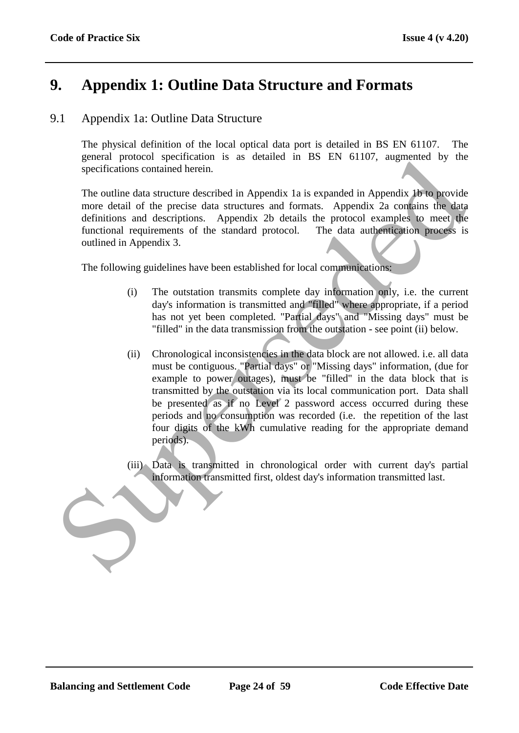# 9. Appendix 1: Outline Data Structure and Formats

## 9.1 Appendix 1a: Outline Data Structure

The physical definition of the local optical data port is detailed in BS EN 61107. The general protocol specification is as detailed in BS EN 61107, augmented by the specifications contained herein.

The outline data structure described in Appendix 1a is expanded in Appendix 1b to provide more detail of the precise data structures and formats. Appendix 2a contains the data definitions and descriptions. Appendix 2b details the protocol examples to meet the functional requirements of the standard protocol. The data authentication process is outlined in Appendix 3.

The following guidelines have been established for local communications:

(i) The outstation transmits complete day information only, i.e. the current day's information is transmitted and "filled" where appropriate, if a period has not yet been completed. "Partial days" and "Missing days" must be "filled" in the data transmission from the outstation - see point (ii) below.

(ii) Chronological inconsistencies in the data block are not allowed. i.e. all data must be contiguous. "Partial days" or "Missing days" information, (due for example to power outages), must be "filled" in the data block that is transmitted by the outstation via its local communication port. Data shall be presented as if no Level 2 password access occurred during these periods and no consumption was recorded (i.e. the repetition of the last four digits of the kWh cumulative reading for the appropriate demand periods).

(iii) Data is transmitted in chronological order with current day's partial information transmitted first, oldest day's information transmitted last.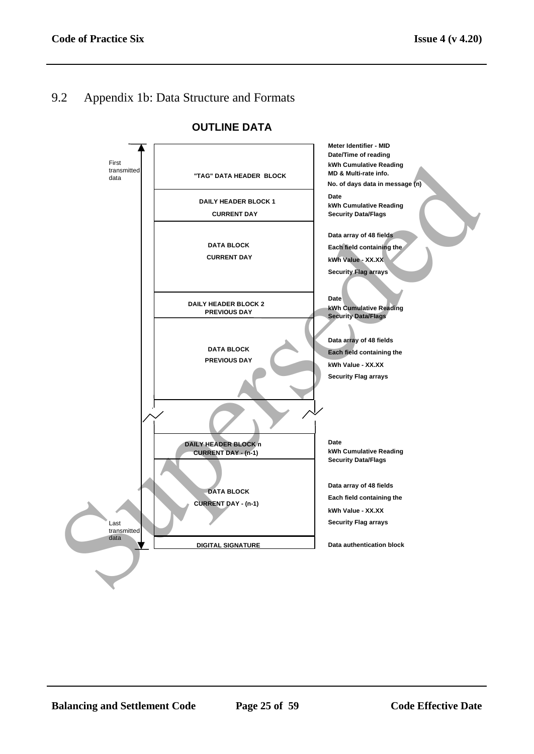## 9.2 Appendix 1b: Data Structure and Formats

**OUTLINE DATA**

| Position | Block | Contents |
|---|---|---|
| First transmitted data | "TAG" DATA HEADER BLOCK | Meter Identifier - MID; Date/Time of reading; kWh Cumulative Reading; MD & Multi-rate info.; No. of days data in message (n) |
| | DAILY HEADER BLOCK 1 CURRENT DAY | Date; kWh Cumulative Reading; Security Data/Flags |
| | DATA BLOCK CURRENT DAY | Data array of 48 fields; Each field containing the kWh Value - XX.XX; Security Flag arrays |
| | DAILY HEADER BLOCK 2 PREVIOUS DAY | Date; kWh Cumulative Reading; Security Data/Flags |
| | DATA BLOCK PREVIOUS DAY | Data array of 48 fields; Each field containing the kWh Value - XX.XX; Security Flag arrays |
| | … | |
| | DAILY HEADER BLOCK n CURRENT DAY - (n-1) | Date; kWh Cumulative Reading; Security Data/Flags |
| | DATA BLOCK CURRENT DAY - (n-1) | Data array of 48 fields; Each field containing the kWh Value - XX.XX; Security Flag arrays |
| Last transmitted data | DIGITAL SIGNATURE | Data authentication block |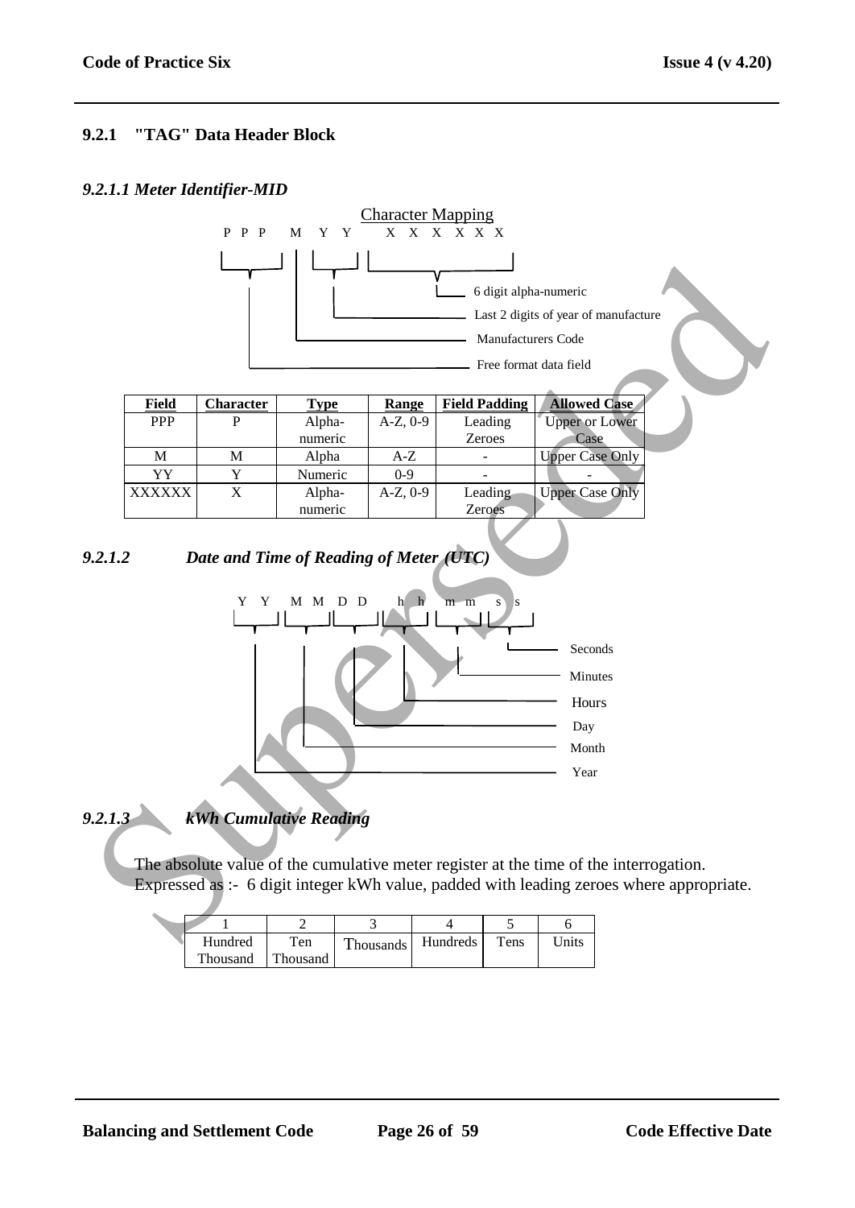### 9.2.1 "TAG" Data Header Block

#### *9.2.1.1 Meter Identifier-MID*

Character Mapping

P P P M Y Y X X X X X X

- 6 digit alpha-numeric
- Last 2 digits of year of manufacture
- Manufacturers Code
- Free format data field

| Field | Character | Type | Range | Field Padding | Allowed Case |
|---|---|---|---|---|---|
| PPP | P | Alpha-numeric | A-Z, 0-9 | Leading Zeroes | Upper or Lower Case |
| M | M | Alpha | A-Z | - | Upper Case Only |
| YY | Y | Numeric | 0-9 | - | - |
| XXXXXX | X | Alpha-numeric | A-Z, 0-9 | Leading Zeroes | Upper Case Only |

#### *9.2.1.2 Date and Time of Reading of Meter (UTC)*

Y Y M M D D h h m m s s

- Seconds
- Minutes
- Hours
- Day
- Month
- Year

#### *9.2.1.3 kWh Cumulative Reading*

The absolute value of the cumulative meter register at the time of the interrogation.
Expressed as :- 6 digit integer kWh value, padded with leading zeroes where appropriate.

| 1 | 2 | 3 | 4 | 5 | 6 |
|---|---|---|---|---|---|
| Hundred Thousand | Ten Thousand | Thousands | Hundreds | Tens | Units |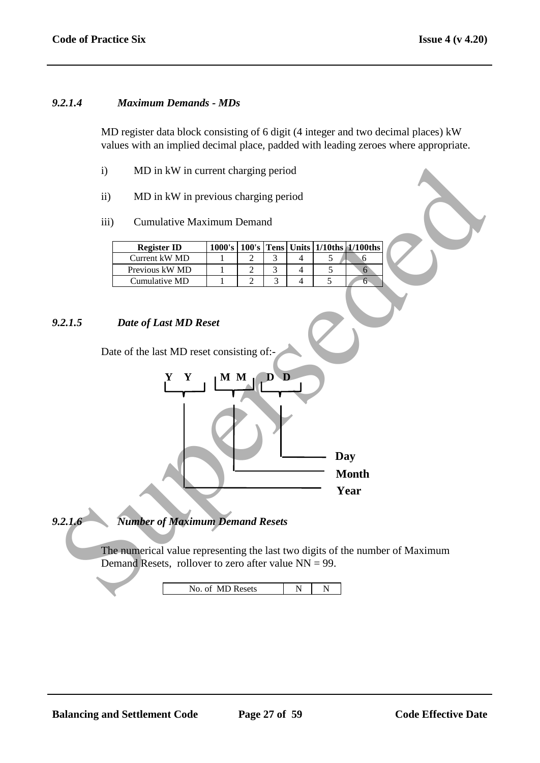### *9.2.1.4 Maximum Demands - MDs*

MD register data block consisting of 6 digit (4 integer and two decimal places) kW values with an implied decimal place, padded with leading zeroes where appropriate.

i) MD in kW in current charging period

ii) MD in kW in previous charging period

iii) Cumulative Maximum Demand

| Register ID | 1000's | 100's | Tens | Units | 1/10ths | 1/100ths |
|---|---|---|---|---|---|---|
| Current kW MD | 1 | 2 | 3 | 4 | 5 | 6 |
| Previous kW MD | 1 | 2 | 3 | 4 | 5 | 6 |
| Cumulative MD | 1 | 2 | 3 | 4 | 5 | 6 |

### *9.2.1.5 Date of Last MD Reset*

Date of the last MD reset consisting of:-

**Y Y M M D D**

- **D D** — **Day**
- **M M** — **Month**
- **Y Y** — **Year**

### *9.2.1.6 Number of Maximum Demand Resets*

The numerical value representing the last two digits of the number of Maximum Demand Resets, rollover to zero after value NN = 99.

| No. of MD Resets | N | N |
|---|---|---|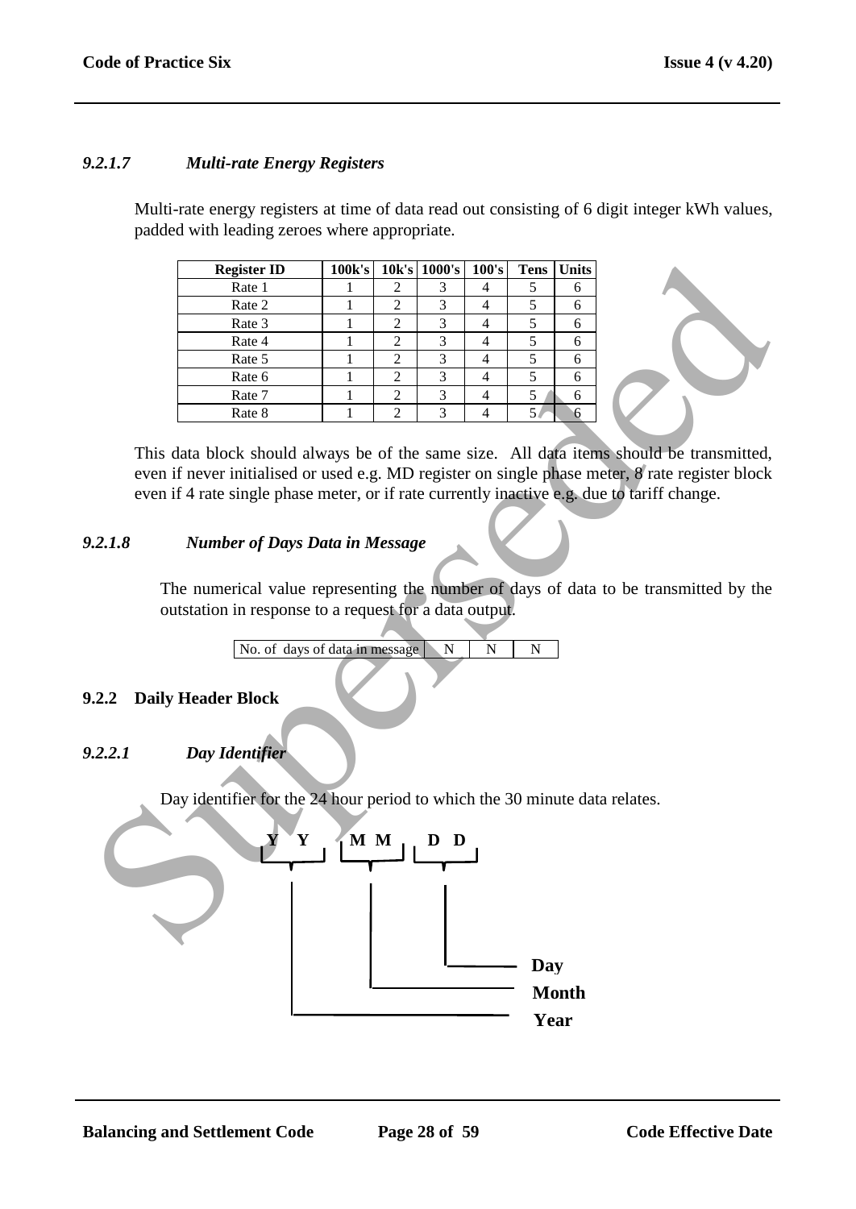### *9.2.1.7 Multi-rate Energy Registers*

Multi-rate energy registers at time of data read out consisting of 6 digit integer kWh values, padded with leading zeroes where appropriate.

| Register ID | 100k's | 10k's | 1000's | 100's | Tens | Units |
|---|---|---|---|---|---|---|
| Rate 1 | 1 | 2 | 3 | 4 | 5 | 6 |
| Rate 2 | 1 | 2 | 3 | 4 | 5 | 6 |
| Rate 3 | 1 | 2 | 3 | 4 | 5 | 6 |
| Rate 4 | 1 | 2 | 3 | 4 | 5 | 6 |
| Rate 5 | 1 | 2 | 3 | 4 | 5 | 6 |
| Rate 6 | 1 | 2 | 3 | 4 | 5 | 6 |
| Rate 7 | 1 | 2 | 3 | 4 | 5 | 6 |
| Rate 8 | 1 | 2 | 3 | 4 | 5 | 6 |

This data block should always be of the same size. All data items should be transmitted, even if never initialised or used e.g. MD register on single phase meter, 8 rate register block even if 4 rate single phase meter, or if rate currently inactive e.g. due to tariff change.

### *9.2.1.8 Number of Days Data in Message*

The numerical value representing the number of days of data to be transmitted by the outstation in response to a request for a data output.

| No. of days of data in message | N | N | N |
|---|---|---|---|

## 9.2.2 Daily Header Block

### *9.2.2.1 Day Identifier*

Day identifier for the 24 hour period to which the 30 minute data relates.

Y Y M M D D

- D D — Day
- M M — Month
- Y Y — Year

Superseded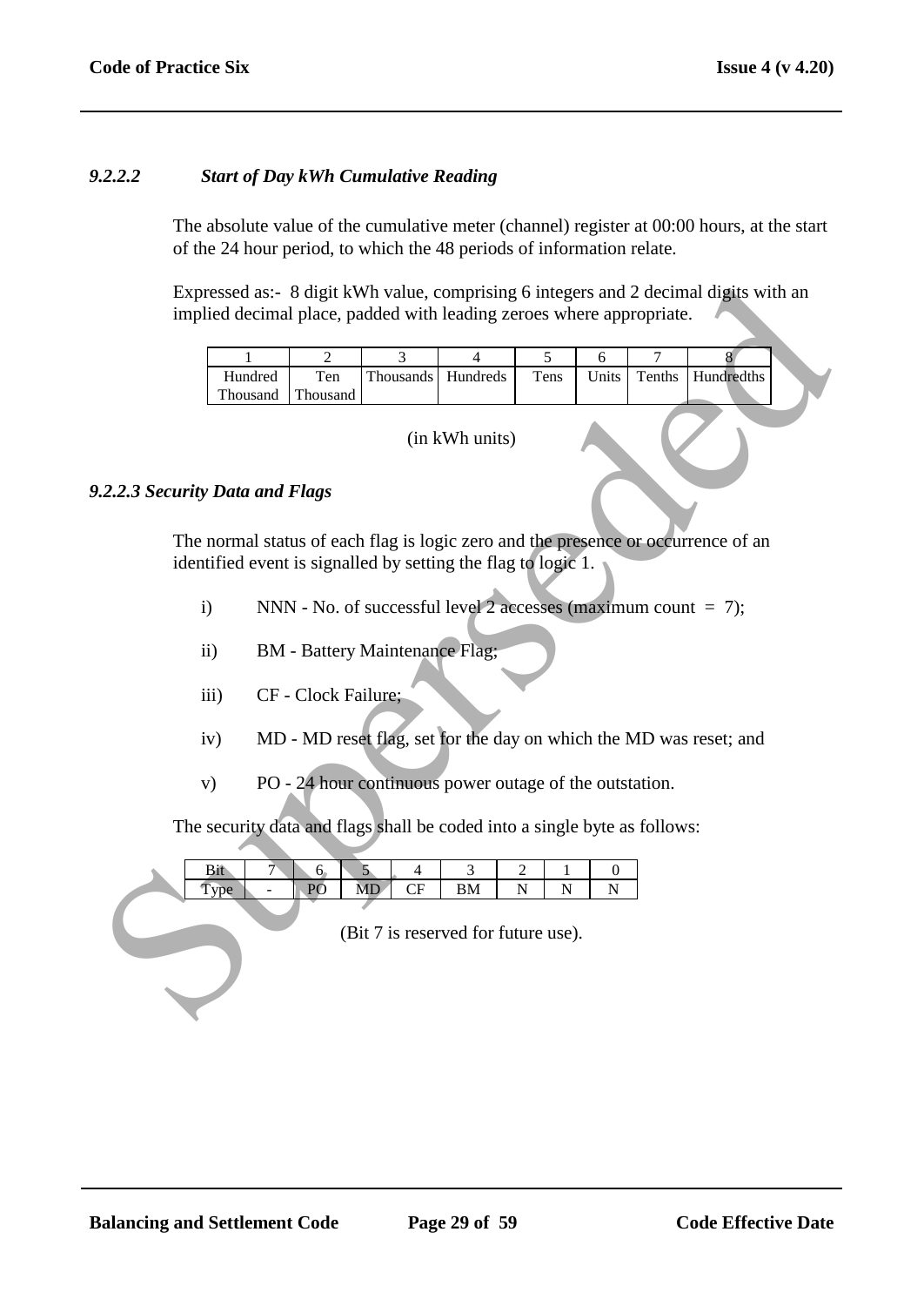### *9.2.2.2 Start of Day kWh Cumulative Reading*

The absolute value of the cumulative meter (channel) register at 00:00 hours, at the start of the 24 hour period, to which the 48 periods of information relate.

Expressed as:- 8 digit kWh value, comprising 6 integers and 2 decimal digits with an implied decimal place, padded with leading zeroes where appropriate.

| 1 | 2 | 3 | 4 | 5 | 6 | 7 | 8 |
|---|---|---|---|---|---|---|---|
| Hundred Thousand | Ten Thousand | Thousands | Hundreds | Tens | Units | Tenths | Hundredths |

(in kWh units)

### *9.2.2.3 Security Data and Flags*

The normal status of each flag is logic zero and the presence or occurrence of an identified event is signalled by setting the flag to logic 1.

i) NNN - No. of successful level 2 accesses (maximum count = 7);

ii) BM - Battery Maintenance Flag;

iii) CF - Clock Failure;

iv) MD - MD reset flag, set for the day on which the MD was reset; and

v) PO - 24 hour continuous power outage of the outstation.

The security data and flags shall be coded into a single byte as follows:

| Bit | 7 | 6 | 5 | 4 | 3 | 2 | 1 | 0 |
|---|---|---|---|---|---|---|---|---|
| Type | - | PO | MD | CF | BM | N | N | N |

(Bit 7 is reserved for future use).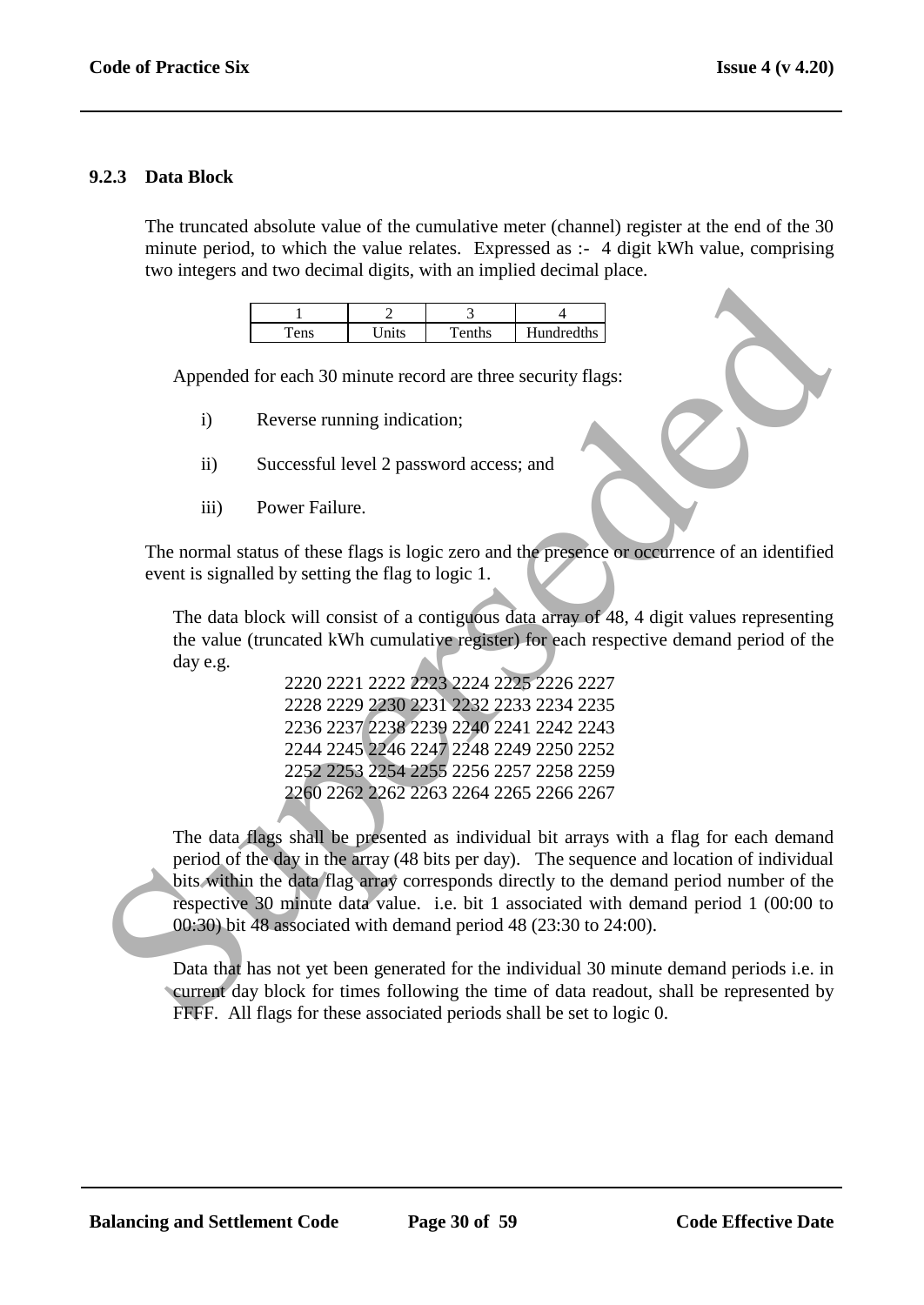### 9.2.3 Data Block

The truncated absolute value of the cumulative meter (channel) register at the end of the 30 minute period, to which the value relates. Expressed as :- 4 digit kWh value, comprising two integers and two decimal digits, with an implied decimal place.

| 1 | 2 | 3 | 4 |
|---|---|---|---|
| Tens | Units | Tenths | Hundredths |

Appended for each 30 minute record are three security flags:

i) Reverse running indication;

ii) Successful level 2 password access; and

iii) Power Failure.

The normal status of these flags is logic zero and the presence or occurrence of an identified event is signalled by setting the flag to logic 1.

The data block will consist of a contiguous data array of 48, 4 digit values representing the value (truncated kWh cumulative register) for each respective demand period of the day e.g.

2220 2221 2222 2223 2224 2225 2226 2227
2228 2229 2230 2231 2232 2233 2234 2235
2236 2237 2238 2239 2240 2241 2242 2243
2244 2245 2246 2247 2248 2249 2250 2252
2252 2253 2254 2255 2256 2257 2258 2259
2260 2262 2262 2263 2264 2265 2266 2267

The data flags shall be presented as individual bit arrays with a flag for each demand period of the day in the array (48 bits per day). The sequence and location of individual bits within the data flag array corresponds directly to the demand period number of the respective 30 minute data value. i.e. bit 1 associated with demand period 1 (00:00 to 00:30) bit 48 associated with demand period 48 (23:30 to 24:00).

Data that has not yet been generated for the individual 30 minute demand periods i.e. in current day block for times following the time of data readout, shall be represented by FFFF. All flags for these associated periods shall be set to logic 0.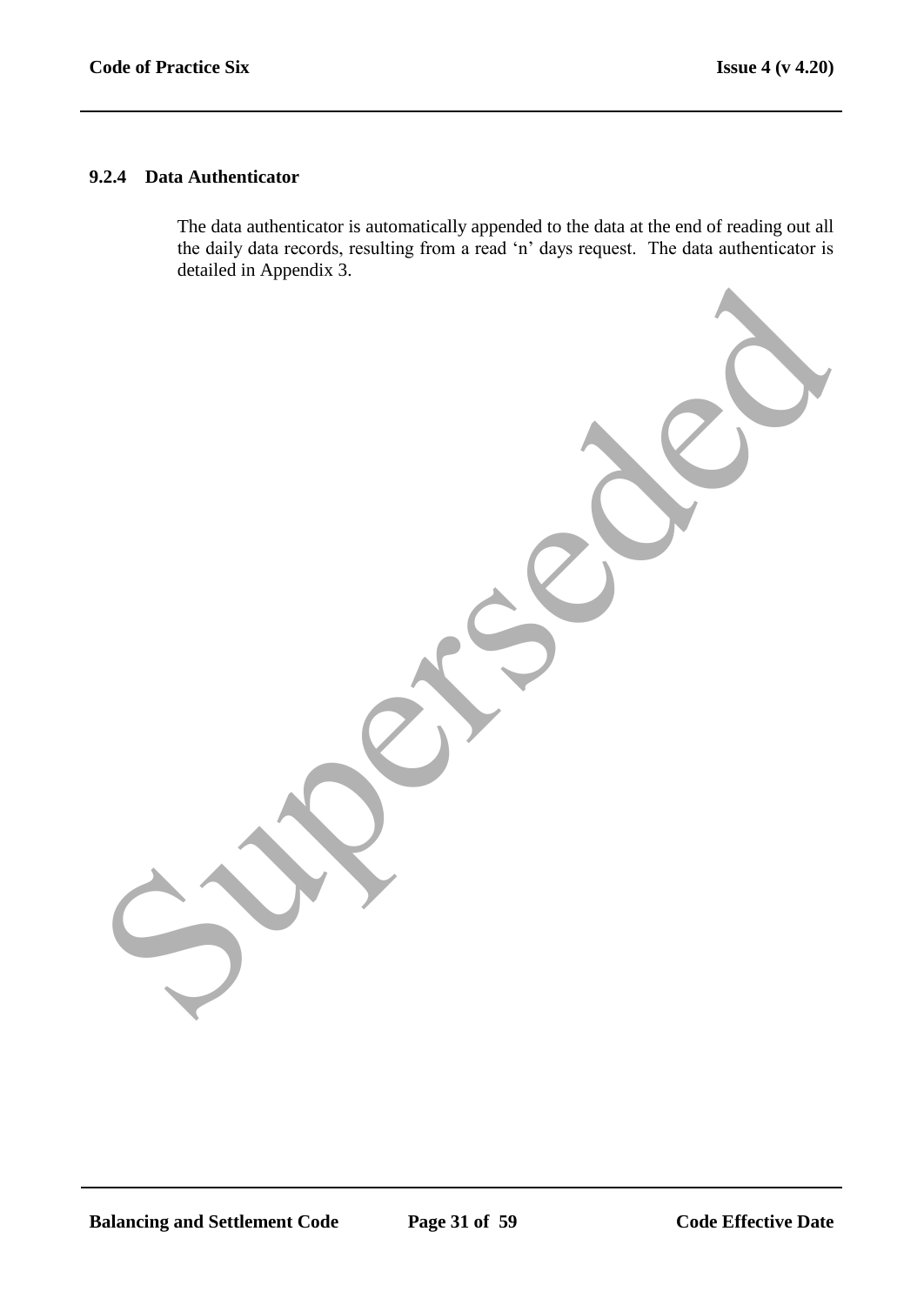### 9.2.4 Data Authenticator

The data authenticator is automatically appended to the data at the end of reading out all the daily data records, resulting from a read 'n' days request. The data authenticator is detailed in Appendix 3.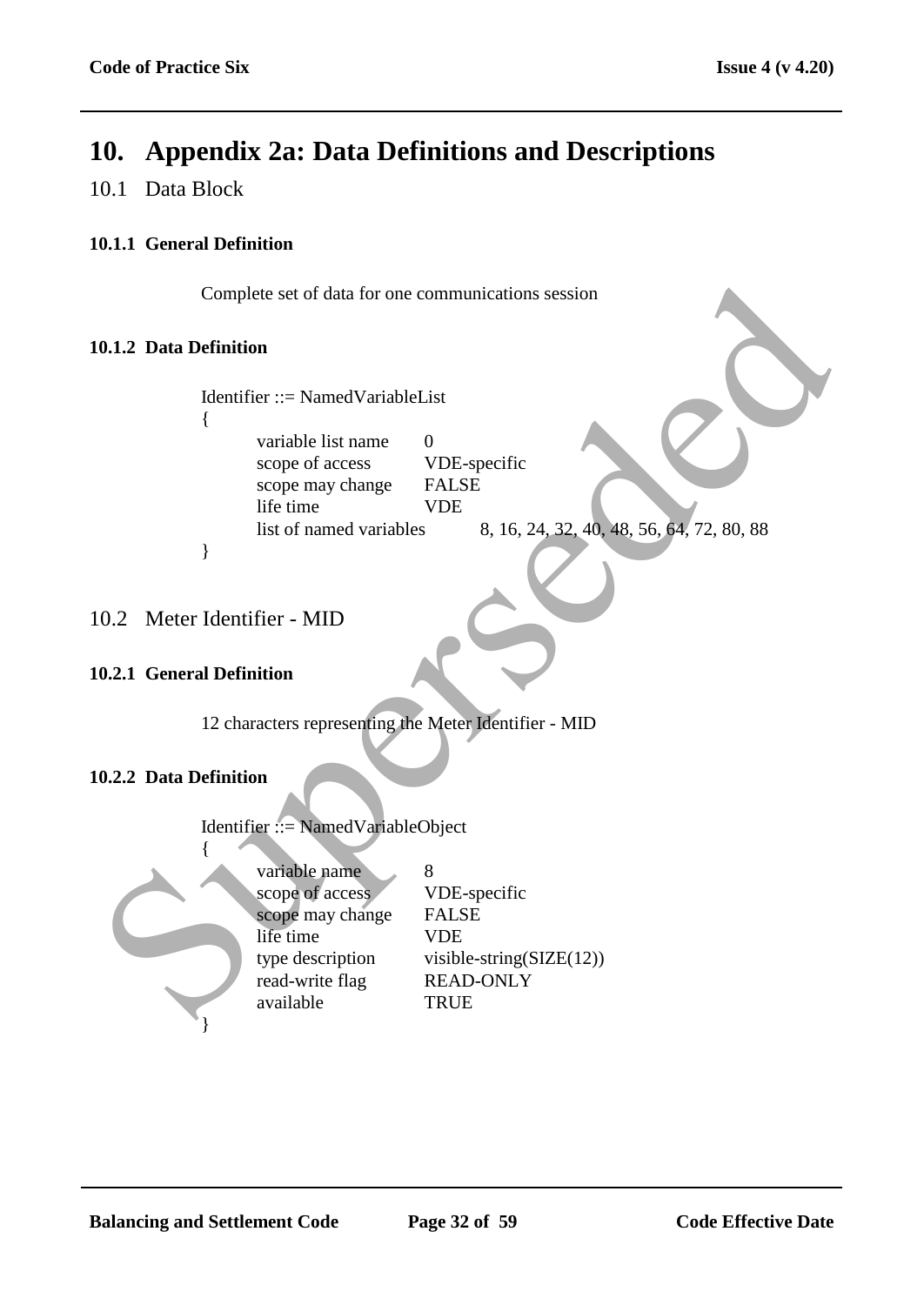# 10. Appendix 2a: Data Definitions and Descriptions

## 10.1 Data Block

### 10.1.1 General Definition

Complete set of data for one communications session

### 10.1.2 Data Definition

```
Identifier ::= NamedVariableList
{
        variable list name      0
        scope of access         VDE-specific
        scope may change        FALSE
        life time               VDE
        list of named variables         8, 16, 24, 32, 40, 48, 56, 64, 72, 80, 88
}
```

## 10.2 Meter Identifier - MID

### 10.2.1 General Definition

12 characters representing the Meter Identifier - MID

### 10.2.2 Data Definition

```
Identifier ::= NamedVariableObject
{
        variable name           8
        scope of access         VDE-specific
        scope may change        FALSE
        life time               VDE
        type description        visible-string(SIZE(12))
        read-write flag         READ-ONLY
        available               TRUE
}
```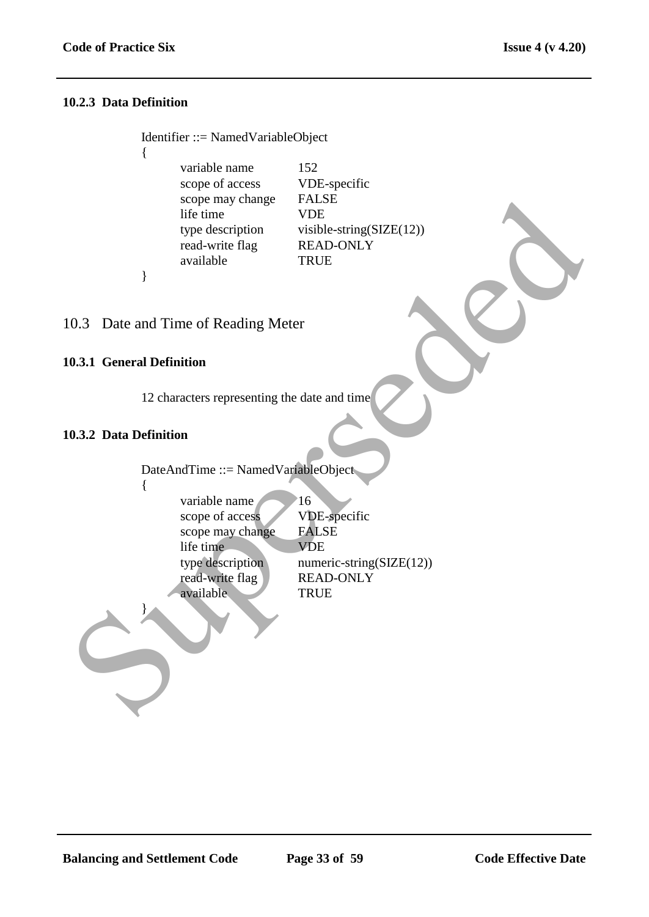#### 10.2.3 Data Definition

```
Identifier ::= NamedVariableObject
{
        variable name         152
        scope of access       VDE-specific
        scope may change      FALSE
        life time             VDE
        type description      visible-string(SIZE(12))
        read-write flag       READ-ONLY
        available             TRUE
}
```

## 10.3 Date and Time of Reading Meter

#### 10.3.1 General Definition

12 characters representing the date and time

#### 10.3.2 Data Definition

```
DateAndTime ::= NamedVariableObject
{
        variable name         16
        scope of access       VDE-specific
        scope may change      FALSE
        life time             VDE
        type description      numeric-string(SIZE(12))
        read-write flag       READ-ONLY
        available             TRUE
}
```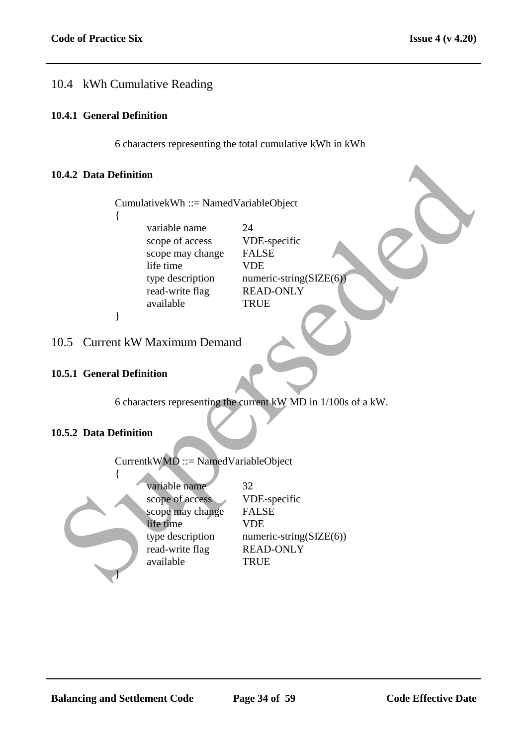## 10.4 kWh Cumulative Reading

### 10.4.1 General Definition

6 characters representing the total cumulative kWh in kWh

### 10.4.2 Data Definition

```
CumulativekWh ::= NamedVariableObject
{
        variable name          24
        scope of access        VDE-specific
        scope may change       FALSE
        life time              VDE
        type description       numeric-string(SIZE(6))
        read-write flag        READ-ONLY
        available              TRUE
}
```

## 10.5 Current kW Maximum Demand

### 10.5.1 General Definition

6 characters representing the current kW MD in 1/100s of a kW.

### 10.5.2 Data Definition

```
CurrentkWMD ::= NamedVariableObject
{
        variable name          32
        scope of access        VDE-specific
        scope may change       FALSE
        life time              VDE
        type description       numeric-string(SIZE(6))
        read-write flag        READ-ONLY
        available              TRUE
}
```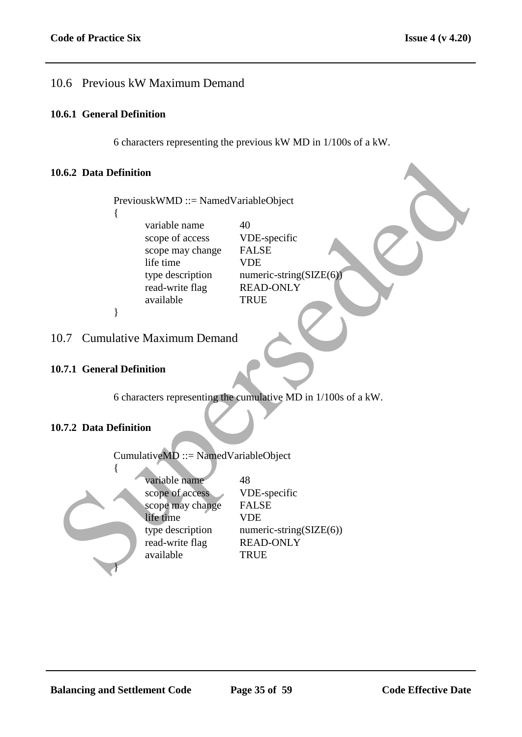## 10.6 Previous kW Maximum Demand

### 10.6.1 General Definition

6 characters representing the previous kW MD in 1/100s of a kW.

### 10.6.2 Data Definition

```
PreviouskWMD ::= NamedVariableObject
{
        variable name          40
        scope of access        VDE-specific
        scope may change       FALSE
        life time              VDE
        type description       numeric-string(SIZE(6))
        read-write flag        READ-ONLY
        available              TRUE
}
```

## 10.7 Cumulative Maximum Demand

### 10.7.1 General Definition

6 characters representing the cumulative MD in 1/100s of a kW.

### 10.7.2 Data Definition

```
CumulativeMD ::= NamedVariableObject
{
        variable name          48
        scope of access        VDE-specific
        scope may change       FALSE
        life time              VDE
        type description       numeric-string(SIZE(6))
        read-write flag        READ-ONLY
        available              TRUE
}
```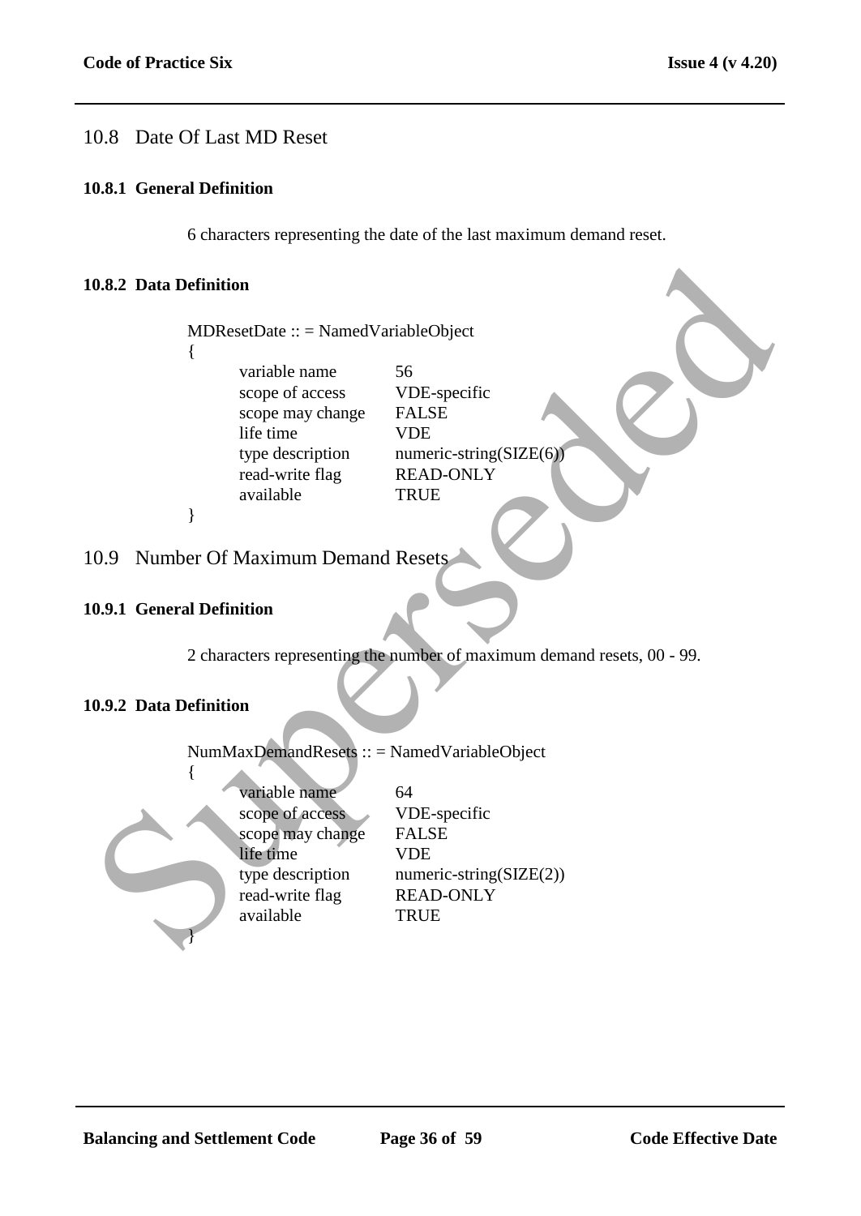## 10.8 Date Of Last MD Reset

### 10.8.1 General Definition

6 characters representing the date of the last maximum demand reset.

### 10.8.2 Data Definition

```
MDResetDate :: = NamedVariableObject
{
        variable name          56
        scope of access        VDE-specific
        scope may change       FALSE
        life time              VDE
        type description       numeric-string(SIZE(6))
        read-write flag        READ-ONLY
        available              TRUE
}
```

## 10.9 Number Of Maximum Demand Resets

### 10.9.1 General Definition

2 characters representing the number of maximum demand resets, 00 - 99.

### 10.9.2 Data Definition

```
NumMaxDemandResets :: = NamedVariableObject
{
        variable name          64
        scope of access        VDE-specific
        scope may change       FALSE
        life time              VDE
        type description       numeric-string(SIZE(2))
        read-write flag        READ-ONLY
        available              TRUE
}
```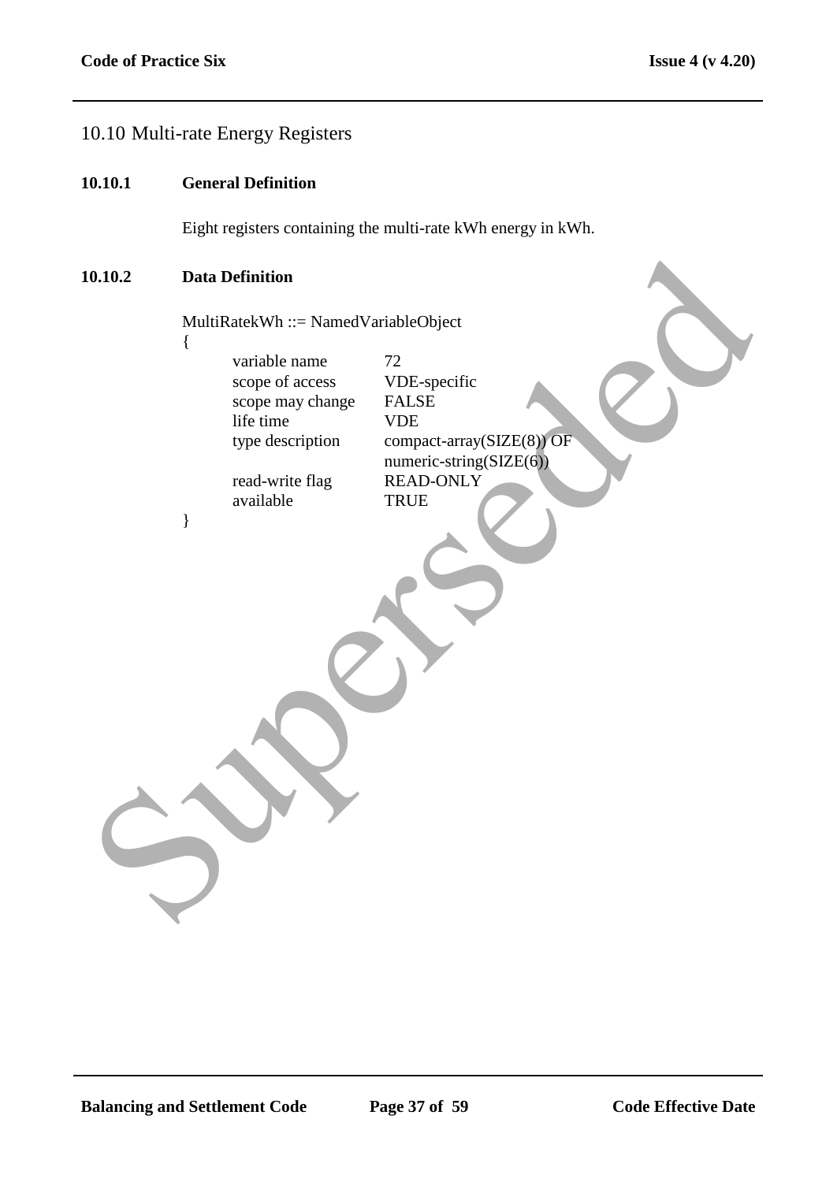## 10.10 Multi-rate Energy Registers

### 10.10.1 General Definition

Eight registers containing the multi-rate kWh energy in kWh.

### 10.10.2 Data Definition

```
MultiRatekWh ::= NamedVariableObject
{
        variable name          72
        scope of access        VDE-specific
        scope may change       FALSE
        life time              VDE
        type description       compact-array(SIZE(8)) OF
                               numeric-string(SIZE(6))
        read-write flag        READ-ONLY
        available              TRUE
}
```

Superseded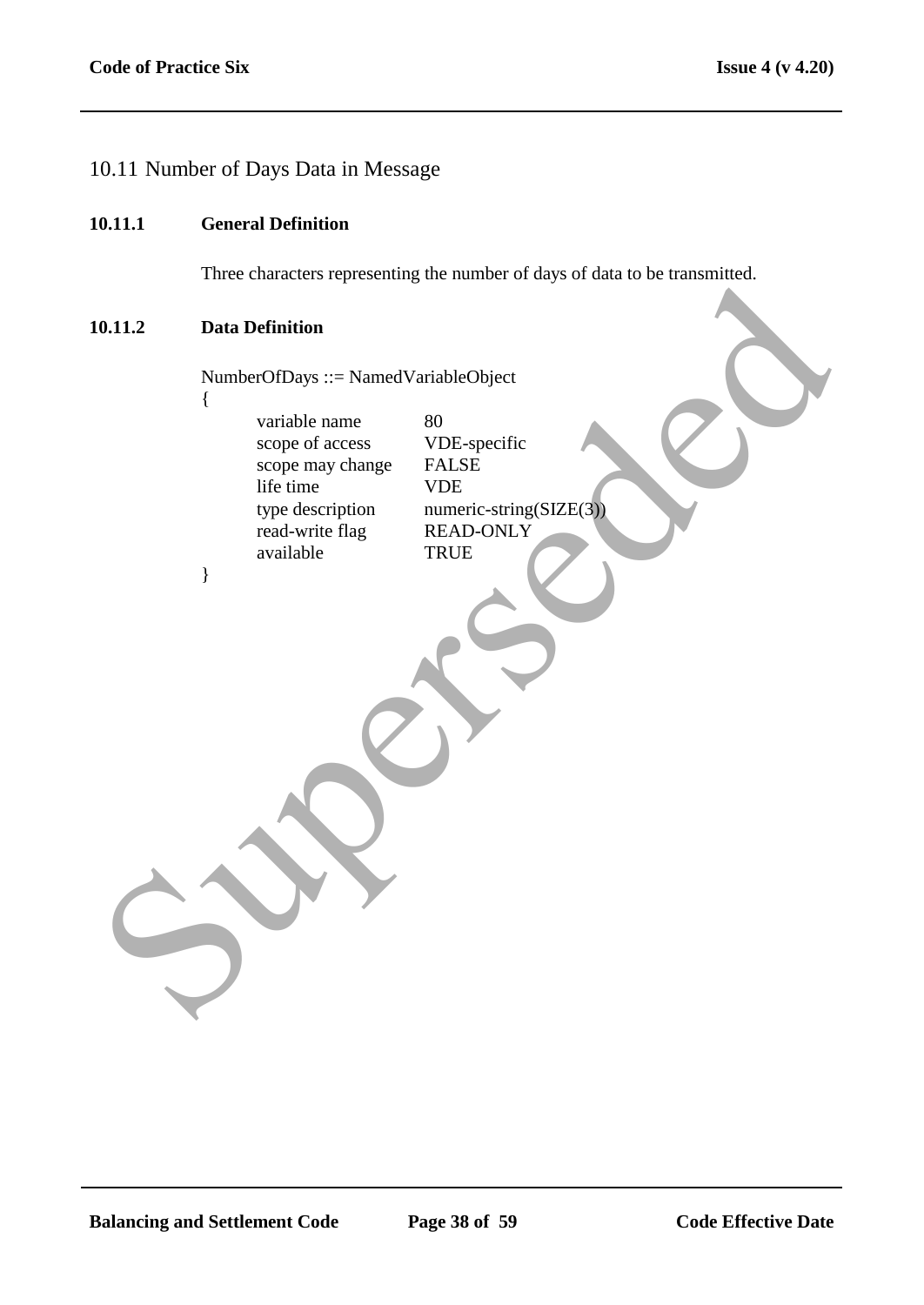## 10.11 Number of Days Data in Message

### 10.11.1 General Definition

Three characters representing the number of days of data to be transmitted.

### 10.11.2 Data Definition

```
NumberOfDays ::= NamedVariableObject
{
        variable name        80
        scope of access      VDE-specific
        scope may change     FALSE
        life time            VDE
        type description     numeric-string(SIZE(3))
        read-write flag      READ-ONLY
        available            TRUE
}
```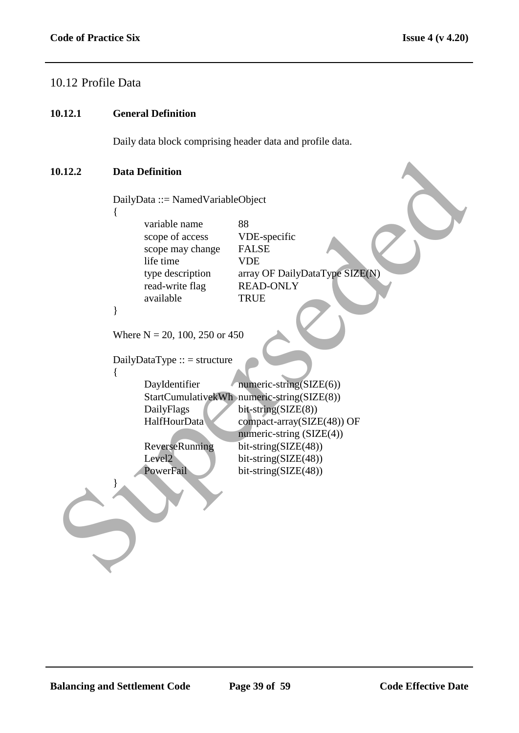## 10.12 Profile Data

### 10.12.1 General Definition

Daily data block comprising header data and profile data.

### 10.12.2 Data Definition

```
DailyData ::= NamedVariableObject
{
        variable name           88
        scope of access         VDE-specific
        scope may change        FALSE
        life time               VDE
        type description        array OF DailyDataType SIZE(N)
        read-write flag         READ-ONLY
        available               TRUE
}
```

Where N = 20, 100, 250 or 450

```
DailyDataType :: = structure
{
        DayIdentifier           numeric-string(SIZE(6))
        StartCumulativekWh      numeric-string(SIZE(8))
        DailyFlags              bit-string(SIZE(8))
        HalfHourData            compact-array(SIZE(48)) OF
                                numeric-string (SIZE(4))
        ReverseRunning          bit-string(SIZE(48))
        Level2                  bit-string(SIZE(48))
        PowerFail               bit-string(SIZE(48))
}
```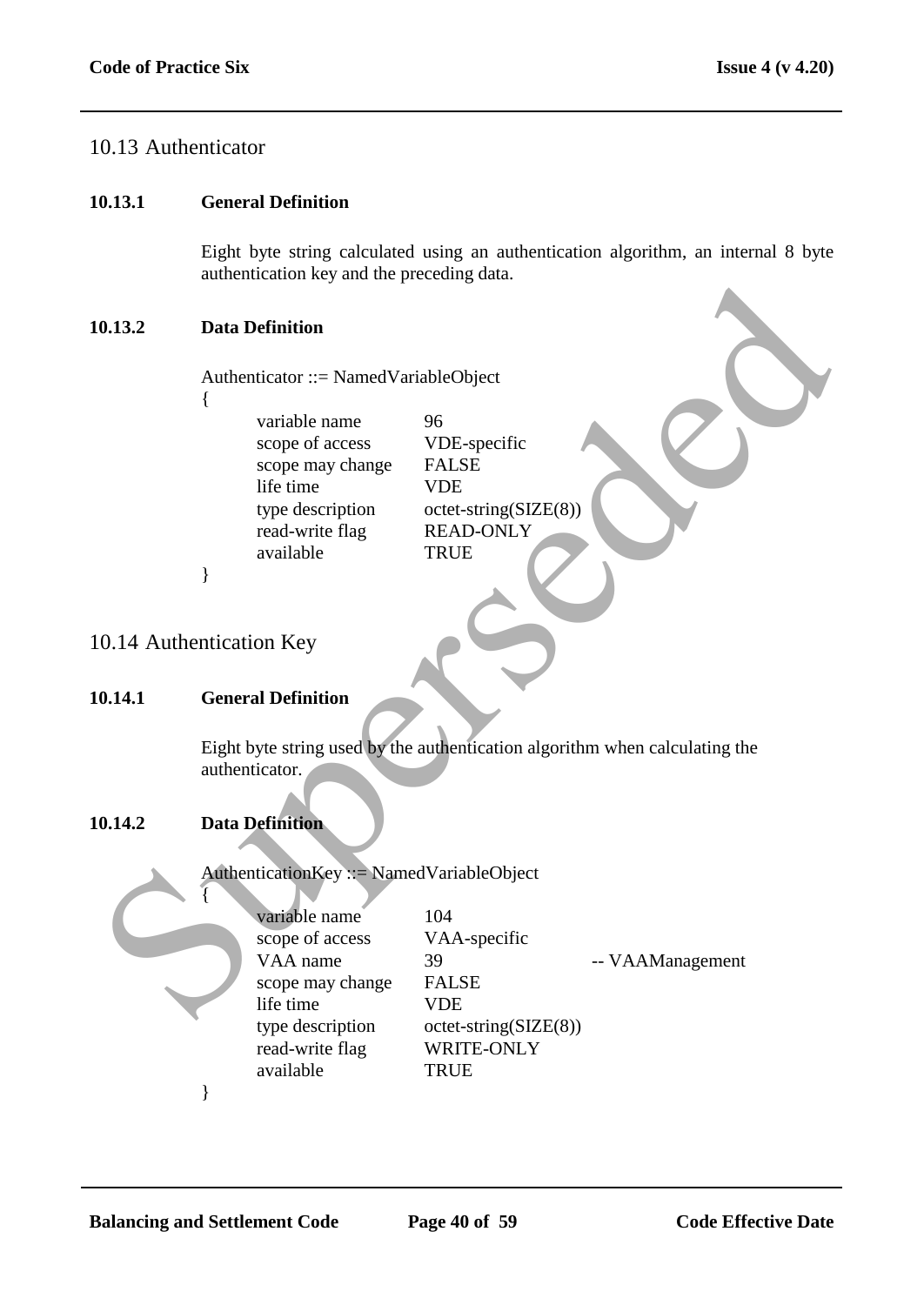## 10.13 Authenticator

### 10.13.1 General Definition

Eight byte string calculated using an authentication algorithm, an internal 8 byte authentication key and the preceding data.

### 10.13.2 Data Definition

```
Authenticator ::= NamedVariableObject
{
        variable name           96
        scope of access         VDE-specific
        scope may change        FALSE
        life time               VDE
        type description        octet-string(SIZE(8))
        read-write flag         READ-ONLY
        available               TRUE
}
```

## 10.14 Authentication Key

### 10.14.1 General Definition

Eight byte string used by the authentication algorithm when calculating the authenticator.

### 10.14.2 Data Definition

```
AuthenticationKey ::= NamedVariableObject
{
        variable name           104
        scope of access         VAA-specific
        VAA name                39                      -- VAAManagement
        scope may change        FALSE
        life time               VDE
        type description        octet-string(SIZE(8))
        read-write flag         WRITE-ONLY
        available               TRUE
}
```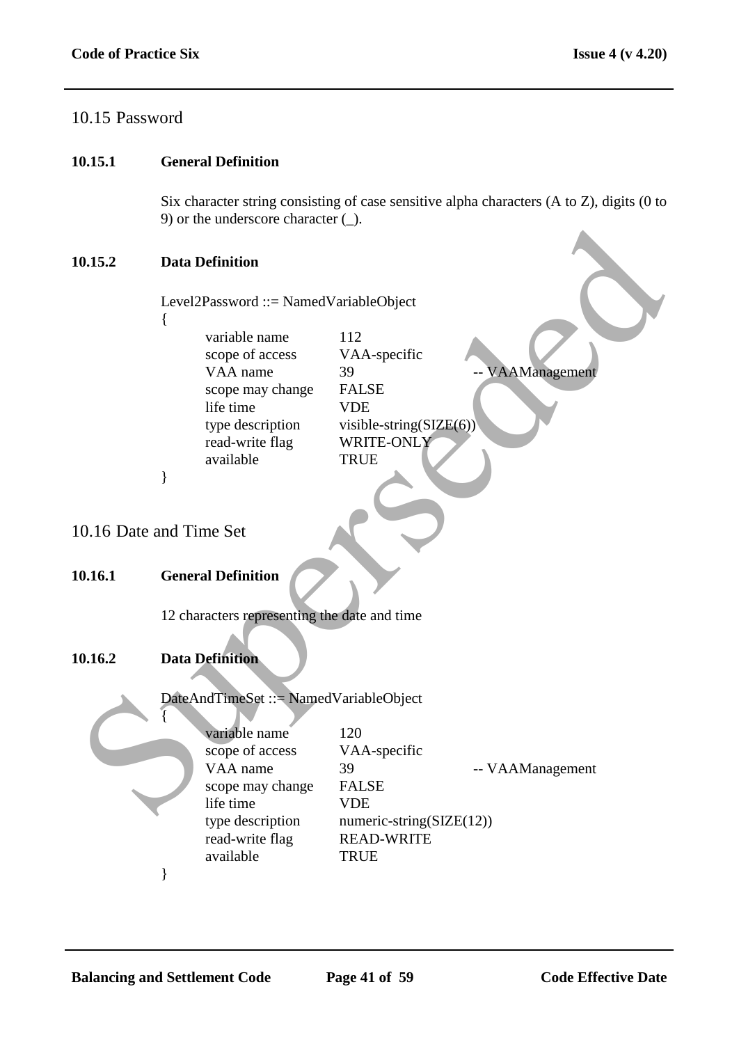## 10.15 Password

### 10.15.1 General Definition

Six character string consisting of case sensitive alpha characters (A to Z), digits (0 to 9) or the underscore character (_).

### 10.15.2 Data Definition

```
Level2Password ::= NamedVariableObject
{
        variable name       112
        scope of access     VAA-specific
        VAA name            39                  -- VAAManagement
        scope may change    FALSE
        life time           VDE
        type description    visible-string(SIZE(6))
        read-write flag     WRITE-ONLY
        available           TRUE
}
```

## 10.16 Date and Time Set

### 10.16.1 General Definition

12 characters representing the date and time

### 10.16.2 Data Definition

```
DateAndTimeSet ::= NamedVariableObject
{
        variable name       120
        scope of access     VAA-specific
        VAA name            39                  -- VAAManagement
        scope may change    FALSE
        life time           VDE
        type description    numeric-string(SIZE(12))
        read-write flag     READ-WRITE
        available           TRUE
}
```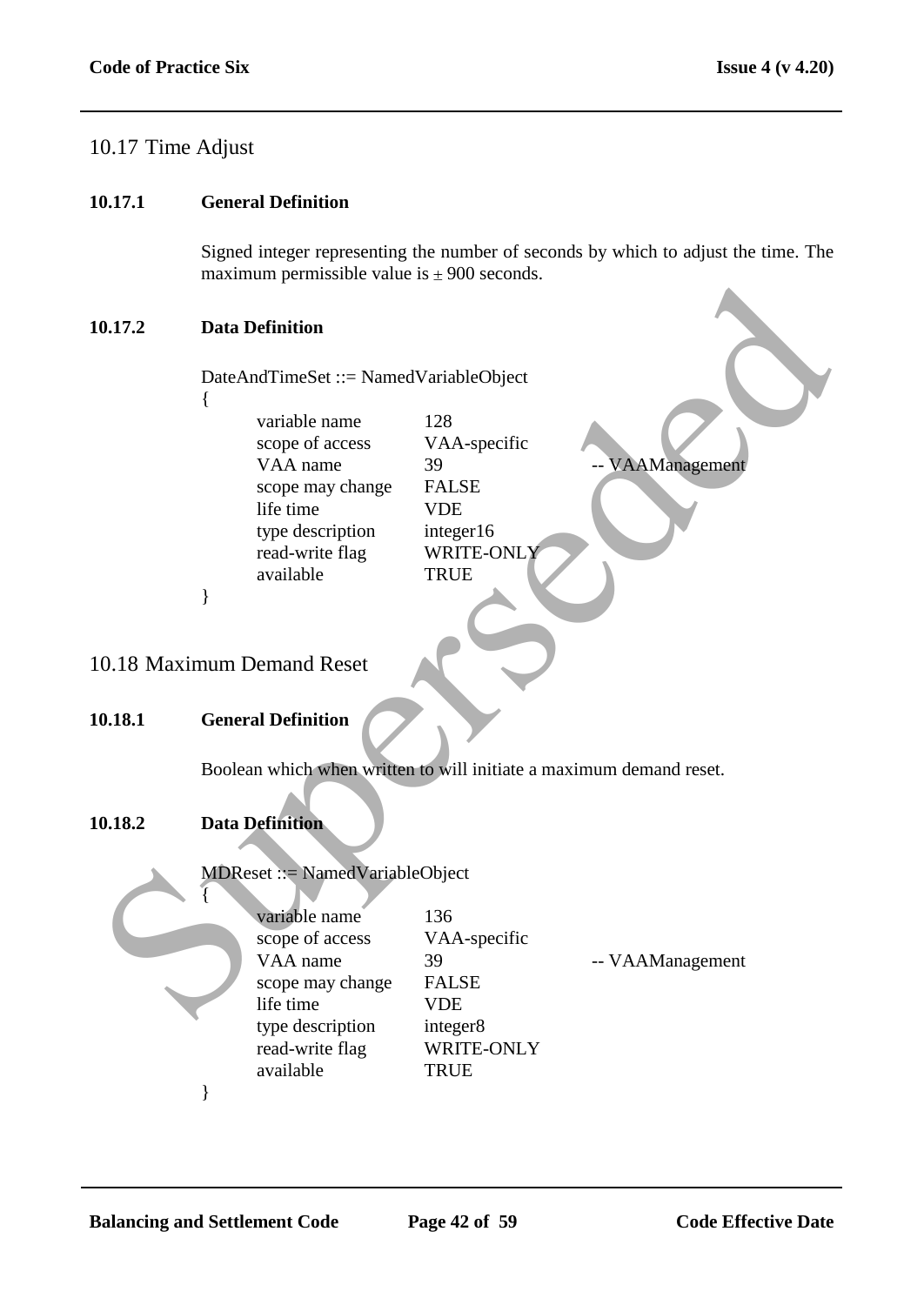## 10.17 Time Adjust

### 10.17.1 General Definition

Signed integer representing the number of seconds by which to adjust the time. The maximum permissible value is ± 900 seconds.

### 10.17.2 Data Definition

```
DateAndTimeSet ::= NamedVariableObject
{
        variable name        128
        scope of access      VAA-specific
        VAA name             39                  -- VAAManagement
        scope may change     FALSE
        life time            VDE
        type description     integer16
        read-write flag      WRITE-ONLY
        available            TRUE
}
```

## 10.18 Maximum Demand Reset

### 10.18.1 General Definition

Boolean which when written to will initiate a maximum demand reset.

### 10.18.2 Data Definition

```
MDReset ::= NamedVariableObject
{
        variable name        136
        scope of access      VAA-specific
        VAA name             39                  -- VAAManagement
        scope may change     FALSE
        life time            VDE
        type description     integer8
        read-write flag      WRITE-ONLY
        available            TRUE
}
```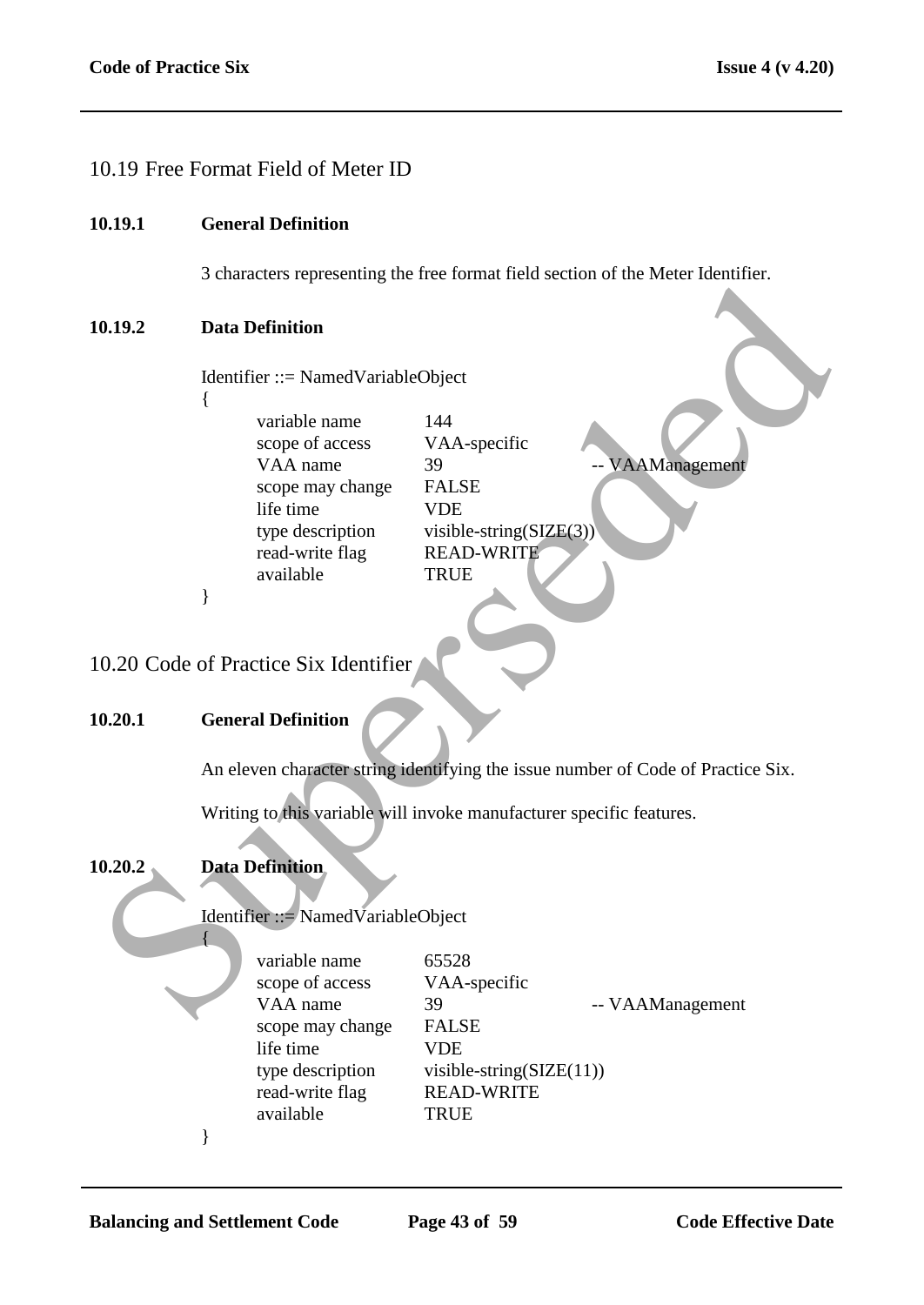## 10.19 Free Format Field of Meter ID

### 10.19.1 General Definition

3 characters representing the free format field section of the Meter Identifier.

### 10.19.2 Data Definition

```
Identifier ::= NamedVariableObject
{
        variable name        144
        scope of access      VAA-specific
        VAA name             39                      -- VAAManagement
        scope may change     FALSE
        life time            VDE
        type description     visible-string(SIZE(3))
        read-write flag      READ-WRITE
        available            TRUE
}
```

## 10.20 Code of Practice Six Identifier

### 10.20.1 General Definition

An eleven character string identifying the issue number of Code of Practice Six.

Writing to this variable will invoke manufacturer specific features.

### 10.20.2 Data Definition

```
Identifier ::= NamedVariableObject
{
        variable name        65528
        scope of access      VAA-specific
        VAA name             39                      -- VAAManagement
        scope may change     FALSE
        life time            VDE
        type description     visible-string(SIZE(11))
        read-write flag      READ-WRITE
        available            TRUE
}
```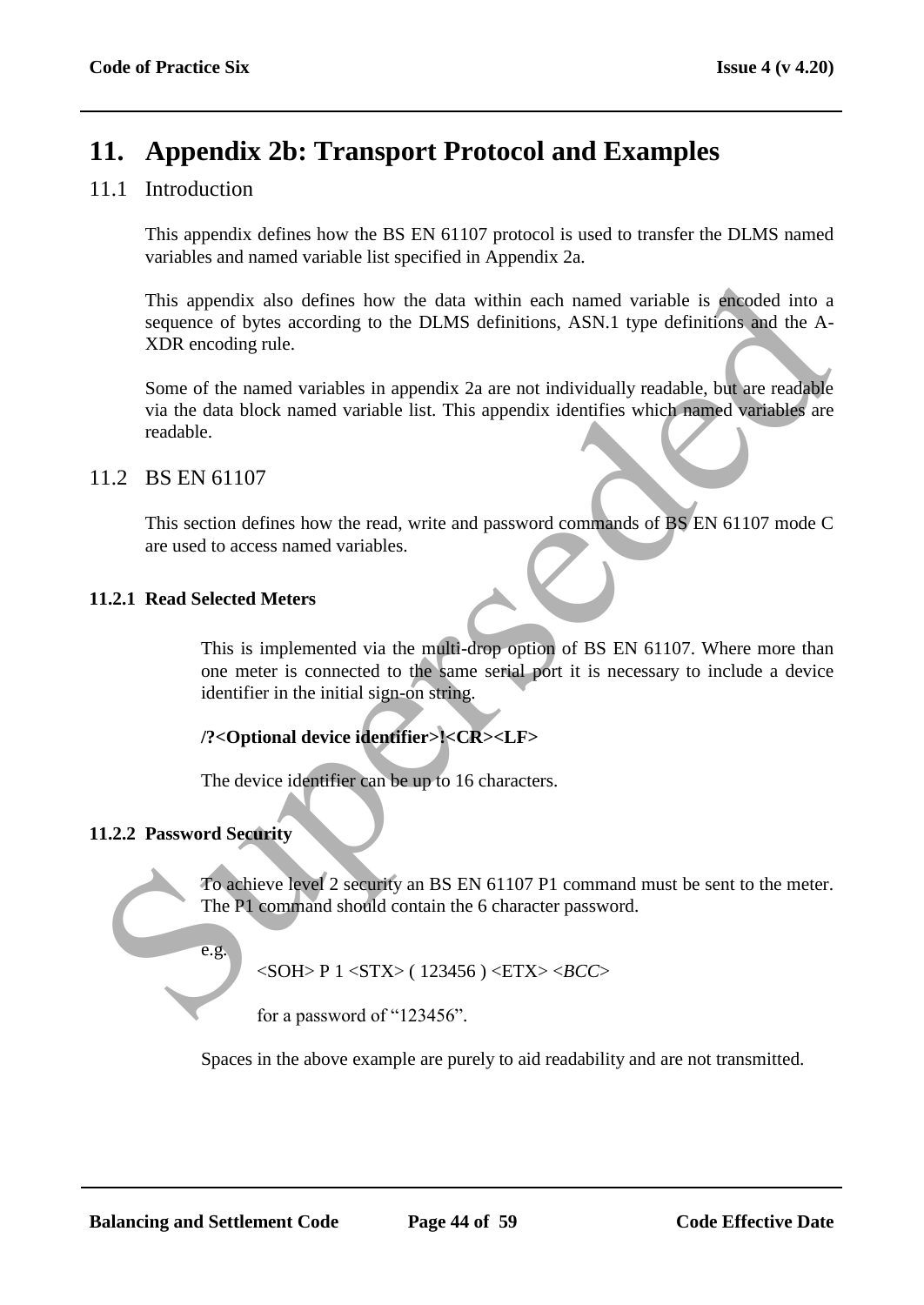# 11. Appendix 2b: Transport Protocol and Examples

## 11.1 Introduction

This appendix defines how the BS EN 61107 protocol is used to transfer the DLMS named variables and named variable list specified in Appendix 2a.

This appendix also defines how the data within each named variable is encoded into a sequence of bytes according to the DLMS definitions, ASN.1 type definitions and the A-XDR encoding rule.

Some of the named variables in appendix 2a are not individually readable, but are readable via the data block named variable list. This appendix identifies which named variables are readable.

## 11.2 BS EN 61107

This section defines how the read, write and password commands of BS EN 61107 mode C are used to access named variables.

### 11.2.1 Read Selected Meters

This is implemented via the multi-drop option of BS EN 61107. Where more than one meter is connected to the same serial port it is necessary to include a device identifier in the initial sign-on string.

**/?<Optional device identifier>!<CR><LF>**

The device identifier can be up to 16 characters.

### 11.2.2 Password Security

To achieve level 2 security an BS EN 61107 P1 command must be sent to the meter. The P1 command should contain the 6 character password.

e.g.

<SOH> P 1 <STX> ( 123456 ) <ETX> <*BCC*>

for a password of "123456".

Spaces in the above example are purely to aid readability and are not transmitted.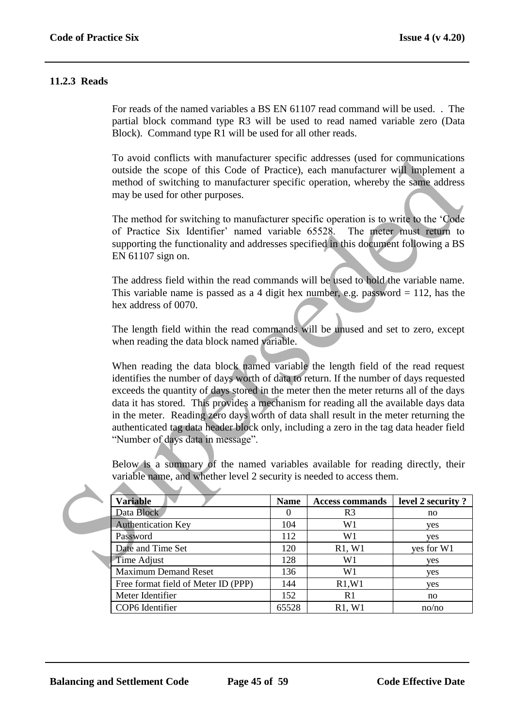### 11.2.3 Reads

For reads of the named variables a BS EN 61107 read command will be used. . The partial block command type R3 will be used to read named variable zero (Data Block). Command type R1 will be used for all other reads.

To avoid conflicts with manufacturer specific addresses (used for communications outside the scope of this Code of Practice), each manufacturer will implement a method of switching to manufacturer specific operation, whereby the same address may be used for other purposes.

The method for switching to manufacturer specific operation is to write to the 'Code of Practice Six Identifier' named variable 65528. The meter must return to supporting the functionality and addresses specified in this document following a BS EN 61107 sign on.

The address field within the read commands will be used to hold the variable name. This variable name is passed as a 4 digit hex number, e.g. password = 112, has the hex address of 0070.

The length field within the read commands will be unused and set to zero, except when reading the data block named variable.

When reading the data block named variable the length field of the read request identifies the number of days worth of data to return. If the number of days requested exceeds the quantity of days stored in the meter then the meter returns all of the days data it has stored. This provides a mechanism for reading all the available days data in the meter. Reading zero days worth of data shall result in the meter returning the authenticated tag data header block only, including a zero in the tag data header field "Number of days data in message".

Below is a summary of the named variables available for reading directly, their variable name, and whether level 2 security is needed to access them.

| Variable | Name | Access commands | level 2 security ? |
|---|---|---|---|
| Data Block | 0 | R3 | no |
| Authentication Key | 104 | W1 | yes |
| Password | 112 | W1 | yes |
| Date and Time Set | 120 | R1, W1 | yes for W1 |
| Time Adjust | 128 | W1 | yes |
| Maximum Demand Reset | 136 | W1 | yes |
| Free format field of Meter ID (PPP) | 144 | R1,W1 | yes |
| Meter Identifier | 152 | R1 | no |
| COP6 Identifier | 65528 | R1, W1 | no/no |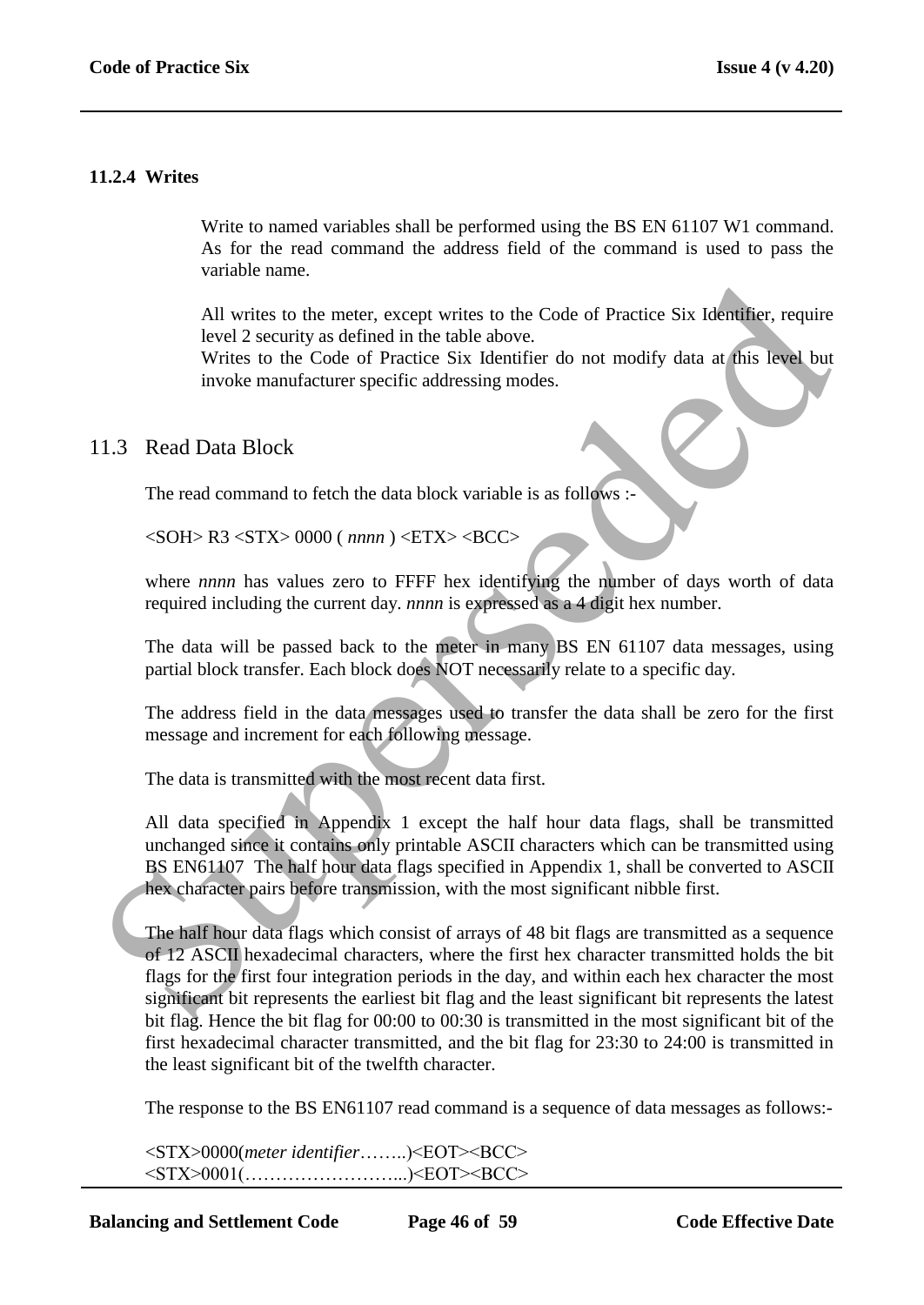#### 11.2.4 Writes

Write to named variables shall be performed using the BS EN 61107 W1 command. As for the read command the address field of the command is used to pass the variable name.

All writes to the meter, except writes to the Code of Practice Six Identifier, require level 2 security as defined in the table above.
Writes to the Code of Practice Six Identifier do not modify data at this level but invoke manufacturer specific addressing modes.

## 11.3 Read Data Block

The read command to fetch the data block variable is as follows :-

<SOH> R3 <STX> 0000 ( *nnnn* ) <ETX> <BCC>

where *nnnn* has values zero to FFFF hex identifying the number of days worth of data required including the current day. *nnnn* is expressed as a 4 digit hex number.

The data will be passed back to the meter in many BS EN 61107 data messages, using partial block transfer. Each block does NOT necessarily relate to a specific day.

The address field in the data messages used to transfer the data shall be zero for the first message and increment for each following message.

The data is transmitted with the most recent data first.

All data specified in Appendix 1 except the half hour data flags, shall be transmitted unchanged since it contains only printable ASCII characters which can be transmitted using BS EN61107 The half hour data flags specified in Appendix 1, shall be converted to ASCII hex character pairs before transmission, with the most significant nibble first.

The half hour data flags which consist of arrays of 48 bit flags are transmitted as a sequence of 12 ASCII hexadecimal characters, where the first hex character transmitted holds the bit flags for the first four integration periods in the day, and within each hex character the most significant bit represents the earliest bit flag and the least significant bit represents the latest bit flag. Hence the bit flag for 00:00 to 00:30 is transmitted in the most significant bit of the first hexadecimal character transmitted, and the bit flag for 23:30 to 24:00 is transmitted in the least significant bit of the twelfth character.

The response to the BS EN61107 read command is a sequence of data messages as follows:-

<STX>0000(*meter identifier*……..)<EOT><BCC>
<STX>0001(……………………...)<EOT><BCC>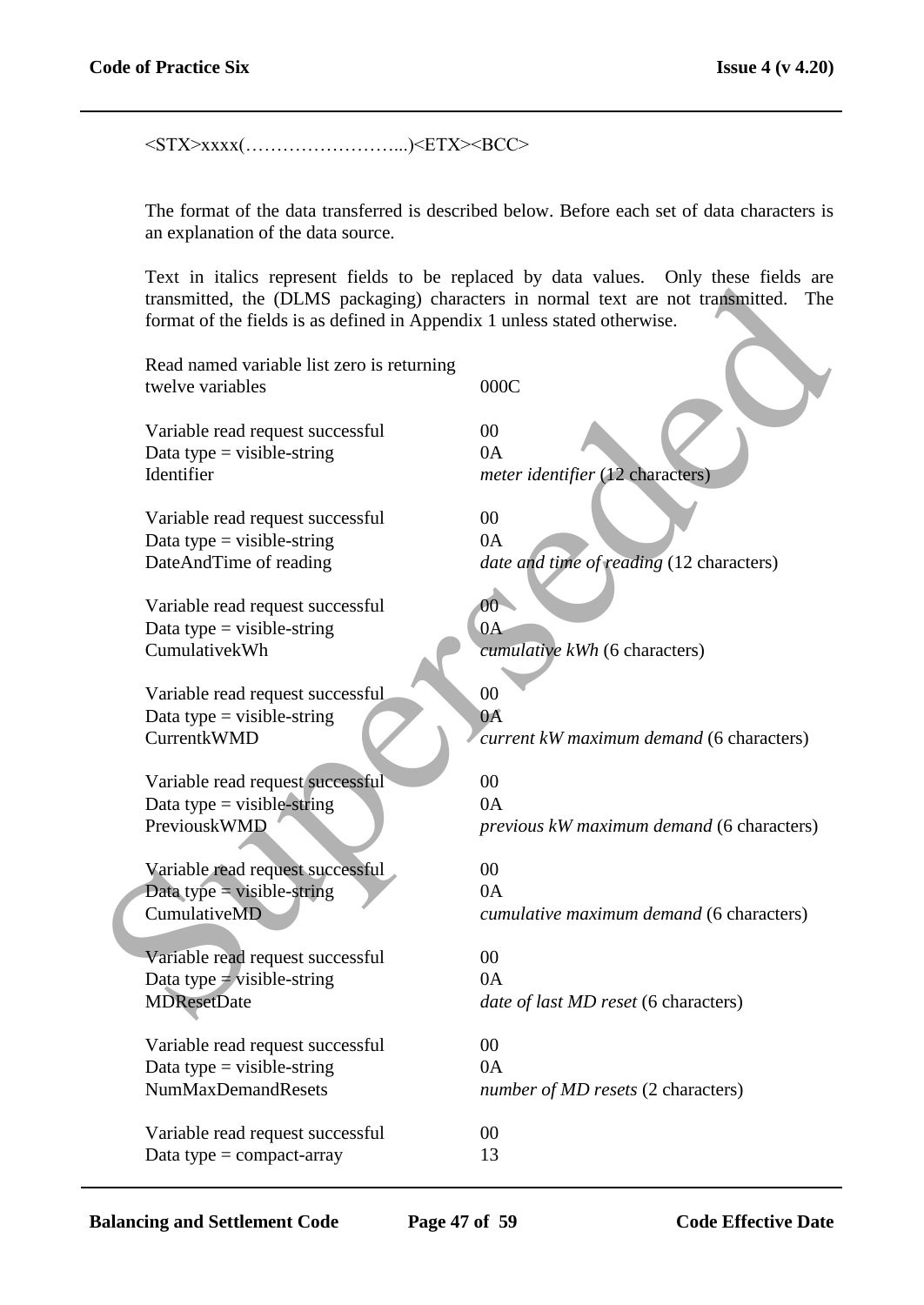<STX>xxxx(……………………...)<ETX><BCC>

The format of the data transferred is described below. Before each set of data characters is an explanation of the data source.

Text in italics represent fields to be replaced by data values. Only these fields are transmitted, the (DLMS packaging) characters in normal text are not transmitted. The format of the fields is as defined in Appendix 1 unless stated otherwise.

| | |
|---|---|
| Read named variable list zero is returning twelve variables | 000C |
| | |
| Variable read request successful | 00 |
| Data type = visible-string | 0A |
| Identifier | *meter identifier* (12 characters) |
| | |
| Variable read request successful | 00 |
| Data type = visible-string | 0A |
| DateAndTime of reading | *date and time of reading* (12 characters) |
| | |
| Variable read request successful | 00 |
| Data type = visible-string | 0A |
| CumulativekWh | *cumulative kWh* (6 characters) |
| | |
| Variable read request successful | 00 |
| Data type = visible-string | 0A |
| CurrentkWMD | *current kW maximum demand* (6 characters) |
| | |
| Variable read request successful | 00 |
| Data type = visible-string | 0A |
| PreviouskWMD | *previous kW maximum demand* (6 characters) |
| | |
| Variable read request successful | 00 |
| Data type = visible-string | 0A |
| CumulativeMD | *cumulative maximum demand* (6 characters) |
| | |
| Variable read request successful | 00 |
| Data type = visible-string | 0A |
| MDResetDate | *date of last MD reset* (6 characters) |
| | |
| Variable read request successful | 00 |
| Data type = visible-string | 0A |
| NumMaxDemandResets | *number of MD resets* (2 characters) |
| | |
| Variable read request successful | 00 |
| Data type = compact-array | 13 |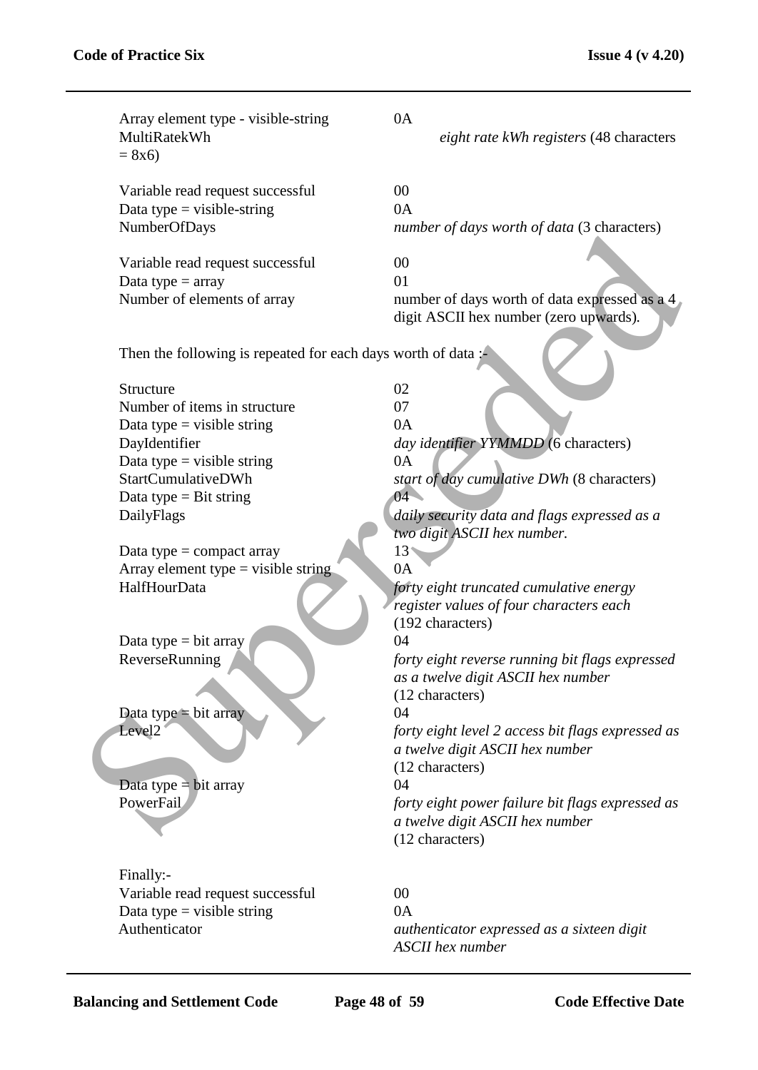| | |
|---|---|
| Array element type - visible-string | 0A |
| MultiRatekWh = 8x6) | *eight rate kWh registers* (48 characters |
| | |
| Variable read request successful | 00 |
| Data type = visible-string | 0A |
| NumberOfDays | *number of days worth of data* (3 characters) |
| | |
| Variable read request successful | 00 |
| Data type = array | 01 |
| Number of elements of array | number of days worth of data expressed as a 4 digit ASCII hex number (zero upwards). |

Then the following is repeated for each days worth of data :-

| | |
|---|---|
| Structure | 02 |
| Number of items in structure | 07 |
| Data type = visible string | 0A |
| DayIdentifier | *day identifier YYMMDD* (6 characters) |
| Data type = visible string | 0A |
| StartCumulativeDWh | *start of day cumulative DWh* (8 characters) |
| Data type = Bit string | 04 |
| DailyFlags | *daily security data and flags expressed as a two digit ASCII hex number.* |
| Data type = compact array | 13 |
| Array element type = visible string | 0A |
| HalfHourData | *forty eight truncated cumulative energy register values of four characters each* (192 characters) |
| Data type = bit array | 04 |
| ReverseRunning | *forty eight reverse running bit flags expressed as a twelve digit ASCII hex number* (12 characters) |
| Data type = bit array | 04 |
| Level2 | *forty eight level 2 access bit flags expressed as a twelve digit ASCII hex number* (12 characters) |
| Data type = bit array | 04 |
| PowerFail | *forty eight power failure bit flags expressed as a twelve digit ASCII hex number* (12 characters) |

Finally:-

| | |
|---|---|
| Variable read request successful | 00 |
| Data type = visible string | 0A |
| Authenticator | *authenticator expressed as a sixteen digit ASCII hex number* |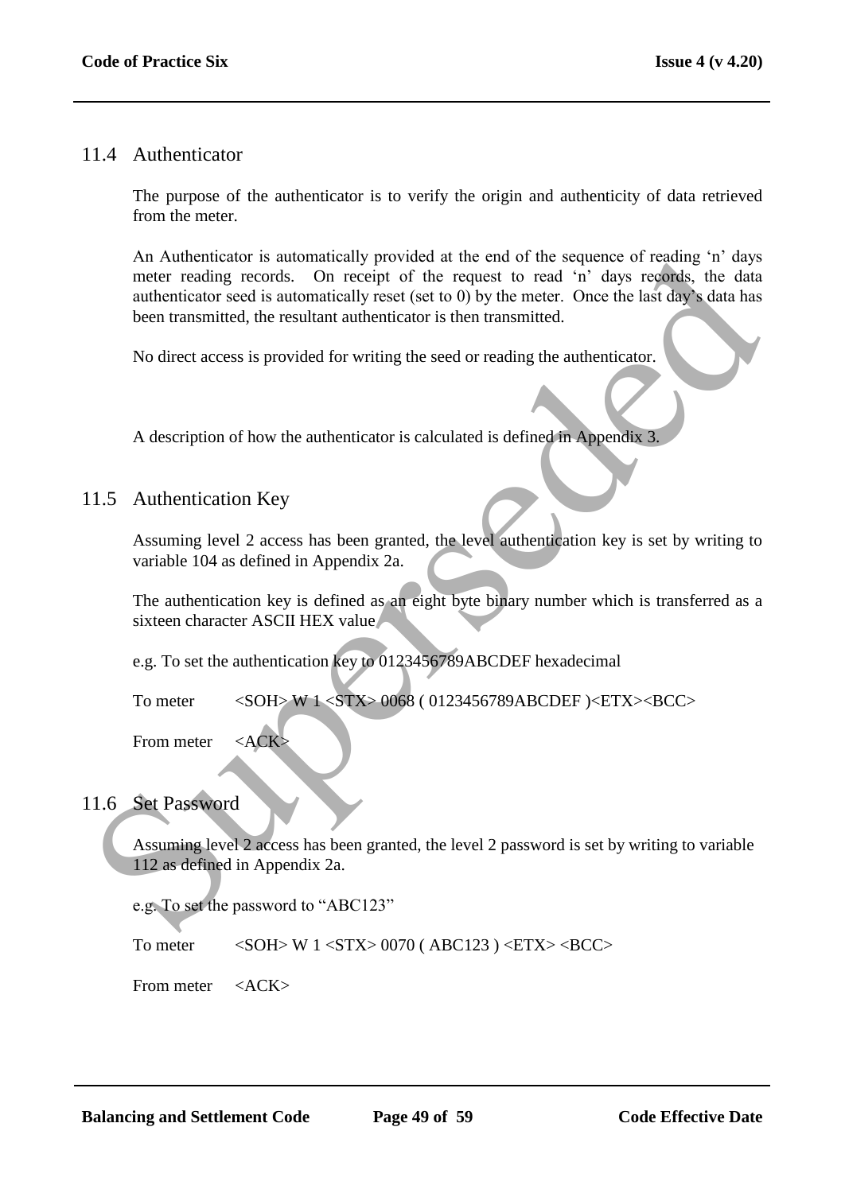## 11.4 Authenticator

The purpose of the authenticator is to verify the origin and authenticity of data retrieved from the meter.

An Authenticator is automatically provided at the end of the sequence of reading 'n' days meter reading records. On receipt of the request to read 'n' days records, the data authenticator seed is automatically reset (set to 0) by the meter. Once the last day's data has been transmitted, the resultant authenticator is then transmitted.

No direct access is provided for writing the seed or reading the authenticator.

A description of how the authenticator is calculated is defined in Appendix 3.

## 11.5 Authentication Key

Assuming level 2 access has been granted, the level authentication key is set by writing to variable 104 as defined in Appendix 2a.

The authentication key is defined as an eight byte binary number which is transferred as a sixteen character ASCII HEX value.

e.g. To set the authentication key to 0123456789ABCDEF hexadecimal

To meter &lt;SOH&gt; W 1 &lt;STX&gt; 0068 ( 0123456789ABCDEF )&lt;ETX&gt;&lt;BCC&gt;

From meter &lt;ACK&gt;

## 11.6 Set Password

Assuming level 2 access has been granted, the level 2 password is set by writing to variable 112 as defined in Appendix 2a.

e.g. To set the password to "ABC123"

To meter &lt;SOH&gt; W 1 &lt;STX&gt; 0070 ( ABC123 ) &lt;ETX&gt; &lt;BCC&gt;

From meter &lt;ACK&gt;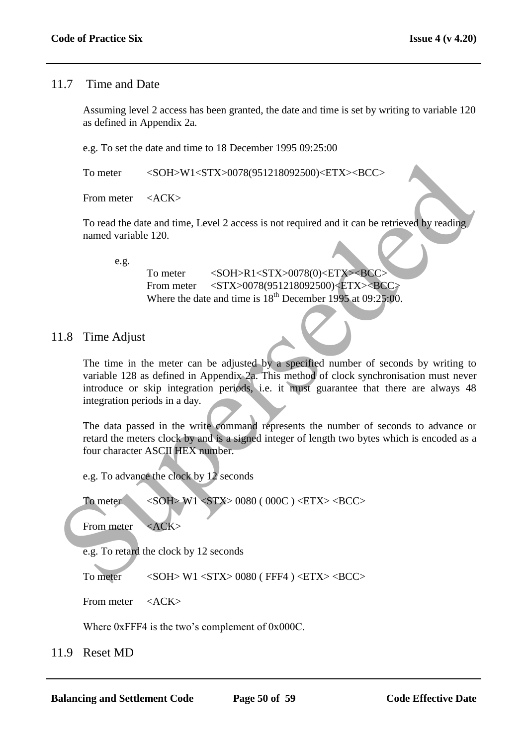## 11.7 Time and Date

Assuming level 2 access has been granted, the date and time is set by writing to variable 120 as defined in Appendix 2a.

e.g. To set the date and time to 18 December 1995 09:25:00

To meter &lt;SOH&gt;W1&lt;STX&gt;0078(951218092500)&lt;ETX&gt;&lt;BCC&gt;

From meter &lt;ACK&gt;

To read the date and time, Level 2 access is not required and it can be retrieved by reading named variable 120.

e.g.

To meter &lt;SOH&gt;R1&lt;STX&gt;0078(0)&lt;ETX&gt;&lt;BCC&gt;
From meter &lt;STX&gt;0078(951218092500)&lt;ETX&gt;&lt;BCC&gt;
Where the date and time is 18th December 1995 at 09:25:00.

## 11.8 Time Adjust

The time in the meter can be adjusted by a specified number of seconds by writing to variable 128 as defined in Appendix 2a. This method of clock synchronisation must never introduce or skip integration periods, i.e. it must guarantee that there are always 48 integration periods in a day.

The data passed in the write command represents the number of seconds to advance or retard the meters clock by and is a signed integer of length two bytes which is encoded as a four character ASCII HEX number.

e.g. To advance the clock by 12 seconds

To meter &lt;SOH&gt; W1 &lt;STX&gt; 0080 ( 000C ) &lt;ETX&gt; &lt;BCC&gt;

From meter &lt;ACK&gt;

e.g. To retard the clock by 12 seconds

To meter &lt;SOH&gt; W1 &lt;STX&gt; 0080 ( FFF4 ) &lt;ETX&gt; &lt;BCC&gt;

From meter &lt;ACK&gt;

Where 0xFFF4 is the two's complement of 0x000C.

## 11.9 Reset MD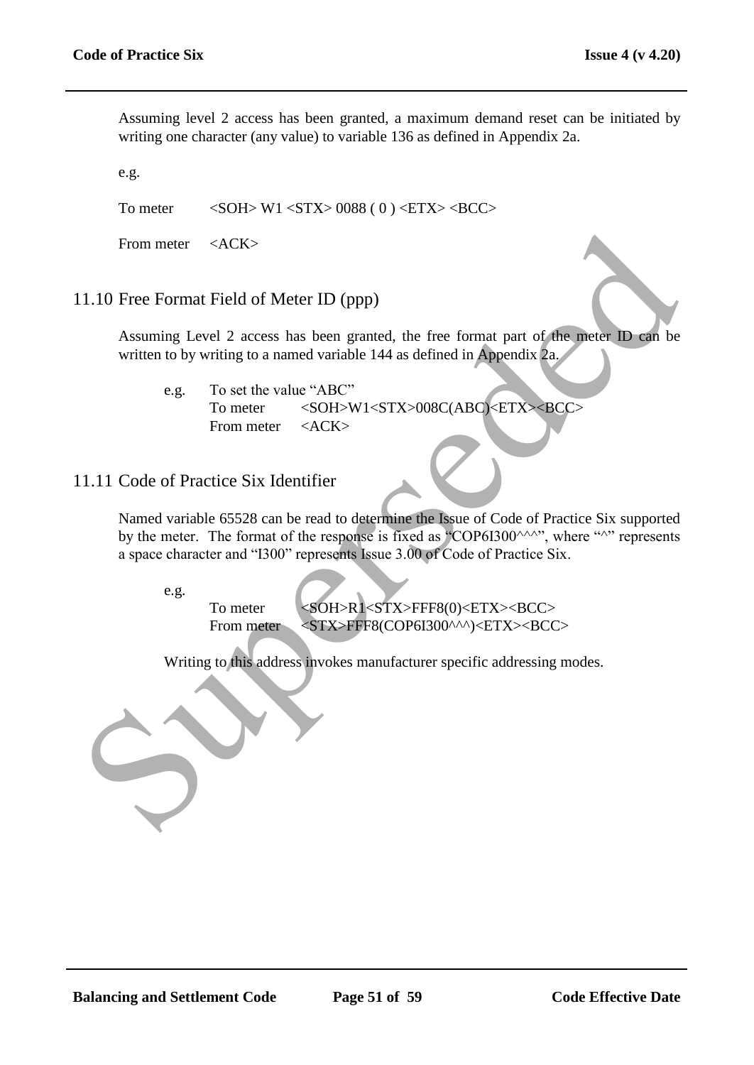Assuming level 2 access has been granted, a maximum demand reset can be initiated by writing one character (any value) to variable 136 as defined in Appendix 2a.

e.g.

To meter <SOH> W1 <STX> 0088 ( 0 ) <ETX> <BCC>

From meter <ACK>

## 11.10 Free Format Field of Meter ID (ppp)

Assuming Level 2 access has been granted, the free format part of the meter ID can be written to by writing to a named variable 144 as defined in Appendix 2a.

e.g. To set the value "ABC"
To meter <SOH>W1<STX>008C(ABC)<ETX><BCC>
From meter <ACK>

## 11.11 Code of Practice Six Identifier

Named variable 65528 can be read to determine the Issue of Code of Practice Six supported by the meter. The format of the response is fixed as "COP6I300^^^", where "^" represents a space character and "I300" represents Issue 3.00 of Code of Practice Six.

e.g.
To meter <SOH>R1<STX>FFF8(0)<ETX><BCC>
From meter <STX>FFF8(COP6I300^^^)<ETX><BCC>

Writing to this address invokes manufacturer specific addressing modes.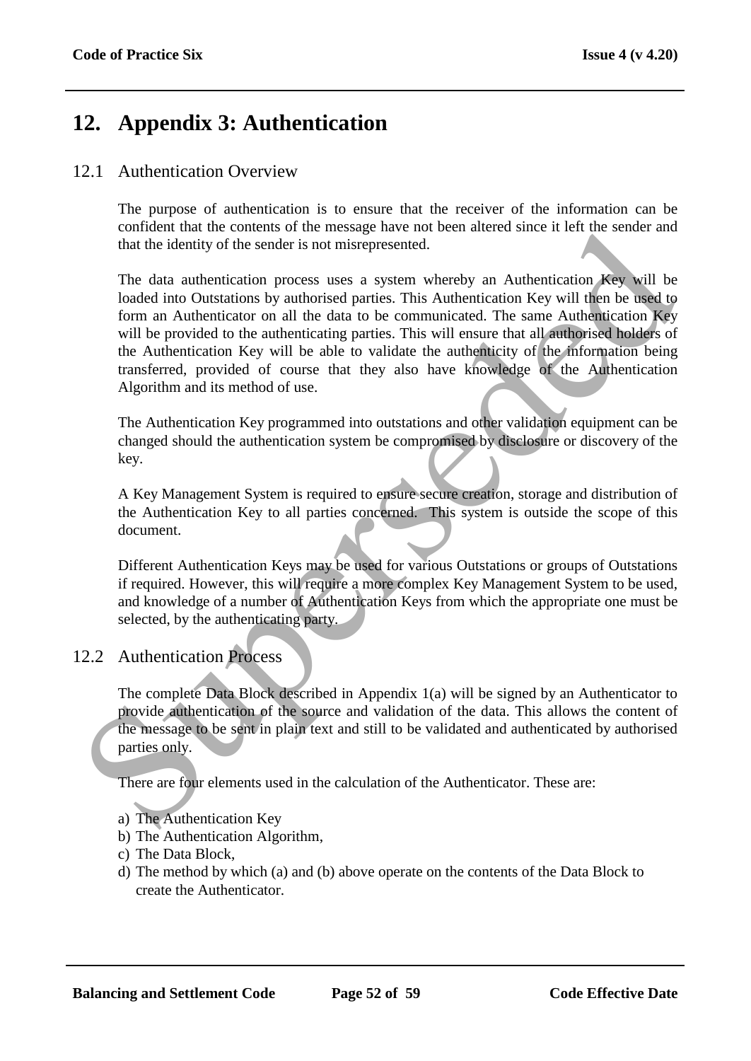# 12. Appendix 3: Authentication

## 12.1 Authentication Overview

The purpose of authentication is to ensure that the receiver of the information can be confident that the contents of the message have not been altered since it left the sender and that the identity of the sender is not misrepresented.

The data authentication process uses a system whereby an Authentication Key will be loaded into Outstations by authorised parties. This Authentication Key will then be used to form an Authenticator on all the data to be communicated. The same Authentication Key will be provided to the authenticating parties. This will ensure that all authorised holders of the Authentication Key will be able to validate the authenticity of the information being transferred, provided of course that they also have knowledge of the Authentication Algorithm and its method of use.

The Authentication Key programmed into outstations and other validation equipment can be changed should the authentication system be compromised by disclosure or discovery of the key.

A Key Management System is required to ensure secure creation, storage and distribution of the Authentication Key to all parties concerned. This system is outside the scope of this document.

Different Authentication Keys may be used for various Outstations or groups of Outstations if required. However, this will require a more complex Key Management System to be used, and knowledge of a number of Authentication Keys from which the appropriate one must be selected, by the authenticating party.

## 12.2 Authentication Process

The complete Data Block described in Appendix 1(a) will be signed by an Authenticator to provide authentication of the source and validation of the data. This allows the content of the message to be sent in plain text and still to be validated and authenticated by authorised parties only.

There are four elements used in the calculation of the Authenticator. These are:

a) The Authentication Key
b) The Authentication Algorithm,
c) The Data Block,
d) The method by which (a) and (b) above operate on the contents of the Data Block to create the Authenticator.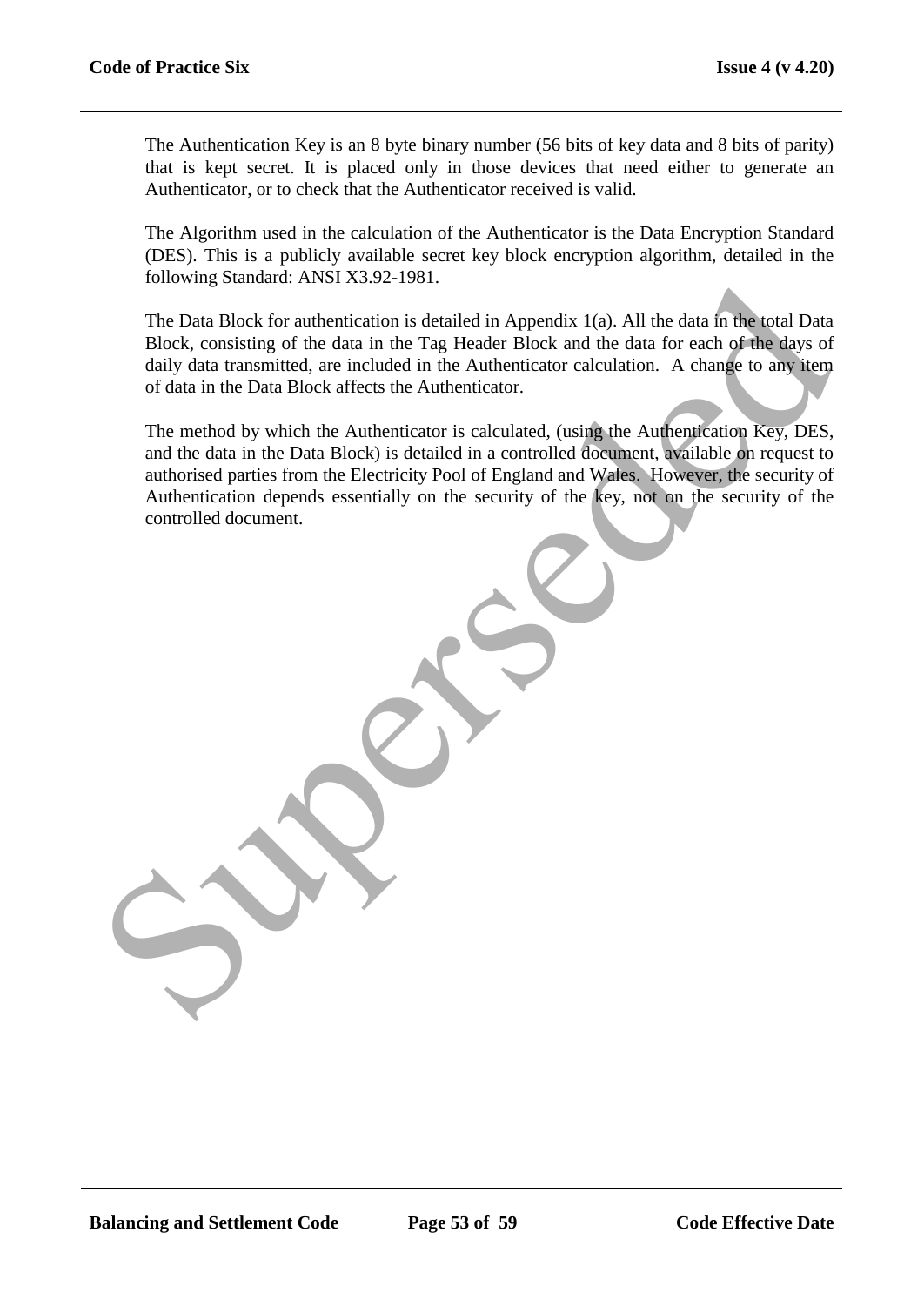The Authentication Key is an 8 byte binary number (56 bits of key data and 8 bits of parity) that is kept secret. It is placed only in those devices that need either to generate an Authenticator, or to check that the Authenticator received is valid.

The Algorithm used in the calculation of the Authenticator is the Data Encryption Standard (DES). This is a publicly available secret key block encryption algorithm, detailed in the following Standard: ANSI X3.92-1981.

The Data Block for authentication is detailed in Appendix 1(a). All the data in the total Data Block, consisting of the data in the Tag Header Block and the data for each of the days of daily data transmitted, are included in the Authenticator calculation. A change to any item of data in the Data Block affects the Authenticator.

The method by which the Authenticator is calculated, (using the Authentication Key, DES, and the data in the Data Block) is detailed in a controlled document, available on request to authorised parties from the Electricity Pool of England and Wales. However, the security of Authentication depends essentially on the security of the key, not on the security of the controlled document.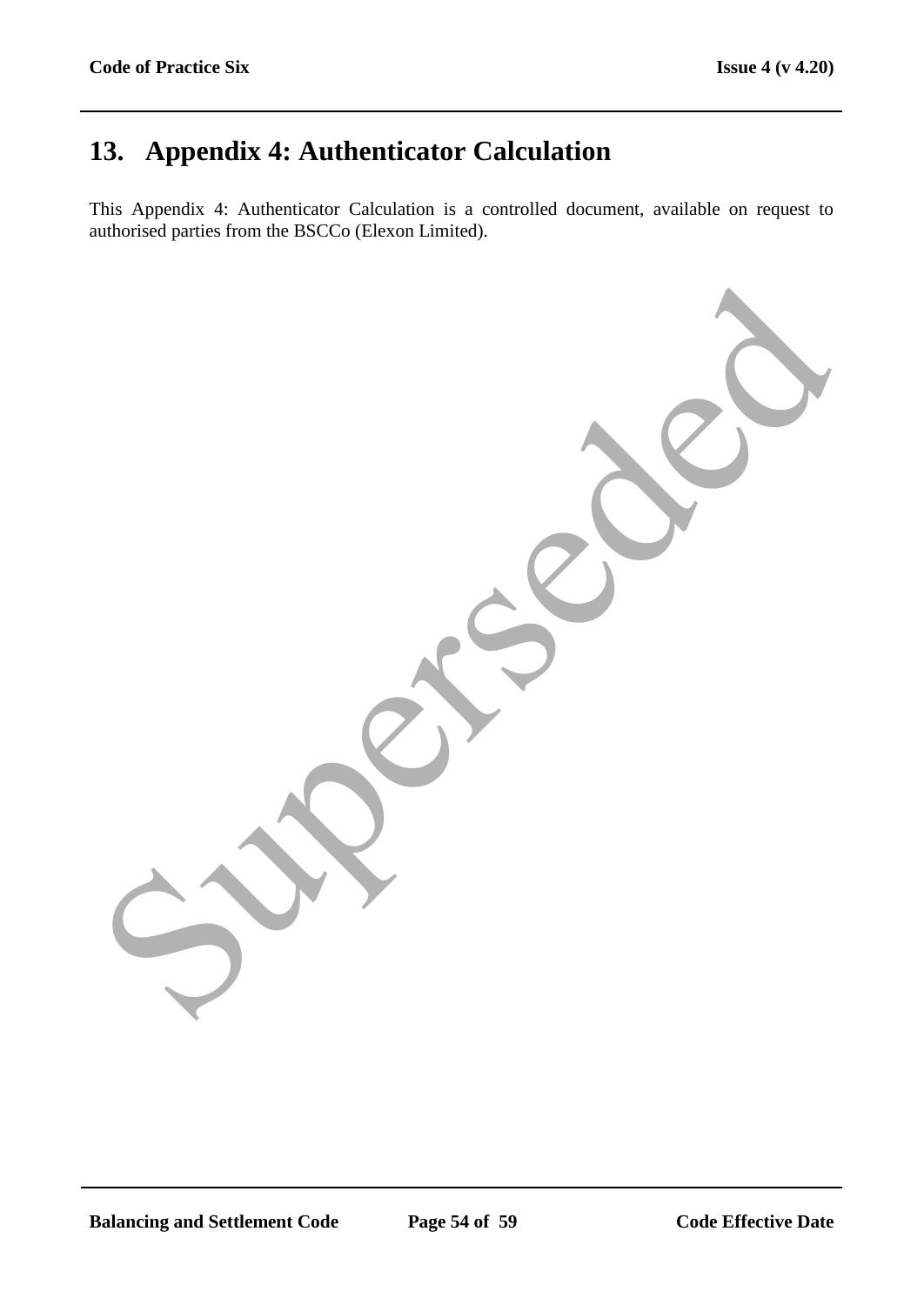# 13. Appendix 4: Authenticator Calculation

This Appendix 4: Authenticator Calculation is a controlled document, available on request to authorised parties from the BSCCo (Elexon Limited).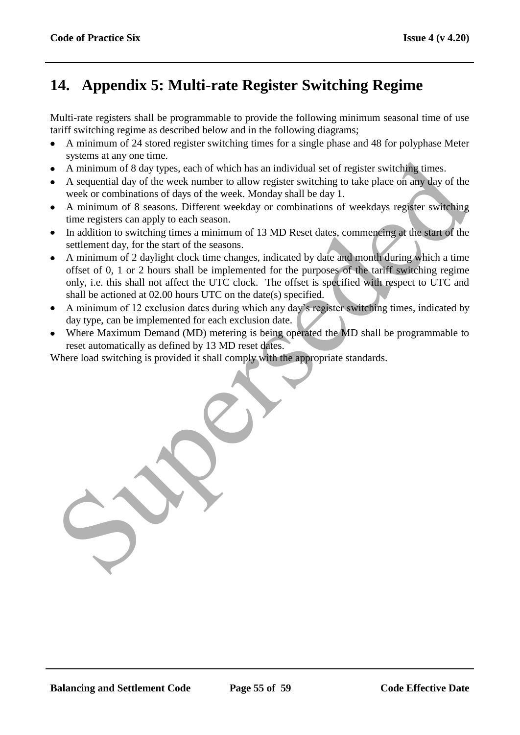# 14. Appendix 5: Multi-rate Register Switching Regime

Multi-rate registers shall be programmable to provide the following minimum seasonal time of use tariff switching regime as described below and in the following diagrams;

- A minimum of 24 stored register switching times for a single phase and 48 for polyphase Meter systems at any one time.
- A minimum of 8 day types, each of which has an individual set of register switching times.
- A sequential day of the week number to allow register switching to take place on any day of the week or combinations of days of the week. Monday shall be day 1.
- A minimum of 8 seasons. Different weekday or combinations of weekdays register switching time registers can apply to each season.
- In addition to switching times a minimum of 13 MD Reset dates, commencing at the start of the settlement day, for the start of the seasons.
- A minimum of 2 daylight clock time changes, indicated by date and month during which a time offset of 0, 1 or 2 hours shall be implemented for the purposes of the tariff switching regime only, i.e. this shall not affect the UTC clock. The offset is specified with respect to UTC and shall be actioned at 02.00 hours UTC on the date(s) specified.
- A minimum of 12 exclusion dates during which any day's register switching times, indicated by day type, can be implemented for each exclusion date.
- Where Maximum Demand (MD) metering is being operated the MD shall be programmable to reset automatically as defined by 13 MD reset dates.

Where load switching is provided it shall comply with the appropriate standards.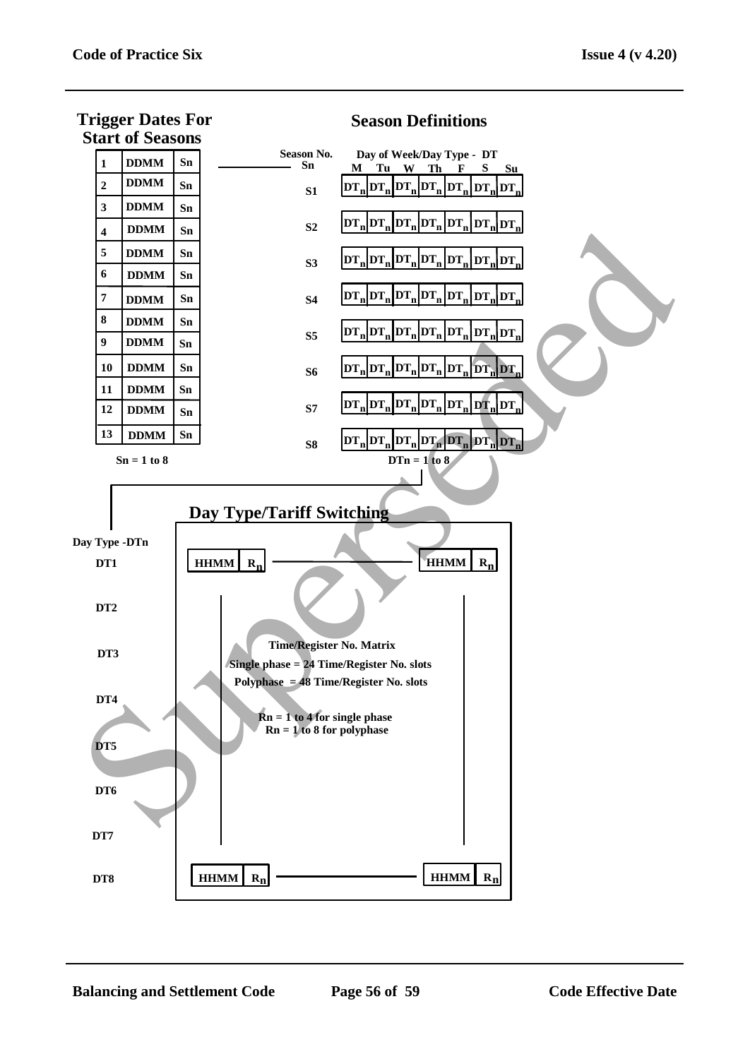## Trigger Dates For Start of Seasons

| | | |
|---|---|---|
| 1 | DDMM | Sn |
| 2 | DDMM | Sn |
| 3 | DDMM | Sn |
| 4 | DDMM | Sn |
| 5 | DDMM | Sn |
| 6 | DDMM | Sn |
| 7 | DDMM | Sn |
| 8 | DDMM | Sn |
| 9 | DDMM | Sn |
| 10 | DDMM | Sn |
| 11 | DDMM | Sn |
| 12 | DDMM | Sn |
| 13 | DDMM | Sn |

Sn = 1 to 8

## Season Definitions

| Season No. Sn | M | Tu | W | Th | F | S | Su |
|---|---|---|---|---|---|---|---|
| S1 | $DT_n$ | $DT_n$ | $DT_n$ | $DT_n$ | $DT_n$ | $DT_n$ | $DT_n$ |
| S2 | $DT_n$ | $DT_n$ | $DT_n$ | $DT_n$ | $DT_n$ | $DT_n$ | $DT_n$ |
| S3 | $DT_n$ | $DT_n$ | $DT_n$ | $DT_n$ | $DT_n$ | $DT_n$ | $DT_n$ |
| S4 | $DT_n$ | $DT_n$ | $DT_n$ | $DT_n$ | $DT_n$ | $DT_n$ | $DT_n$ |
| S5 | $DT_n$ | $DT_n$ | $DT_n$ | $DT_n$ | $DT_n$ | $DT_n$ | $DT_n$ |
| S6 | $DT_n$ | $DT_n$ | $DT_n$ | $DT_n$ | $DT_n$ | $DT_n$ | $DT_n$ |
| S7 | $DT_n$ | $DT_n$ | $DT_n$ | $DT_n$ | $DT_n$ | $DT_n$ | $DT_n$ |
| S8 | $DT_n$ | $DT_n$ | $DT_n$ | $DT_n$ | $DT_n$ | $DT_n$ | $DT_n$ |

Day of Week/Day Type - DT

DTn = 1 to 8

## Day Type/Tariff Switching

Day Type -DTn

- DT1: HHMM $R_n$ ———— HHMM $R_n$
- DT2
- DT3
- DT4
- DT5
- DT6
- DT7
- DT8: HHMM $R_n$ ———— HHMM $R_n$

Time/Register No. Matrix

Single phase = 24 Time/Register No. slots

Polyphase = 48 Time/Register No. slots

Rn = 1 to 4 for single phase

Rn = 1 to 8 for polyphase

Superseded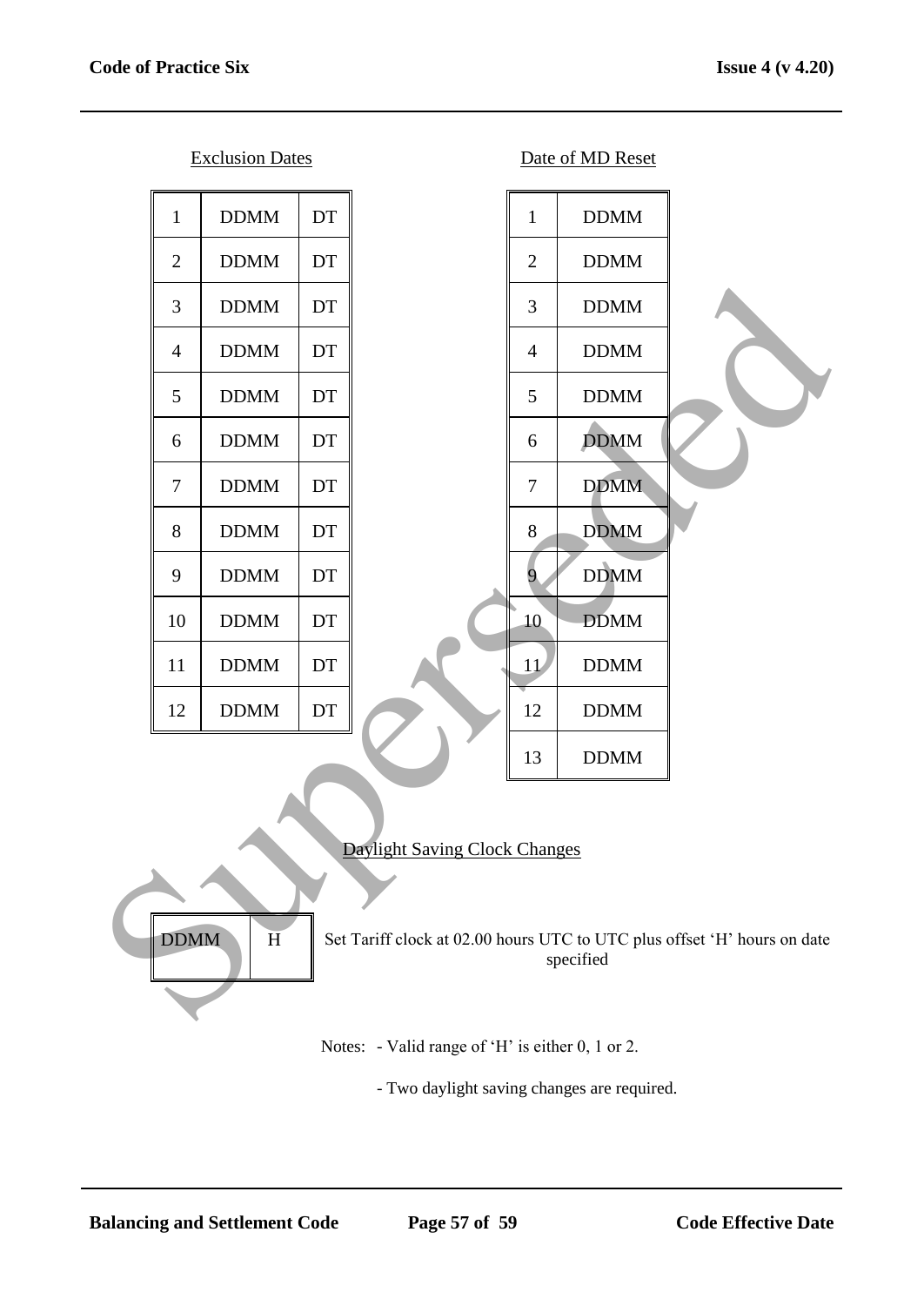Exclusion Dates

| | | |
|---|---|---|
| 1 | DDMM | DT |
| 2 | DDMM | DT |
| 3 | DDMM | DT |
| 4 | DDMM | DT |
| 5 | DDMM | DT |
| 6 | DDMM | DT |
| 7 | DDMM | DT |
| 8 | DDMM | DT |
| 9 | DDMM | DT |
| 10 | DDMM | DT |
| 11 | DDMM | DT |
| 12 | DDMM | DT |

Date of MD Reset

| | |
|---|---|
| 1 | DDMM |
| 2 | DDMM |
| 3 | DDMM |
| 4 | DDMM |
| 5 | DDMM |
| 6 | DDMM |
| 7 | DDMM |
| 8 | DDMM |
| 9 | DDMM |
| 10 | DDMM |
| 11 | DDMM |
| 12 | DDMM |
| 13 | DDMM |

Daylight Saving Clock Changes

| | |
|---|---|
| DDMM | H |

Set Tariff clock at 02.00 hours UTC to UTC plus offset 'H' hours on date specified

Notes: - Valid range of 'H' is either 0, 1 or 2.

- Two daylight saving changes are required.

Superseded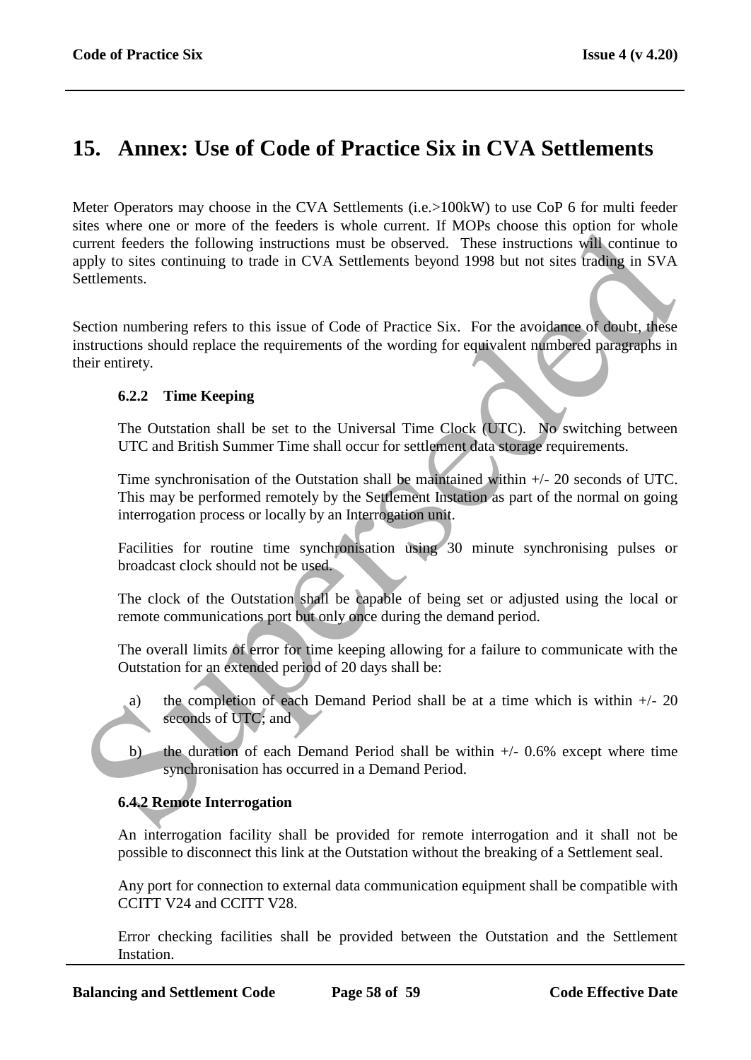# 15. Annex: Use of Code of Practice Six in CVA Settlements

Meter Operators may choose in the CVA Settlements (i.e.>100kW) to use CoP 6 for multi feeder sites where one or more of the feeders is whole current. If MOPs choose this option for whole current feeders the following instructions must be observed. These instructions will continue to apply to sites continuing to trade in CVA Settlements beyond 1998 but not sites trading in SVA Settlements.

Section numbering refers to this issue of Code of Practice Six. For the avoidance of doubt, these instructions should replace the requirements of the wording for equivalent numbered paragraphs in their entirety.

### 6.2.2 Time Keeping

The Outstation shall be set to the Universal Time Clock (UTC). No switching between UTC and British Summer Time shall occur for settlement data storage requirements.

Time synchronisation of the Outstation shall be maintained within +/- 20 seconds of UTC. This may be performed remotely by the Settlement Instation as part of the normal on going interrogation process or locally by an Interrogation unit.

Facilities for routine time synchronisation using 30 minute synchronising pulses or broadcast clock should not be used.

The clock of the Outstation shall be capable of being set or adjusted using the local or remote communications port but only once during the demand period.

The overall limits of error for time keeping allowing for a failure to communicate with the Outstation for an extended period of 20 days shall be:

a) the completion of each Demand Period shall be at a time which is within +/- 20 seconds of UTC; and

b) the duration of each Demand Period shall be within +/- 0.6% except where time synchronisation has occurred in a Demand Period.

### 6.4.2 Remote Interrogation

An interrogation facility shall be provided for remote interrogation and it shall not be possible to disconnect this link at the Outstation without the breaking of a Settlement seal.

Any port for connection to external data communication equipment shall be compatible with CCITT V24 and CCITT V28.

Error checking facilities shall be provided between the Outstation and the Settlement Instation.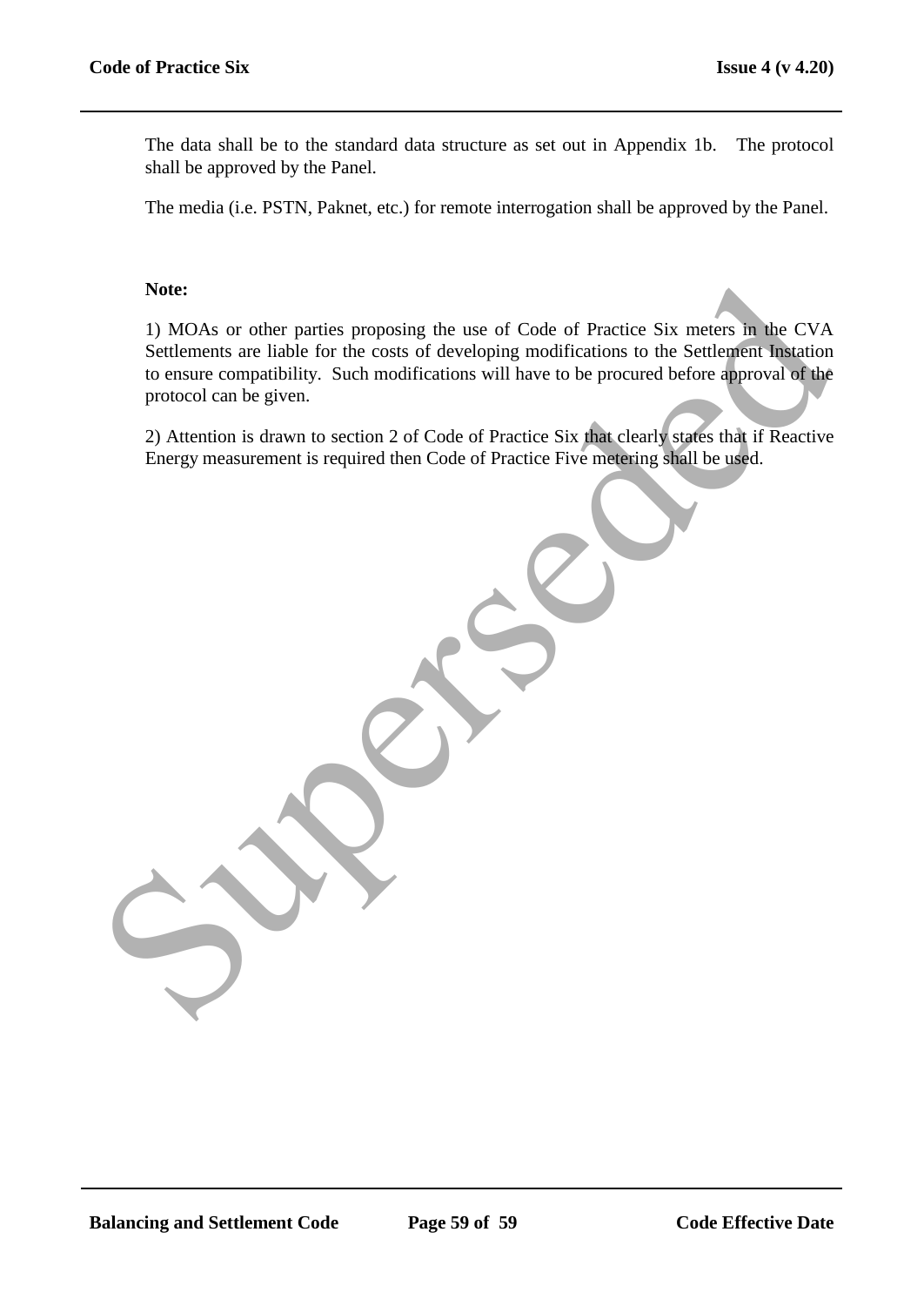The data shall be to the standard data structure as set out in Appendix 1b. The protocol shall be approved by the Panel.

The media (i.e. PSTN, Paknet, etc.) for remote interrogation shall be approved by the Panel.

**Note:**

1) MOAs or other parties proposing the use of Code of Practice Six meters in the CVA Settlements are liable for the costs of developing modifications to the Settlement Instation to ensure compatibility. Such modifications will have to be procured before approval of the protocol can be given.

2) Attention is drawn to section 2 of Code of Practice Six that clearly states that if Reactive Energy measurement is required then Code of Practice Five metering shall be used.